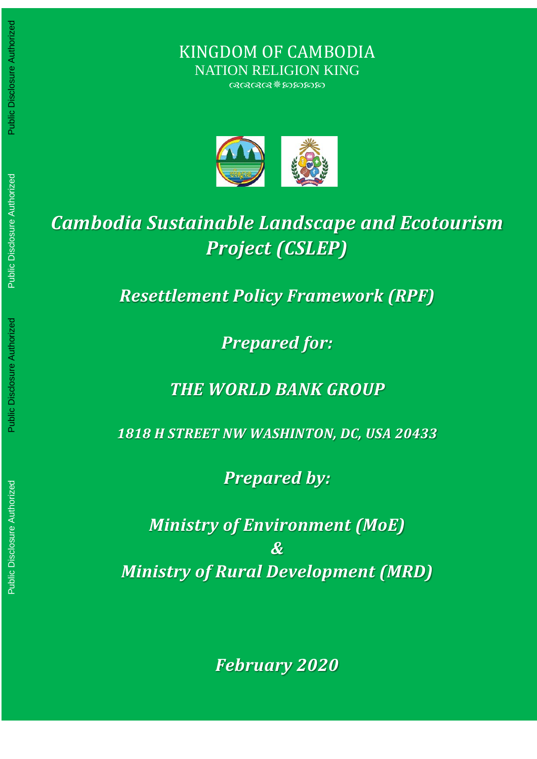KINGDOM OF CAMBODIA
NATION RELIGION KING

# *Cambodia Sustainable Landscape and Ecotourism Project (CSLEP)*

## *Resettlement Policy Framework (RPF)*

***Prepared for:***

***THE WORLD BANK GROUP***

***1818 H STREET NW WASHINTON, DC, USA 20433***

***Prepared by:***

***Ministry of Environment (MoE)***
***&***
***Ministry of Rural Development (MRD)***

***February 2020***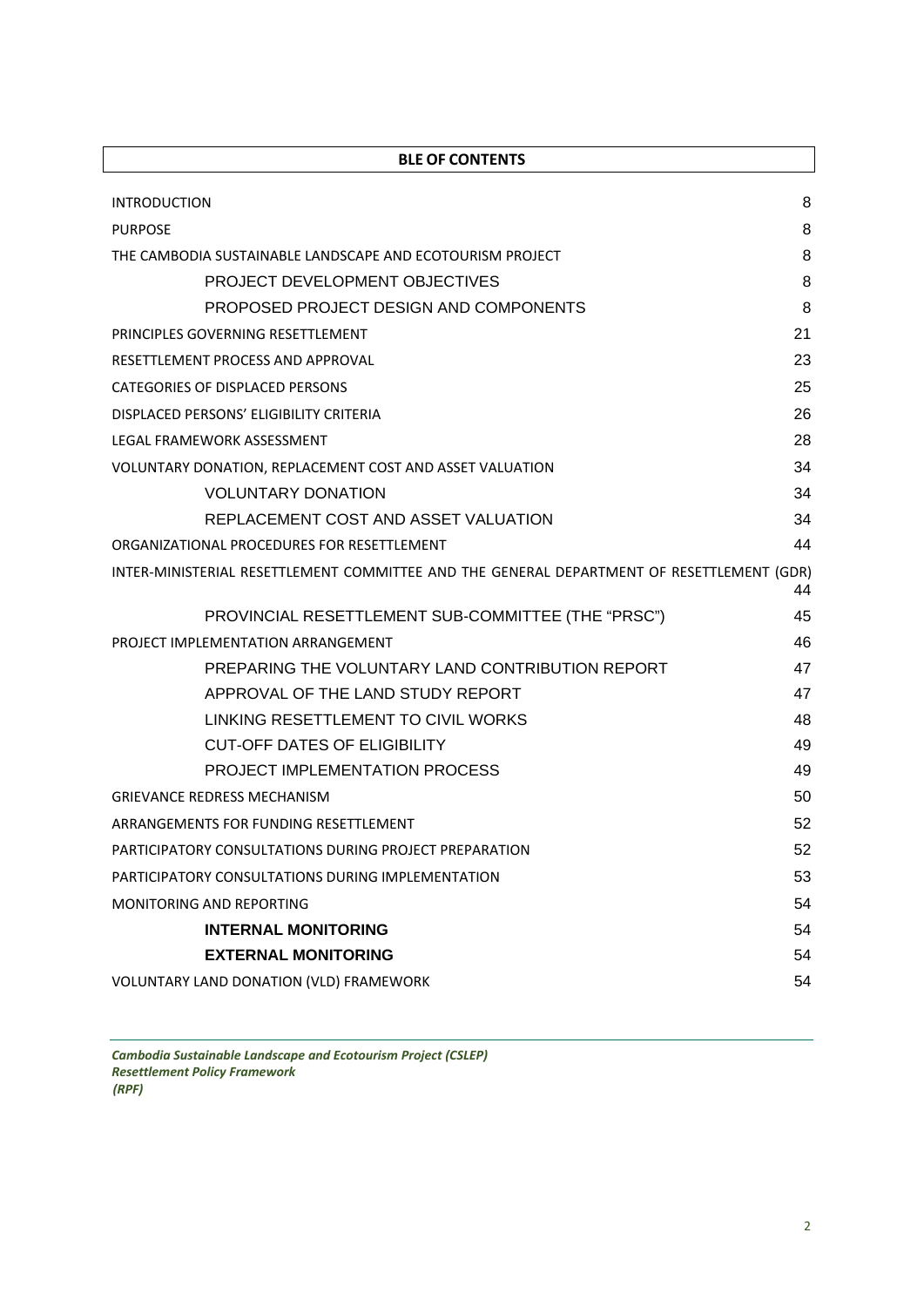**BLE OF CONTENTS**

| | |
|---|---|
| INTRODUCTION | 8 |
| PURPOSE | 8 |
| THE CAMBODIA SUSTAINABLE LANDSCAPE AND ECOTOURISM PROJECT | 8 |
| PROJECT DEVELOPMENT OBJECTIVES | 8 |
| PROPOSED PROJECT DESIGN AND COMPONENTS | 8 |
| PRINCIPLES GOVERNING RESETTLEMENT | 21 |
| RESETTLEMENT PROCESS AND APPROVAL | 23 |
| CATEGORIES OF DISPLACED PERSONS | 25 |
| DISPLACED PERSONS' ELIGIBILITY CRITERIA | 26 |
| LEGAL FRAMEWORK ASSESSMENT | 28 |
| VOLUNTARY DONATION, REPLACEMENT COST AND ASSET VALUATION | 34 |
| VOLUNTARY DONATION | 34 |
| REPLACEMENT COST AND ASSET VALUATION | 34 |
| ORGANIZATIONAL PROCEDURES FOR RESETTLEMENT | 44 |
| INTER-MINISTERIAL RESETTLEMENT COMMITTEE AND THE GENERAL DEPARTMENT OF RESETTLEMENT (GDR) | 44 |
| PROVINCIAL RESETTLEMENT SUB-COMMITTEE (THE "PRSC") | 45 |
| PROJECT IMPLEMENTATION ARRANGEMENT | 46 |
| PREPARING THE VOLUNTARY LAND CONTRIBUTION REPORT | 47 |
| APPROVAL OF THE LAND STUDY REPORT | 47 |
| LINKING RESETTLEMENT TO CIVIL WORKS | 48 |
| CUT-OFF DATES OF ELIGIBILITY | 49 |
| PROJECT IMPLEMENTATION PROCESS | 49 |
| GRIEVANCE REDRESS MECHANISM | 50 |
| ARRANGEMENTS FOR FUNDING RESETTLEMENT | 52 |
| PARTICIPATORY CONSULTATIONS DURING PROJECT PREPARATION | 52 |
| PARTICIPATORY CONSULTATIONS DURING IMPLEMENTATION | 53 |
| MONITORING AND REPORTING | 54 |
| **INTERNAL MONITORING** | 54 |
| **EXTERNAL MONITORING** | 54 |
| VOLUNTARY LAND DONATION (VLD) FRAMEWORK | 54 |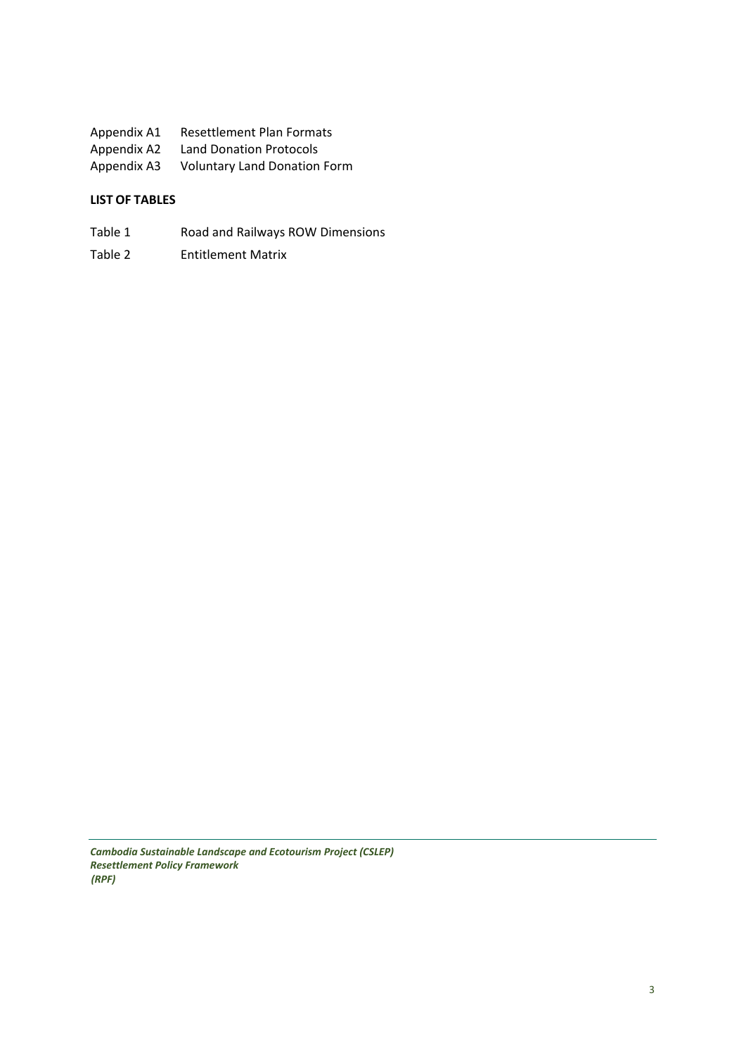Appendix A1 Resettlement Plan Formats
Appendix A2 Land Donation Protocols
Appendix A3 Voluntary Land Donation Form

**LIST OF TABLES**

Table 1 Road and Railways ROW Dimensions

Table 2 Entitlement Matrix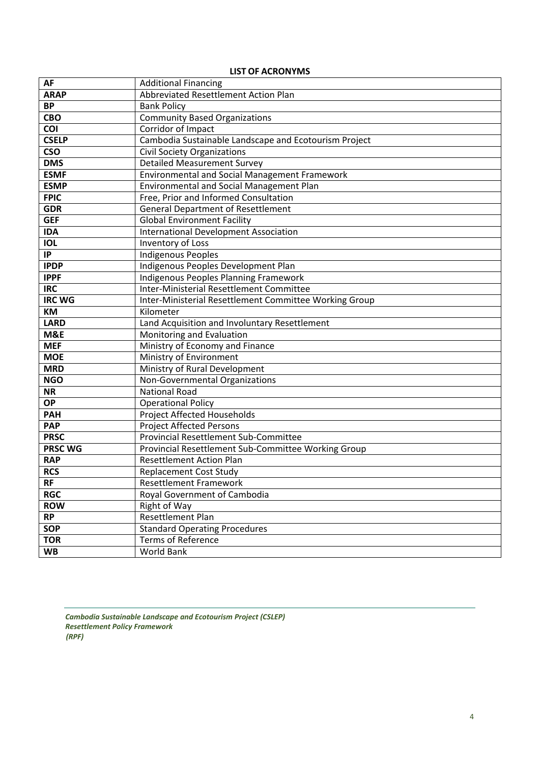## LIST OF ACRONYMS

| | |
|---|---|
| **AF** | Additional Financing |
| **ARAP** | Abbreviated Resettlement Action Plan |
| **BP** | Bank Policy |
| **CBO** | Community Based Organizations |
| **COI** | Corridor of Impact |
| **CSELP** | Cambodia Sustainable Landscape and Ecotourism Project |
| **CSO** | Civil Society Organizations |
| **DMS** | Detailed Measurement Survey |
| **ESMF** | Environmental and Social Management Framework |
| **ESMP** | Environmental and Social Management Plan |
| **FPIC** | Free, Prior and Informed Consultation |
| **GDR** | General Department of Resettlement |
| **GEF** | Global Environment Facility |
| **IDA** | International Development Association |
| **IOL** | Inventory of Loss |
| **IP** | Indigenous Peoples |
| **IPDP** | Indigenous Peoples Development Plan |
| **IPPF** | Indigenous Peoples Planning Framework |
| **IRC** | Inter-Ministerial Resettlement Committee |
| **IRC WG** | Inter-Ministerial Resettlement Committee Working Group |
| **KM** | Kilometer |
| **LARD** | Land Acquisition and Involuntary Resettlement |
| **M&E** | Monitoring and Evaluation |
| **MEF** | Ministry of Economy and Finance |
| **MOE** | Ministry of Environment |
| **MRD** | Ministry of Rural Development |
| **NGO** | Non-Governmental Organizations |
| **NR** | National Road |
| **OP** | Operational Policy |
| **PAH** | Project Affected Households |
| **PAP** | Project Affected Persons |
| **PRSC** | Provincial Resettlement Sub-Committee |
| **PRSC WG** | Provincial Resettlement Sub-Committee Working Group |
| **RAP** | Resettlement Action Plan |
| **RCS** | Replacement Cost Study |
| **RF** | Resettlement Framework |
| **RGC** | Royal Government of Cambodia |
| **ROW** | Right of Way |
| **RP** | Resettlement Plan |
| **SOP** | Standard Operating Procedures |
| **TOR** | Terms of Reference |
| **WB** | World Bank |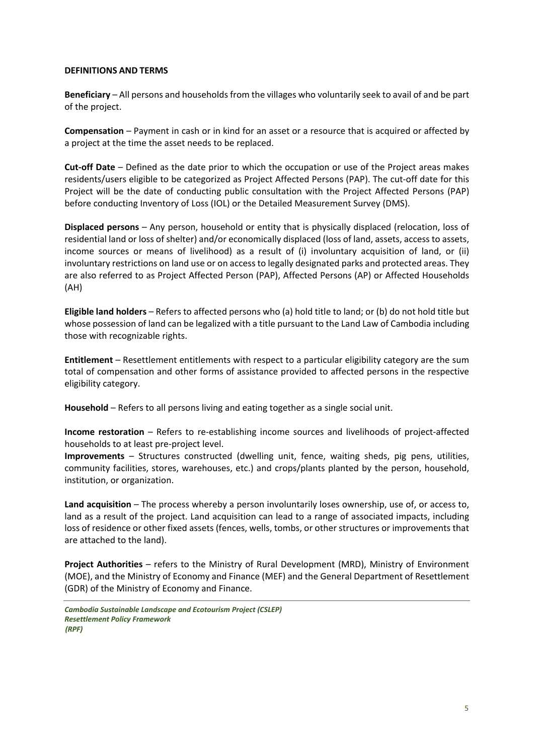**DEFINITIONS AND TERMS**

**Beneficiary** – All persons and households from the villages who voluntarily seek to avail of and be part of the project.

**Compensation** – Payment in cash or in kind for an asset or a resource that is acquired or affected by a project at the time the asset needs to be replaced.

**Cut-off Date** – Defined as the date prior to which the occupation or use of the Project areas makes residents/users eligible to be categorized as Project Affected Persons (PAP). The cut-off date for this Project will be the date of conducting public consultation with the Project Affected Persons (PAP) before conducting Inventory of Loss (IOL) or the Detailed Measurement Survey (DMS).

**Displaced persons** – Any person, household or entity that is physically displaced (relocation, loss of residential land or loss of shelter) and/or economically displaced (loss of land, assets, access to assets, income sources or means of livelihood) as a result of (i) involuntary acquisition of land, or (ii) involuntary restrictions on land use or on access to legally designated parks and protected areas. They are also referred to as Project Affected Person (PAP), Affected Persons (AP) or Affected Households (AH)

**Eligible land holders** – Refers to affected persons who (a) hold title to land; or (b) do not hold title but whose possession of land can be legalized with a title pursuant to the Land Law of Cambodia including those with recognizable rights.

**Entitlement** – Resettlement entitlements with respect to a particular eligibility category are the sum total of compensation and other forms of assistance provided to affected persons in the respective eligibility category.

**Household** – Refers to all persons living and eating together as a single social unit.

**Income restoration** – Refers to re-establishing income sources and livelihoods of project-affected households to at least pre-project level.

**Improvements** – Structures constructed (dwelling unit, fence, waiting sheds, pig pens, utilities, community facilities, stores, warehouses, etc.) and crops/plants planted by the person, household, institution, or organization.

**Land acquisition** – The process whereby a person involuntarily loses ownership, use of, or access to, land as a result of the project. Land acquisition can lead to a range of associated impacts, including loss of residence or other fixed assets (fences, wells, tombs, or other structures or improvements that are attached to the land).

**Project Authorities** – refers to the Ministry of Rural Development (MRD), Ministry of Environment (MOE), and the Ministry of Economy and Finance (MEF) and the General Department of Resettlement (GDR) of the Ministry of Economy and Finance.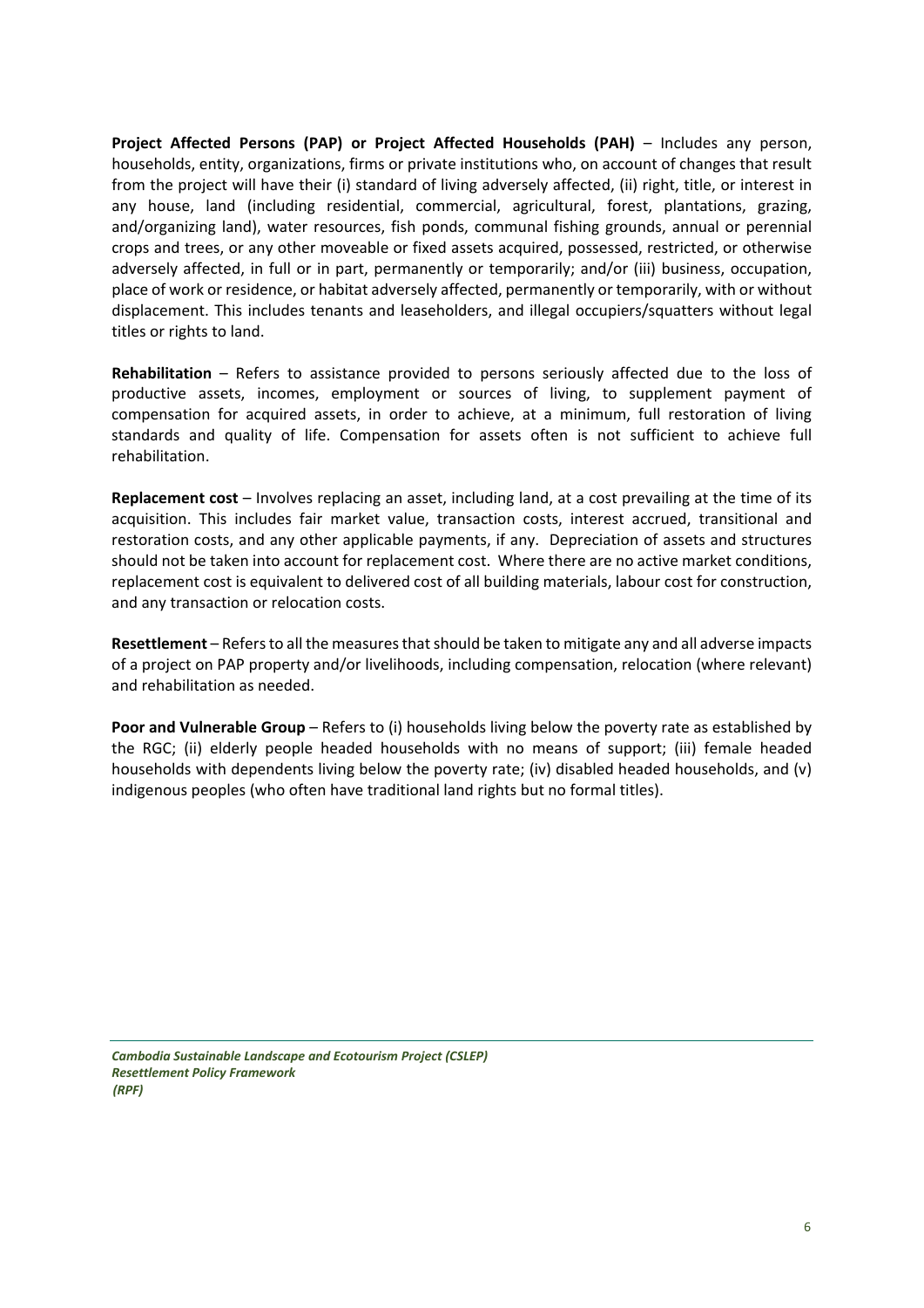**Project Affected Persons (PAP) or Project Affected Households (PAH)** – Includes any person, households, entity, organizations, firms or private institutions who, on account of changes that result from the project will have their (i) standard of living adversely affected, (ii) right, title, or interest in any house, land (including residential, commercial, agricultural, forest, plantations, grazing, and/organizing land), water resources, fish ponds, communal fishing grounds, annual or perennial crops and trees, or any other moveable or fixed assets acquired, possessed, restricted, or otherwise adversely affected, in full or in part, permanently or temporarily; and/or (iii) business, occupation, place of work or residence, or habitat adversely affected, permanently or temporarily, with or without displacement. This includes tenants and leaseholders, and illegal occupiers/squatters without legal titles or rights to land.

**Rehabilitation** – Refers to assistance provided to persons seriously affected due to the loss of productive assets, incomes, employment or sources of living, to supplement payment of compensation for acquired assets, in order to achieve, at a minimum, full restoration of living standards and quality of life. Compensation for assets often is not sufficient to achieve full rehabilitation.

**Replacement cost** – Involves replacing an asset, including land, at a cost prevailing at the time of its acquisition. This includes fair market value, transaction costs, interest accrued, transitional and restoration costs, and any other applicable payments, if any. Depreciation of assets and structures should not be taken into account for replacement cost. Where there are no active market conditions, replacement cost is equivalent to delivered cost of all building materials, labour cost for construction, and any transaction or relocation costs.

**Resettlement** – Refers to all the measures that should be taken to mitigate any and all adverse impacts of a project on PAP property and/or livelihoods, including compensation, relocation (where relevant) and rehabilitation as needed.

**Poor and Vulnerable Group** – Refers to (i) households living below the poverty rate as established by the RGC; (ii) elderly people headed households with no means of support; (iii) female headed households with dependents living below the poverty rate; (iv) disabled headed households, and (v) indigenous peoples (who often have traditional land rights but no formal titles).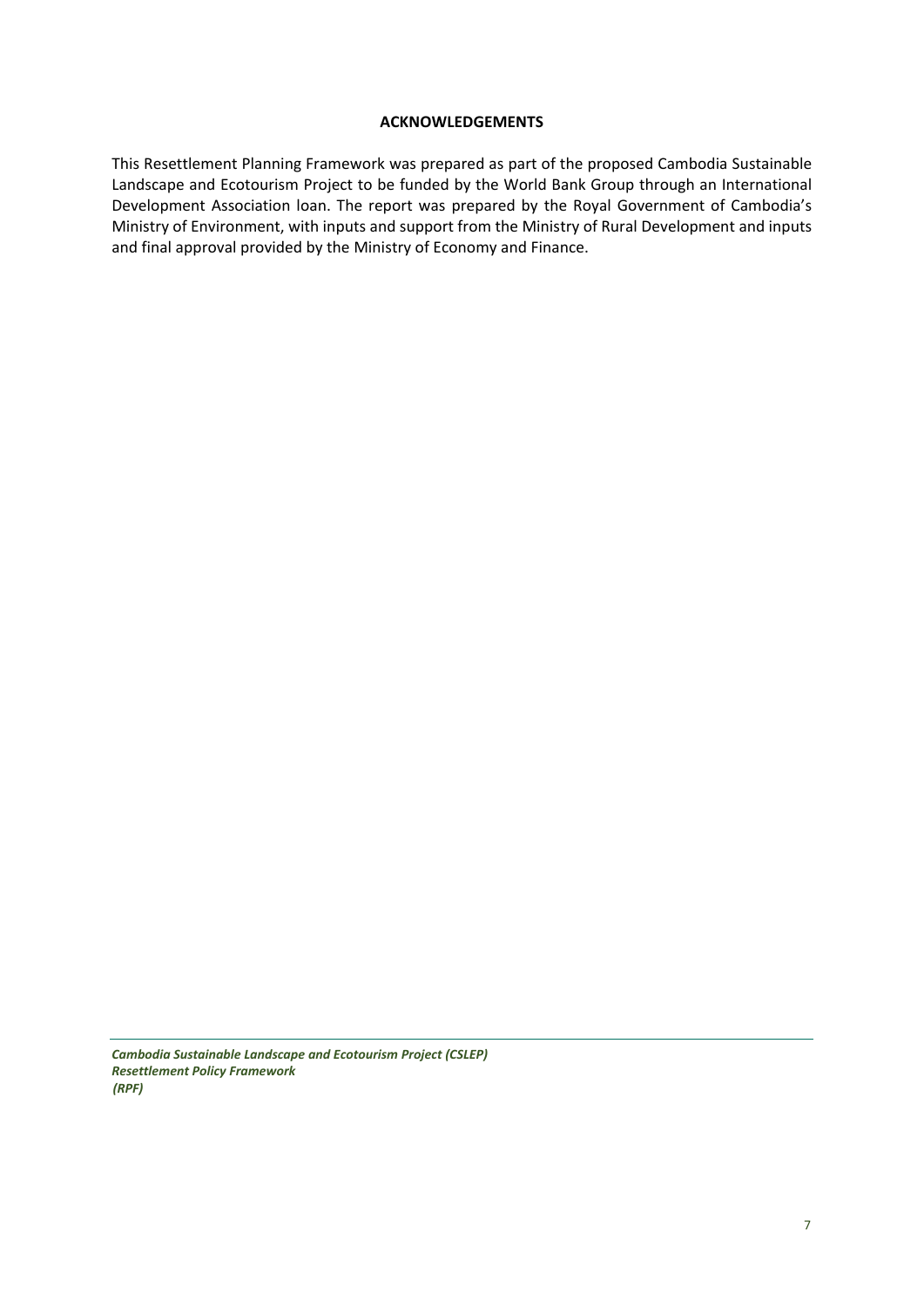# ACKNOWLEDGEMENTS

This Resettlement Planning Framework was prepared as part of the proposed Cambodia Sustainable Landscape and Ecotourism Project to be funded by the World Bank Group through an International Development Association loan. The report was prepared by the Royal Government of Cambodia's Ministry of Environment, with inputs and support from the Ministry of Rural Development and inputs and final approval provided by the Ministry of Economy and Finance.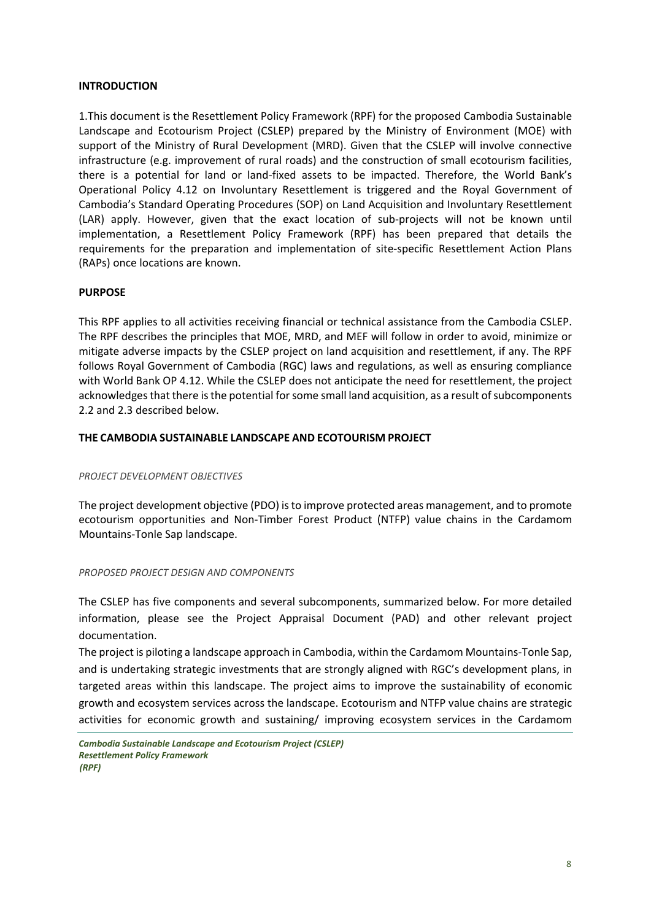## INTRODUCTION

1.This document is the Resettlement Policy Framework (RPF) for the proposed Cambodia Sustainable Landscape and Ecotourism Project (CSLEP) prepared by the Ministry of Environment (MOE) with support of the Ministry of Rural Development (MRD). Given that the CSLEP will involve connective infrastructure (e.g. improvement of rural roads) and the construction of small ecotourism facilities, there is a potential for land or land-fixed assets to be impacted. Therefore, the World Bank's Operational Policy 4.12 on Involuntary Resettlement is triggered and the Royal Government of Cambodia's Standard Operating Procedures (SOP) on Land Acquisition and Involuntary Resettlement (LAR) apply. However, given that the exact location of sub-projects will not be known until implementation, a Resettlement Policy Framework (RPF) has been prepared that details the requirements for the preparation and implementation of site-specific Resettlement Action Plans (RAPs) once locations are known.

## PURPOSE

This RPF applies to all activities receiving financial or technical assistance from the Cambodia CSLEP. The RPF describes the principles that MOE, MRD, and MEF will follow in order to avoid, minimize or mitigate adverse impacts by the CSLEP project on land acquisition and resettlement, if any. The RPF follows Royal Government of Cambodia (RGC) laws and regulations, as well as ensuring compliance with World Bank OP 4.12. While the CSLEP does not anticipate the need for resettlement, the project acknowledges that there is the potential for some small land acquisition, as a result of subcomponents 2.2 and 2.3 described below.

## THE CAMBODIA SUSTAINABLE LANDSCAPE AND ECOTOURISM PROJECT

### *PROJECT DEVELOPMENT OBJECTIVES*

The project development objective (PDO) is to improve protected areas management, and to promote ecotourism opportunities and Non-Timber Forest Product (NTFP) value chains in the Cardamom Mountains-Tonle Sap landscape.

### *PROPOSED PROJECT DESIGN AND COMPONENTS*

The CSLEP has five components and several subcomponents, summarized below. For more detailed information, please see the Project Appraisal Document (PAD) and other relevant project documentation.

The project is piloting a landscape approach in Cambodia, within the Cardamom Mountains-Tonle Sap, and is undertaking strategic investments that are strongly aligned with RGC's development plans, in targeted areas within this landscape. The project aims to improve the sustainability of economic growth and ecosystem services across the landscape. Ecotourism and NTFP value chains are strategic activities for economic growth and sustaining/ improving ecosystem services in the Cardamom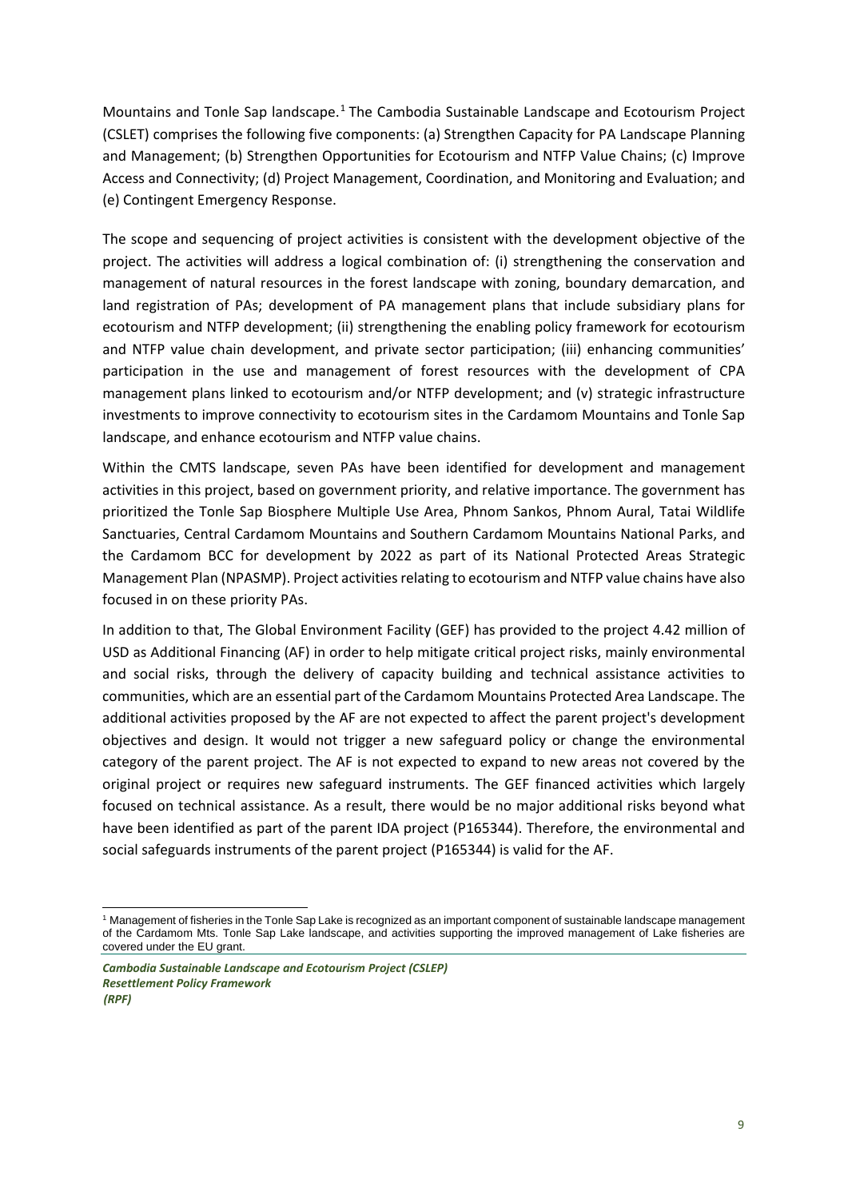Mountains and Tonle Sap landscape.[1] The Cambodia Sustainable Landscape and Ecotourism Project (CSLET) comprises the following five components: (a) Strengthen Capacity for PA Landscape Planning and Management; (b) Strengthen Opportunities for Ecotourism and NTFP Value Chains; (c) Improve Access and Connectivity; (d) Project Management, Coordination, and Monitoring and Evaluation; and (e) Contingent Emergency Response.

The scope and sequencing of project activities is consistent with the development objective of the project. The activities will address a logical combination of: (i) strengthening the conservation and management of natural resources in the forest landscape with zoning, boundary demarcation, and land registration of PAs; development of PA management plans that include subsidiary plans for ecotourism and NTFP development; (ii) strengthening the enabling policy framework for ecotourism and NTFP value chain development, and private sector participation; (iii) enhancing communities' participation in the use and management of forest resources with the development of CPA management plans linked to ecotourism and/or NTFP development; and (v) strategic infrastructure investments to improve connectivity to ecotourism sites in the Cardamom Mountains and Tonle Sap landscape, and enhance ecotourism and NTFP value chains.

Within the CMTS landscape, seven PAs have been identified for development and management activities in this project, based on government priority, and relative importance. The government has prioritized the Tonle Sap Biosphere Multiple Use Area, Phnom Sankos, Phnom Aural, Tatai Wildlife Sanctuaries, Central Cardamom Mountains and Southern Cardamom Mountains National Parks, and the Cardamom BCC for development by 2022 as part of its National Protected Areas Strategic Management Plan (NPASMP). Project activities relating to ecotourism and NTFP value chains have also focused in on these priority PAs.

In addition to that, The Global Environment Facility (GEF) has provided to the project 4.42 million of USD as Additional Financing (AF) in order to help mitigate critical project risks, mainly environmental and social risks, through the delivery of capacity building and technical assistance activities to communities, which are an essential part of the Cardamom Mountains Protected Area Landscape. The additional activities proposed by the AF are not expected to affect the parent project's development objectives and design. It would not trigger a new safeguard policy or change the environmental category of the parent project. The AF is not expected to expand to new areas not covered by the original project or requires new safeguard instruments. The GEF financed activities which largely focused on technical assistance. As a result, there would be no major additional risks beyond what have been identified as part of the parent IDA project (P165344). Therefore, the environmental and social safeguards instruments of the parent project (P165344) is valid for the AF.

---

[1] Management of fisheries in the Tonle Sap Lake is recognized as an important component of sustainable landscape management of the Cardamom Mts. Tonle Sap Lake landscape, and activities supporting the improved management of Lake fisheries are covered under the EU grant.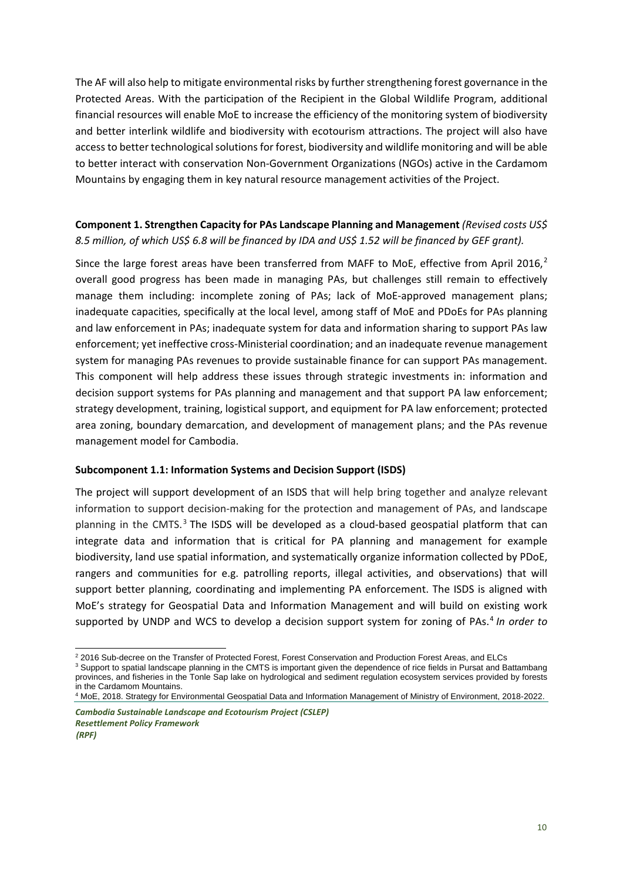The AF will also help to mitigate environmental risks by further strengthening forest governance in the Protected Areas. With the participation of the Recipient in the Global Wildlife Program, additional financial resources will enable MoE to increase the efficiency of the monitoring system of biodiversity and better interlink wildlife and biodiversity with ecotourism attractions. The project will also have access to better technological solutions for forest, biodiversity and wildlife monitoring and will be able to better interact with conservation Non-Government Organizations (NGOs) active in the Cardamom Mountains by engaging them in key natural resource management activities of the Project.

**Component 1. Strengthen Capacity for PAs Landscape Planning and Management** *(Revised costs US$ 8.5 million, of which US$ 6.8 will be financed by IDA and US$ 1.52 will be financed by GEF grant).*

Since the large forest areas have been transferred from MAFF to MoE, effective from April 2016,[2] overall good progress has been made in managing PAs, but challenges still remain to effectively manage them including: incomplete zoning of PAs; lack of MoE-approved management plans; inadequate capacities, specifically at the local level, among staff of MoE and PDoEs for PAs planning and law enforcement in PAs; inadequate system for data and information sharing to support PAs law enforcement; yet ineffective cross-Ministerial coordination; and an inadequate revenue management system for managing PAs revenues to provide sustainable finance for can support PAs management. This component will help address these issues through strategic investments in: information and decision support systems for PAs planning and management and that support PA law enforcement; strategy development, training, logistical support, and equipment for PA law enforcement; protected area zoning, boundary demarcation, and development of management plans; and the PAs revenue management model for Cambodia.

**Subcomponent 1.1: Information Systems and Decision Support (ISDS)**

The project will support development of an ISDS that will help bring together and analyze relevant information to support decision-making for the protection and management of PAs, and landscape planning in the CMTS.[3] The ISDS will be developed as a cloud-based geospatial platform that can integrate data and information that is critical for PA planning and management for example biodiversity, land use spatial information, and systematically organize information collected by PDoE, rangers and communities for e.g. patrolling reports, illegal activities, and observations) that will support better planning, coordinating and implementing PA enforcement. The ISDS is aligned with MoE's strategy for Geospatial Data and Information Management and will build on existing work supported by UNDP and WCS to develop a decision support system for zoning of PAs.[4] *In order to*

[2] 2016 Sub-decree on the Transfer of Protected Forest, Forest Conservation and Production Forest Areas, and ELCs

[3] Support to spatial landscape planning in the CMTS is important given the dependence of rice fields in Pursat and Battambang provinces, and fisheries in the Tonle Sap lake on hydrological and sediment regulation ecosystem services provided by forests in the Cardamom Mountains.

[4] MoE, 2018. Strategy for Environmental Geospatial Data and Information Management of Ministry of Environment, 2018-2022.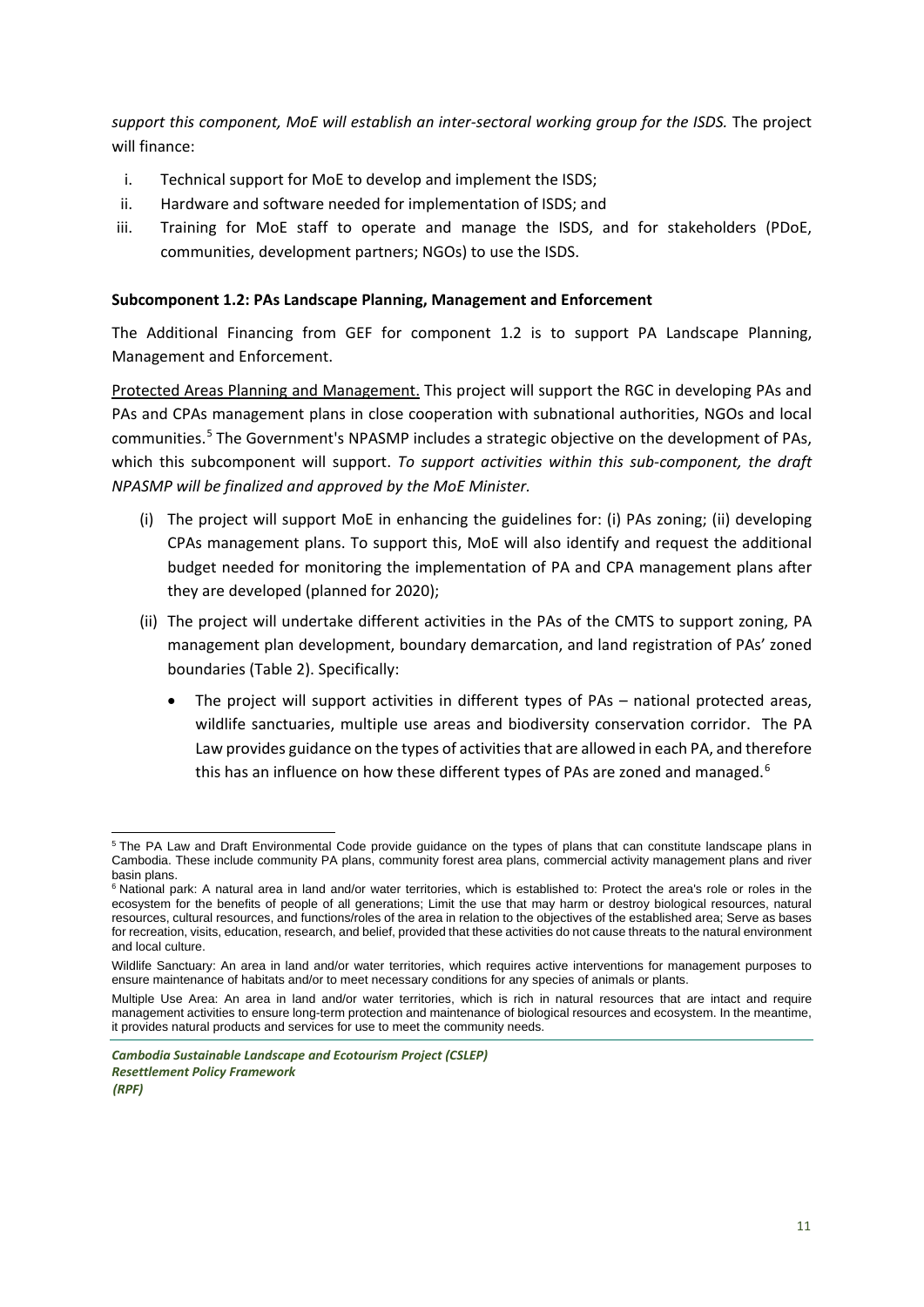*support this component, MoE will establish an inter-sectoral working group for the ISDS.* The project will finance:

- i. Technical support for MoE to develop and implement the ISDS;
- ii. Hardware and software needed for implementation of ISDS; and
- iii. Training for MoE staff to operate and manage the ISDS, and for stakeholders (PDoE, communities, development partners; NGOs) to use the ISDS.

**Subcomponent 1.2: PAs Landscape Planning, Management and Enforcement**

The Additional Financing from GEF for component 1.2 is to support PA Landscape Planning, Management and Enforcement.

Protected Areas Planning and Management. This project will support the RGC in developing PAs and PAs and CPAs management plans in close cooperation with subnational authorities, NGOs and local communities.[5] The Government's NPASMP includes a strategic objective on the development of PAs, which this subcomponent will support. *To support activities within this sub-component, the draft NPASMP will be finalized and approved by the MoE Minister.*

(i) The project will support MoE in enhancing the guidelines for: (i) PAs zoning; (ii) developing CPAs management plans. To support this, MoE will also identify and request the additional budget needed for monitoring the implementation of PA and CPA management plans after they are developed (planned for 2020);

(ii) The project will undertake different activities in the PAs of the CMTS to support zoning, PA management plan development, boundary demarcation, and land registration of PAs' zoned boundaries (Table 2). Specifically:

- The project will support activities in different types of PAs – national protected areas, wildlife sanctuaries, multiple use areas and biodiversity conservation corridor. The PA Law provides guidance on the types of activities that are allowed in each PA, and therefore this has an influence on how these different types of PAs are zoned and managed.[6]

---

[5] The PA Law and Draft Environmental Code provide guidance on the types of plans that can constitute landscape plans in Cambodia. These include community PA plans, community forest area plans, commercial activity management plans and river basin plans.

[6] National park: A natural area in land and/or water territories, which is established to: Protect the area's role or roles in the ecosystem for the benefits of people of all generations; Limit the use that may harm or destroy biological resources, natural resources, cultural resources, and functions/roles of the area in relation to the objectives of the established area; Serve as bases for recreation, visits, education, research, and belief, provided that these activities do not cause threats to the natural environment and local culture.

Wildlife Sanctuary: An area in land and/or water territories, which requires active interventions for management purposes to ensure maintenance of habitats and/or to meet necessary conditions for any species of animals or plants.

Multiple Use Area: An area in land and/or water territories, which is rich in natural resources that are intact and require management activities to ensure long-term protection and maintenance of biological resources and ecosystem. In the meantime, it provides natural products and services for use to meet the community needs.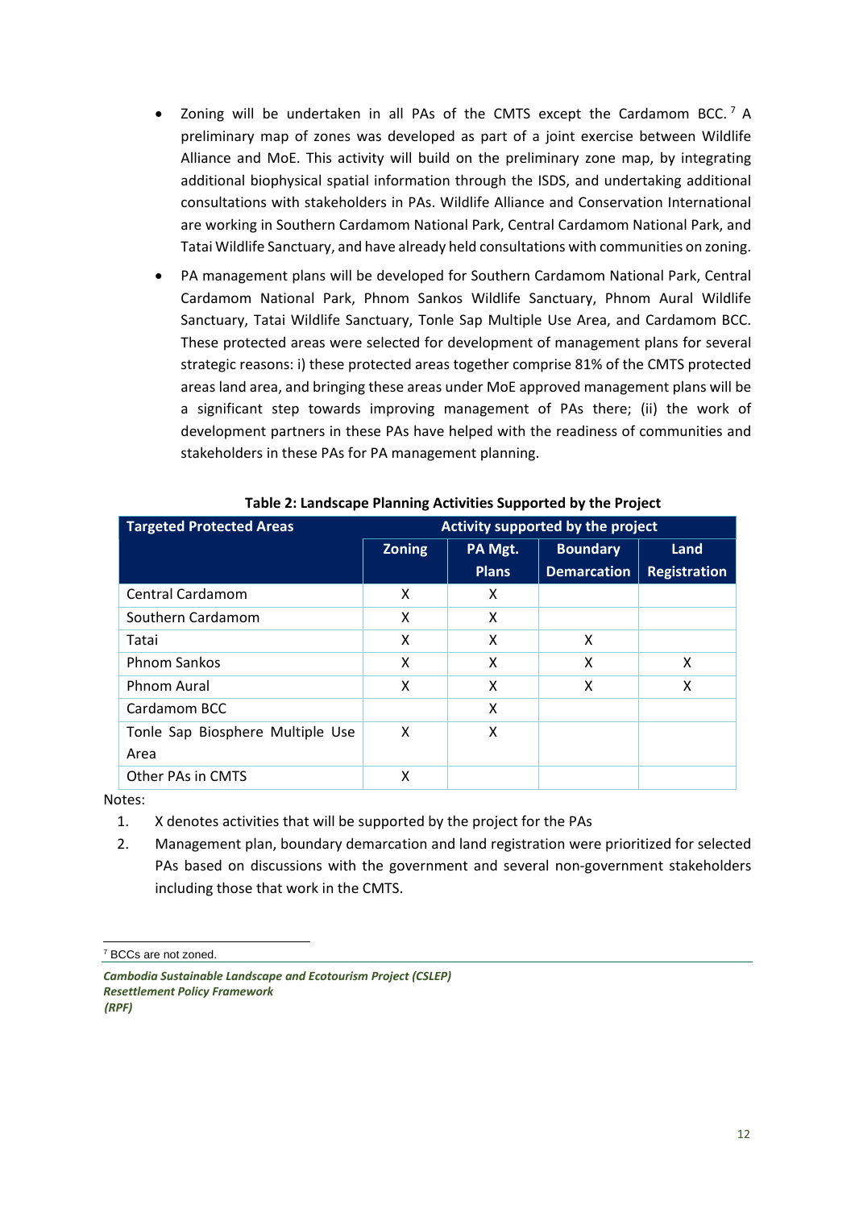- Zoning will be undertaken in all PAs of the CMTS except the Cardamom BCC.[7] A preliminary map of zones was developed as part of a joint exercise between Wildlife Alliance and MoE. This activity will build on the preliminary zone map, by integrating additional biophysical spatial information through the ISDS, and undertaking additional consultations with stakeholders in PAs. Wildlife Alliance and Conservation International are working in Southern Cardamom National Park, Central Cardamom National Park, and Tatai Wildlife Sanctuary, and have already held consultations with communities on zoning.
- PA management plans will be developed for Southern Cardamom National Park, Central Cardamom National Park, Phnom Sankos Wildlife Sanctuary, Phnom Aural Wildlife Sanctuary, Tatai Wildlife Sanctuary, Tonle Sap Multiple Use Area, and Cardamom BCC. These protected areas were selected for development of management plans for several strategic reasons: i) these protected areas together comprise 81% of the CMTS protected areas land area, and bringing these areas under MoE approved management plans will be a significant step towards improving management of PAs there; (ii) the work of development partners in these PAs have helped with the readiness of communities and stakeholders in these PAs for PA management planning.

**Table 2: Landscape Planning Activities Supported by the Project**

| Targeted Protected Areas | Activity supported by the project | | | |
|---|---|---|---|---|
| | Zoning | PA Mgt. Plans | Boundary Demarcation | Land Registration |
| Central Cardamom | X | X | | |
| Southern Cardamom | X | X | | |
| Tatai | X | X | X | |
| Phnom Sankos | X | X | X | X |
| Phnom Aural | X | X | X | X |
| Cardamom BCC | | X | | |
| Tonle Sap Biosphere Multiple Use Area | X | X | | |
| Other PAs in CMTS | X | | | |

Notes:

1. X denotes activities that will be supported by the project for the PAs
2. Management plan, boundary demarcation and land registration were prioritized for selected PAs based on discussions with the government and several non-government stakeholders including those that work in the CMTS.

[7] BCCs are not zoned.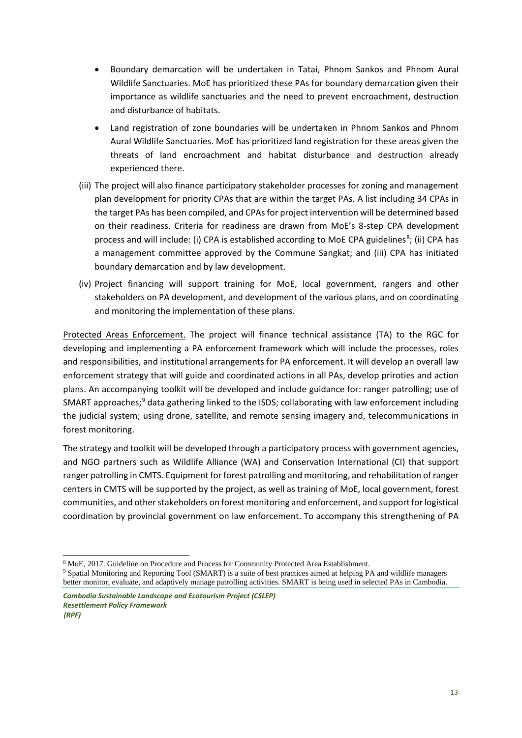- Boundary demarcation will be undertaken in Tatai, Phnom Sankos and Phnom Aural Wildlife Sanctuaries. MoE has prioritized these PAs for boundary demarcation given their importance as wildlife sanctuaries and the need to prevent encroachment, destruction and disturbance of habitats.
- Land registration of zone boundaries will be undertaken in Phnom Sankos and Phnom Aural Wildlife Sanctuaries. MoE has prioritized land registration for these areas given the threats of land encroachment and habitat disturbance and destruction already experienced there.

(iii) The project will also finance participatory stakeholder processes for zoning and management plan development for priority CPAs that are within the target PAs. A list including 34 CPAs in the target PAs has been compiled, and CPAs for project intervention will be determined based on their readiness. Criteria for readiness are drawn from MoE's 8-step CPA development process and will include: (i) CPA is established according to MoE CPA guidelines[8]; (ii) CPA has a management committee approved by the Commune Sangkat; and (iii) CPA has initiated boundary demarcation and by law development.

(iv) Project financing will support training for MoE, local government, rangers and other stakeholders on PA development, and development of the various plans, and on coordinating and monitoring the implementation of these plans.

Protected Areas Enforcement. The project will finance technical assistance (TA) to the RGC for developing and implementing a PA enforcement framework which will include the processes, roles and responsibilities, and institutional arrangements for PA enforcement. It will develop an overall law enforcement strategy that will guide and coordinated actions in all PAs, develop priroties and action plans. An accompanying toolkit will be developed and include guidance for: ranger patrolling; use of SMART approaches;[9] data gathering linked to the ISDS; collaborating with law enforcement including the judicial system; using drone, satellite, and remote sensing imagery and, telecommunications in forest monitoring.

The strategy and toolkit will be developed through a participatory process with government agencies, and NGO partners such as Wildlife Alliance (WA) and Conservation International (CI) that support ranger patrolling in CMTS. Equipment for forest patrolling and monitoring, and rehabilitation of ranger centers in CMTS will be supported by the project, as well as training of MoE, local government, forest communities, and other stakeholders on forest monitoring and enforcement, and support for logistical coordination by provincial government on law enforcement. To accompany this strengthening of PA

[8] MoE, 2017. Guideline on Procedure and Process for Community Protected Area Establishment.

[9] Spatial Monitoring and Reporting Tool (SMART) is a suite of best practices aimed at helping PA and wildlife managers better monitor, evaluate, and adaptively manage patrolling activities. SMART is being used in selected PAs in Cambodia.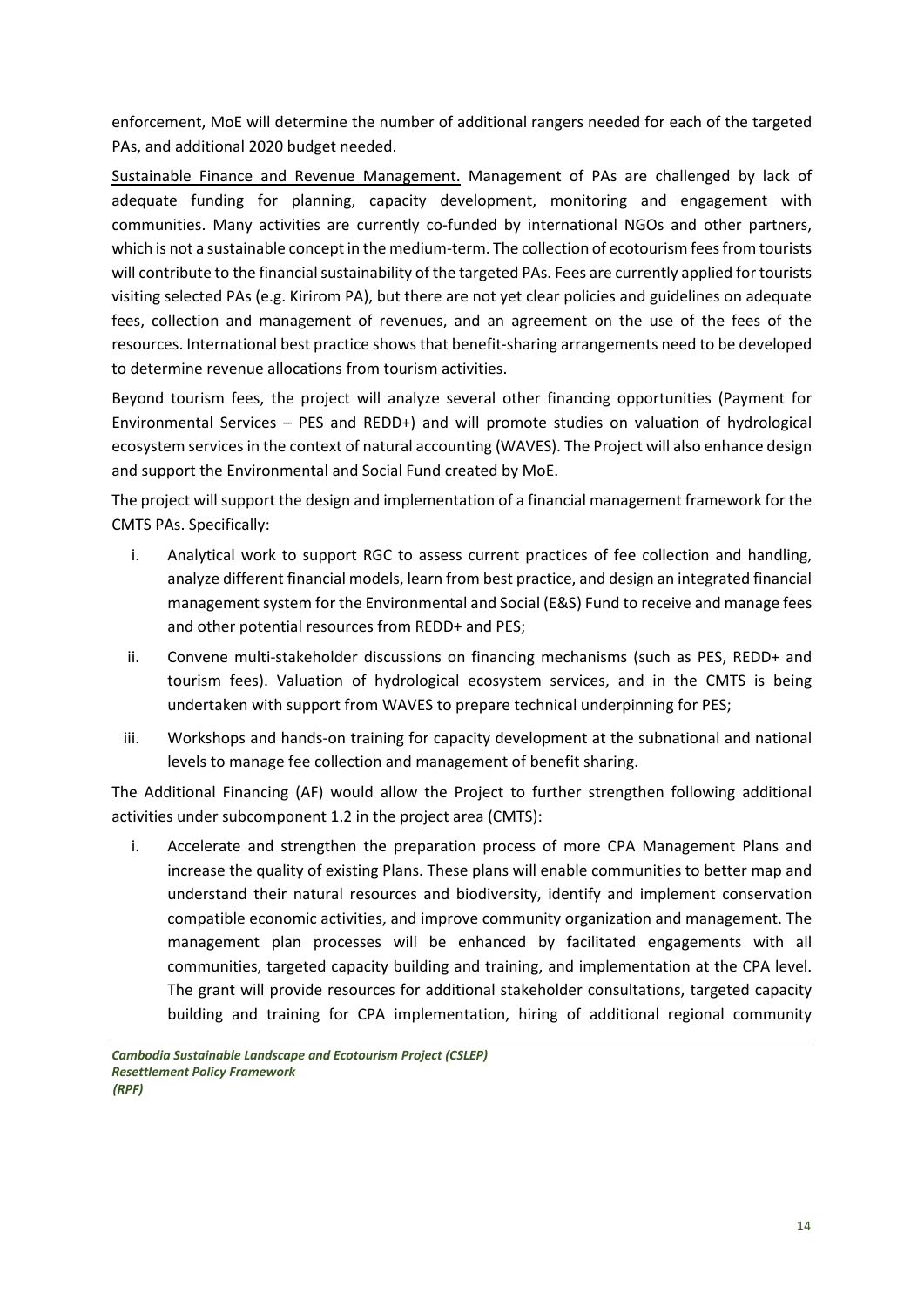enforcement, MoE will determine the number of additional rangers needed for each of the targeted PAs, and additional 2020 budget needed.

Sustainable Finance and Revenue Management. Management of PAs are challenged by lack of adequate funding for planning, capacity development, monitoring and engagement with communities. Many activities are currently co-funded by international NGOs and other partners, which is not a sustainable concept in the medium-term. The collection of ecotourism fees from tourists will contribute to the financial sustainability of the targeted PAs. Fees are currently applied for tourists visiting selected PAs (e.g. Kirirom PA), but there are not yet clear policies and guidelines on adequate fees, collection and management of revenues, and an agreement on the use of the fees of the resources. International best practice shows that benefit-sharing arrangements need to be developed to determine revenue allocations from tourism activities.

Beyond tourism fees, the project will analyze several other financing opportunities (Payment for Environmental Services – PES and REDD+) and will promote studies on valuation of hydrological ecosystem services in the context of natural accounting (WAVES). The Project will also enhance design and support the Environmental and Social Fund created by MoE.

The project will support the design and implementation of a financial management framework for the CMTS PAs. Specifically:

i. Analytical work to support RGC to assess current practices of fee collection and handling, analyze different financial models, learn from best practice, and design an integrated financial management system for the Environmental and Social (E&S) Fund to receive and manage fees and other potential resources from REDD+ and PES;
ii. Convene multi-stakeholder discussions on financing mechanisms (such as PES, REDD+ and tourism fees). Valuation of hydrological ecosystem services, and in the CMTS is being undertaken with support from WAVES to prepare technical underpinning for PES;
iii. Workshops and hands-on training for capacity development at the subnational and national levels to manage fee collection and management of benefit sharing.

The Additional Financing (AF) would allow the Project to further strengthen following additional activities under subcomponent 1.2 in the project area (CMTS):

i. Accelerate and strengthen the preparation process of more CPA Management Plans and increase the quality of existing Plans. These plans will enable communities to better map and understand their natural resources and biodiversity, identify and implement conservation compatible economic activities, and improve community organization and management. The management plan processes will be enhanced by facilitated engagements with all communities, targeted capacity building and training, and implementation at the CPA level. The grant will provide resources for additional stakeholder consultations, targeted capacity building and training for CPA implementation, hiring of additional regional community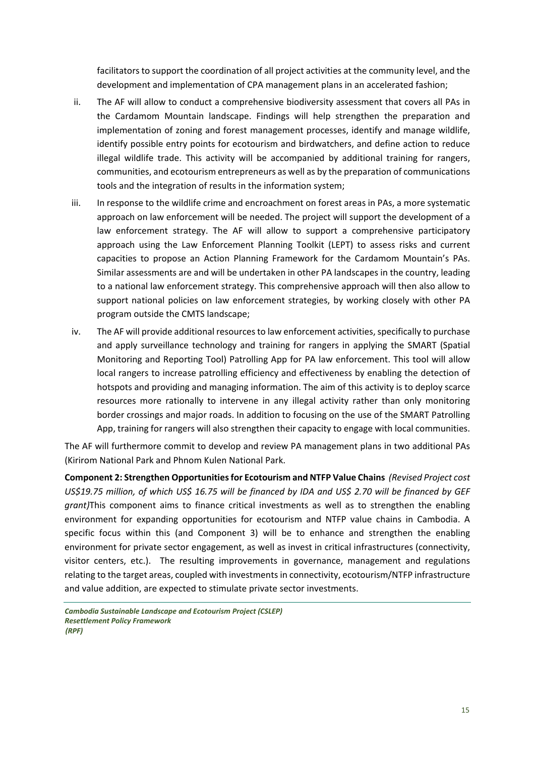facilitators to support the coordination of all project activities at the community level, and the development and implementation of CPA management plans in an accelerated fashion;

ii. The AF will allow to conduct a comprehensive biodiversity assessment that covers all PAs in the Cardamom Mountain landscape. Findings will help strengthen the preparation and implementation of zoning and forest management processes, identify and manage wildlife, identify possible entry points for ecotourism and birdwatchers, and define action to reduce illegal wildlife trade. This activity will be accompanied by additional training for rangers, communities, and ecotourism entrepreneurs as well as by the preparation of communications tools and the integration of results in the information system;

iii. In response to the wildlife crime and encroachment on forest areas in PAs, a more systematic approach on law enforcement will be needed. The project will support the development of a law enforcement strategy. The AF will allow to support a comprehensive participatory approach using the Law Enforcement Planning Toolkit (LEPT) to assess risks and current capacities to propose an Action Planning Framework for the Cardamom Mountain's PAs. Similar assessments are and will be undertaken in other PA landscapes in the country, leading to a national law enforcement strategy. This comprehensive approach will then also allow to support national policies on law enforcement strategies, by working closely with other PA program outside the CMTS landscape;

iv. The AF will provide additional resources to law enforcement activities, specifically to purchase and apply surveillance technology and training for rangers in applying the SMART (Spatial Monitoring and Reporting Tool) Patrolling App for PA law enforcement. This tool will allow local rangers to increase patrolling efficiency and effectiveness by enabling the detection of hotspots and providing and managing information. The aim of this activity is to deploy scarce resources more rationally to intervene in any illegal activity rather than only monitoring border crossings and major roads. In addition to focusing on the use of the SMART Patrolling App, training for rangers will also strengthen their capacity to engage with local communities.

The AF will furthermore commit to develop and review PA management plans in two additional PAs (Kirirom National Park and Phnom Kulen National Park.

**Component 2: Strengthen Opportunities for Ecotourism and NTFP Value Chains** *(Revised Project cost US$19.75 million, of which US$ 16.75 will be financed by IDA and US$ 2.70 will be financed by GEF grant)*This component aims to finance critical investments as well as to strengthen the enabling environment for expanding opportunities for ecotourism and NTFP value chains in Cambodia. A specific focus within this (and Component 3) will be to enhance and strengthen the enabling environment for private sector engagement, as well as invest in critical infrastructures (connectivity, visitor centers, etc.). The resulting improvements in governance, management and regulations relating to the target areas, coupled with investments in connectivity, ecotourism/NTFP infrastructure and value addition, are expected to stimulate private sector investments.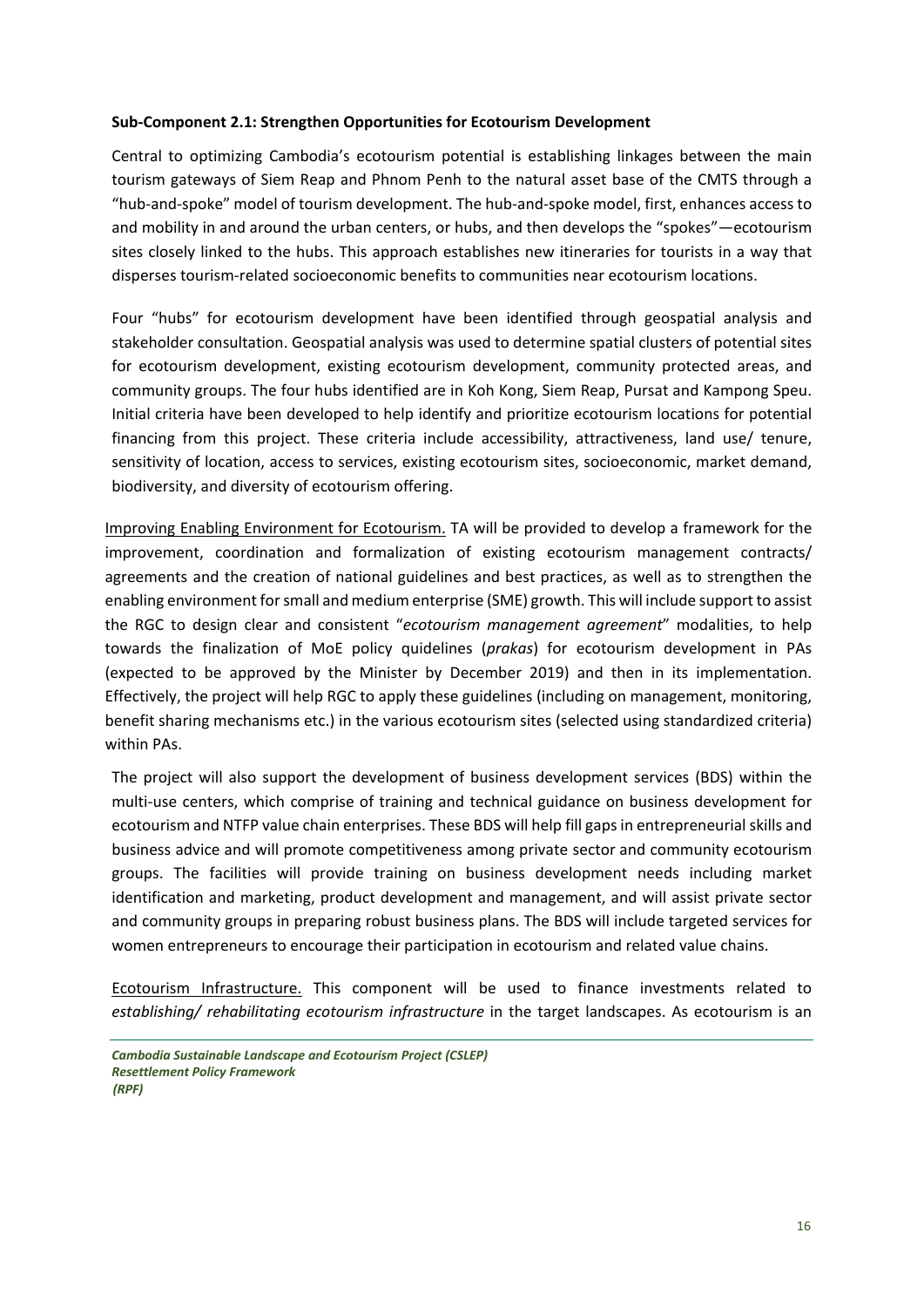**Sub-Component 2.1: Strengthen Opportunities for Ecotourism Development**

Central to optimizing Cambodia's ecotourism potential is establishing linkages between the main tourism gateways of Siem Reap and Phnom Penh to the natural asset base of the CMTS through a "hub-and-spoke" model of tourism development. The hub-and-spoke model, first, enhances access to and mobility in and around the urban centers, or hubs, and then develops the "spokes"—ecotourism sites closely linked to the hubs. This approach establishes new itineraries for tourists in a way that disperses tourism-related socioeconomic benefits to communities near ecotourism locations.

Four "hubs" for ecotourism development have been identified through geospatial analysis and stakeholder consultation. Geospatial analysis was used to determine spatial clusters of potential sites for ecotourism development, existing ecotourism development, community protected areas, and community groups. The four hubs identified are in Koh Kong, Siem Reap, Pursat and Kampong Speu. Initial criteria have been developed to help identify and prioritize ecotourism locations for potential financing from this project. These criteria include accessibility, attractiveness, land use/ tenure, sensitivity of location, access to services, existing ecotourism sites, socioeconomic, market demand, biodiversity, and diversity of ecotourism offering.

Improving Enabling Environment for Ecotourism. TA will be provided to develop a framework for the improvement, coordination and formalization of existing ecotourism management contracts/ agreements and the creation of national guidelines and best practices, as well as to strengthen the enabling environment for small and medium enterprise (SME) growth. This will include support to assist the RGC to design clear and consistent "*ecotourism management agreement*" modalities, to help towards the finalization of MoE policy guidelines (*prakas*) for ecotourism development in PAs (expected to be approved by the Minister by December 2019) and then in its implementation. Effectively, the project will help RGC to apply these guidelines (including on management, monitoring, benefit sharing mechanisms etc.) in the various ecotourism sites (selected using standardized criteria) within PAs.

The project will also support the development of business development services (BDS) within the multi-use centers, which comprise of training and technical guidance on business development for ecotourism and NTFP value chain enterprises. These BDS will help fill gaps in entrepreneurial skills and business advice and will promote competitiveness among private sector and community ecotourism groups. The facilities will provide training on business development needs including market identification and marketing, product development and management, and will assist private sector and community groups in preparing robust business plans. The BDS will include targeted services for women entrepreneurs to encourage their participation in ecotourism and related value chains.

Ecotourism Infrastructure. This component will be used to finance investments related to *establishing/ rehabilitating ecotourism infrastructure* in the target landscapes. As ecotourism is an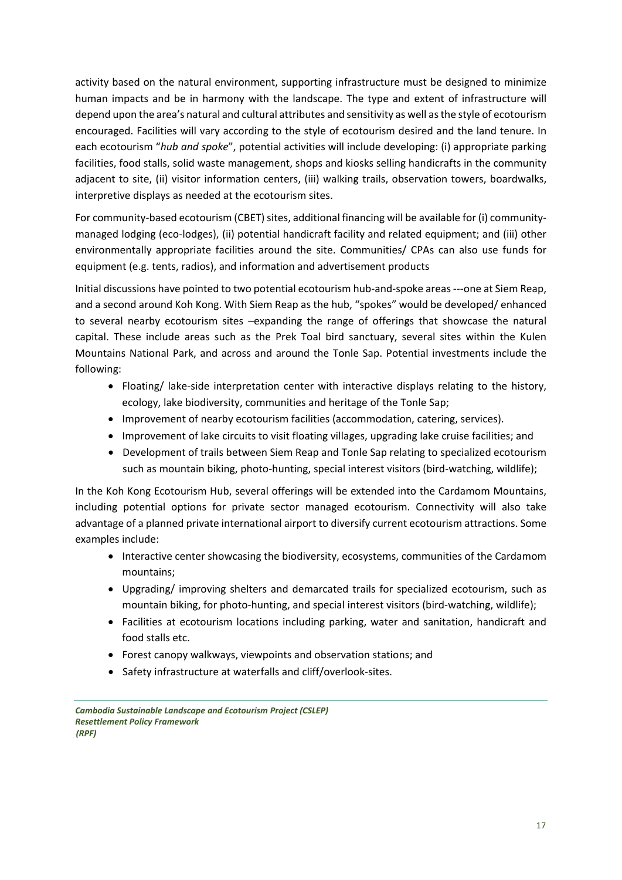activity based on the natural environment, supporting infrastructure must be designed to minimize human impacts and be in harmony with the landscape. The type and extent of infrastructure will depend upon the area's natural and cultural attributes and sensitivity as well as the style of ecotourism encouraged. Facilities will vary according to the style of ecotourism desired and the land tenure. In each ecotourism "*hub and spoke*", potential activities will include developing: (i) appropriate parking facilities, food stalls, solid waste management, shops and kiosks selling handicrafts in the community adjacent to site, (ii) visitor information centers, (iii) walking trails, observation towers, boardwalks, interpretive displays as needed at the ecotourism sites.

For community-based ecotourism (CBET) sites, additional financing will be available for (i) community-managed lodging (eco-lodges), (ii) potential handicraft facility and related equipment; and (iii) other environmentally appropriate facilities around the site. Communities/ CPAs can also use funds for equipment (e.g. tents, radios), and information and advertisement products

Initial discussions have pointed to two potential ecotourism hub-and-spoke areas ---one at Siem Reap, and a second around Koh Kong. With Siem Reap as the hub, "spokes" would be developed/ enhanced to several nearby ecotourism sites –expanding the range of offerings that showcase the natural capital. These include areas such as the Prek Toal bird sanctuary, several sites within the Kulen Mountains National Park, and across and around the Tonle Sap. Potential investments include the following:

- Floating/ lake-side interpretation center with interactive displays relating to the history, ecology, lake biodiversity, communities and heritage of the Tonle Sap;
- Improvement of nearby ecotourism facilities (accommodation, catering, services).
- Improvement of lake circuits to visit floating villages, upgrading lake cruise facilities; and
- Development of trails between Siem Reap and Tonle Sap relating to specialized ecotourism such as mountain biking, photo-hunting, special interest visitors (bird-watching, wildlife);

In the Koh Kong Ecotourism Hub, several offerings will be extended into the Cardamom Mountains, including potential options for private sector managed ecotourism. Connectivity will also take advantage of a planned private international airport to diversify current ecotourism attractions. Some examples include:

- Interactive center showcasing the biodiversity, ecosystems, communities of the Cardamom mountains;
- Upgrading/ improving shelters and demarcated trails for specialized ecotourism, such as mountain biking, for photo-hunting, and special interest visitors (bird-watching, wildlife);
- Facilities at ecotourism locations including parking, water and sanitation, handicraft and food stalls etc.
- Forest canopy walkways, viewpoints and observation stations; and
- Safety infrastructure at waterfalls and cliff/overlook-sites.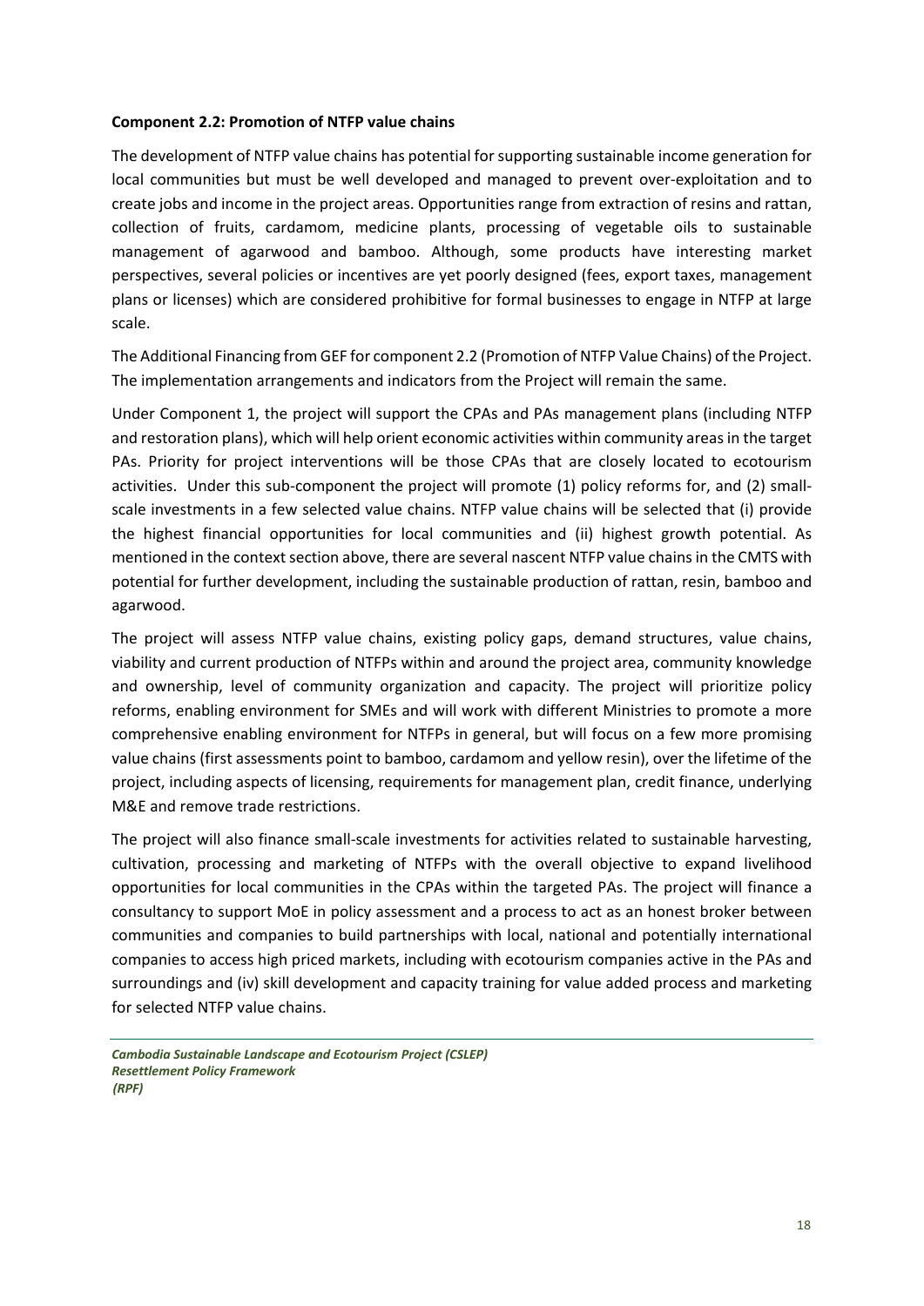**Component 2.2: Promotion of NTFP value chains**

The development of NTFP value chains has potential for supporting sustainable income generation for local communities but must be well developed and managed to prevent over-exploitation and to create jobs and income in the project areas. Opportunities range from extraction of resins and rattan, collection of fruits, cardamom, medicine plants, processing of vegetable oils to sustainable management of agarwood and bamboo. Although, some products have interesting market perspectives, several policies or incentives are yet poorly designed (fees, export taxes, management plans or licenses) which are considered prohibitive for formal businesses to engage in NTFP at large scale.

The Additional Financing from GEF for component 2.2 (Promotion of NTFP Value Chains) of the Project. The implementation arrangements and indicators from the Project will remain the same.

Under Component 1, the project will support the CPAs and PAs management plans (including NTFP and restoration plans), which will help orient economic activities within community areas in the target PAs. Priority for project interventions will be those CPAs that are closely located to ecotourism activities. Under this sub-component the project will promote (1) policy reforms for, and (2) small-scale investments in a few selected value chains. NTFP value chains will be selected that (i) provide the highest financial opportunities for local communities and (ii) highest growth potential. As mentioned in the context section above, there are several nascent NTFP value chains in the CMTS with potential for further development, including the sustainable production of rattan, resin, bamboo and agarwood.

The project will assess NTFP value chains, existing policy gaps, demand structures, value chains, viability and current production of NTFPs within and around the project area, community knowledge and ownership, level of community organization and capacity. The project will prioritize policy reforms, enabling environment for SMEs and will work with different Ministries to promote a more comprehensive enabling environment for NTFPs in general, but will focus on a few more promising value chains (first assessments point to bamboo, cardamom and yellow resin), over the lifetime of the project, including aspects of licensing, requirements for management plan, credit finance, underlying M&E and remove trade restrictions.

The project will also finance small-scale investments for activities related to sustainable harvesting, cultivation, processing and marketing of NTFPs with the overall objective to expand livelihood opportunities for local communities in the CPAs within the targeted PAs. The project will finance a consultancy to support MoE in policy assessment and a process to act as an honest broker between communities and companies to build partnerships with local, national and potentially international companies to access high priced markets, including with ecotourism companies active in the PAs and surroundings and (iv) skill development and capacity training for value added process and marketing for selected NTFP value chains.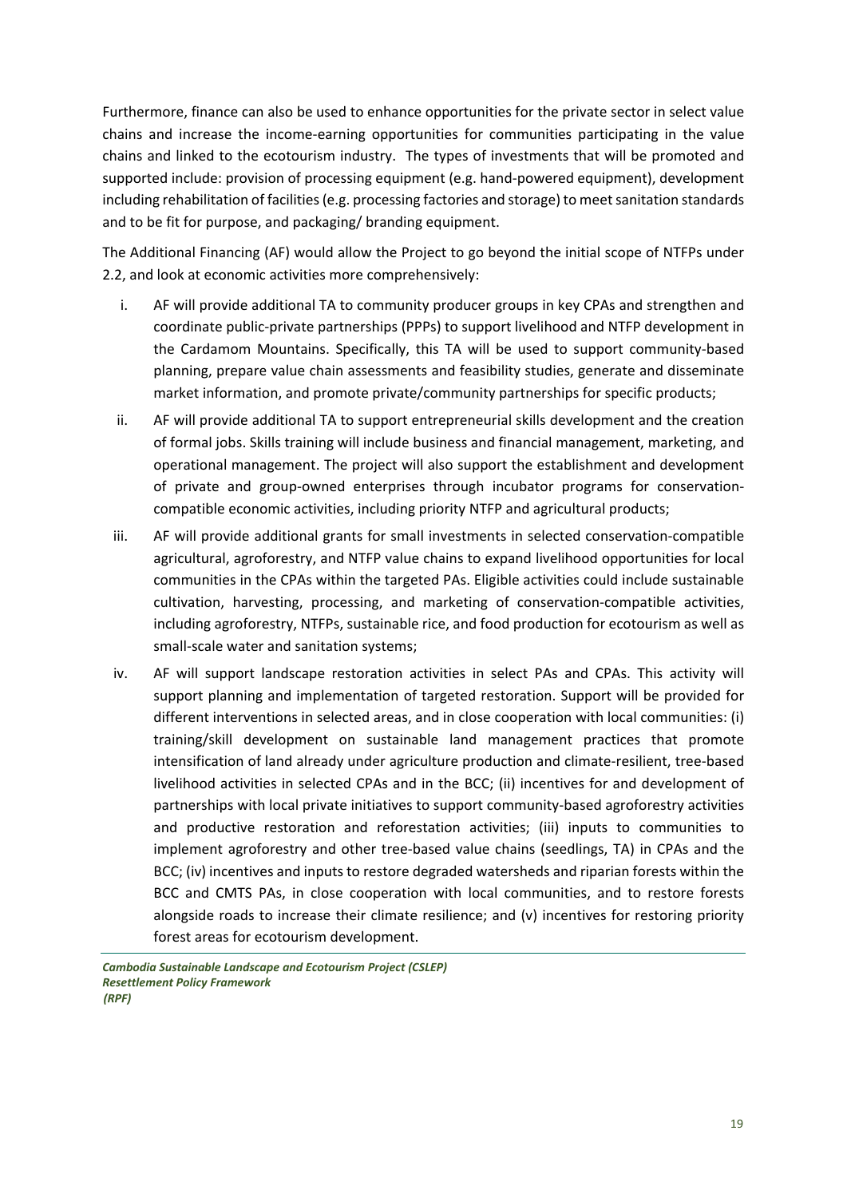Furthermore, finance can also be used to enhance opportunities for the private sector in select value chains and increase the income-earning opportunities for communities participating in the value chains and linked to the ecotourism industry. The types of investments that will be promoted and supported include: provision of processing equipment (e.g. hand-powered equipment), development including rehabilitation of facilities (e.g. processing factories and storage) to meet sanitation standards and to be fit for purpose, and packaging/ branding equipment.

The Additional Financing (AF) would allow the Project to go beyond the initial scope of NTFPs under 2.2, and look at economic activities more comprehensively:

i. AF will provide additional TA to community producer groups in key CPAs and strengthen and coordinate public-private partnerships (PPPs) to support livelihood and NTFP development in the Cardamom Mountains. Specifically, this TA will be used to support community-based planning, prepare value chain assessments and feasibility studies, generate and disseminate market information, and promote private/community partnerships for specific products;

ii. AF will provide additional TA to support entrepreneurial skills development and the creation of formal jobs. Skills training will include business and financial management, marketing, and operational management. The project will also support the establishment and development of private and group-owned enterprises through incubator programs for conservation-compatible economic activities, including priority NTFP and agricultural products;

iii. AF will provide additional grants for small investments in selected conservation-compatible agricultural, agroforestry, and NTFP value chains to expand livelihood opportunities for local communities in the CPAs within the targeted PAs. Eligible activities could include sustainable cultivation, harvesting, processing, and marketing of conservation-compatible activities, including agroforestry, NTFPs, sustainable rice, and food production for ecotourism as well as small-scale water and sanitation systems;

iv. AF will support landscape restoration activities in select PAs and CPAs. This activity will support planning and implementation of targeted restoration. Support will be provided for different interventions in selected areas, and in close cooperation with local communities: (i) training/skill development on sustainable land management practices that promote intensification of land already under agriculture production and climate-resilient, tree-based livelihood activities in selected CPAs and in the BCC; (ii) incentives for and development of partnerships with local private initiatives to support community-based agroforestry activities and productive restoration and reforestation activities; (iii) inputs to communities to implement agroforestry and other tree-based value chains (seedlings, TA) in CPAs and the BCC; (iv) incentives and inputs to restore degraded watersheds and riparian forests within the BCC and CMTS PAs, in close cooperation with local communities, and to restore forests alongside roads to increase their climate resilience; and (v) incentives for restoring priority forest areas for ecotourism development.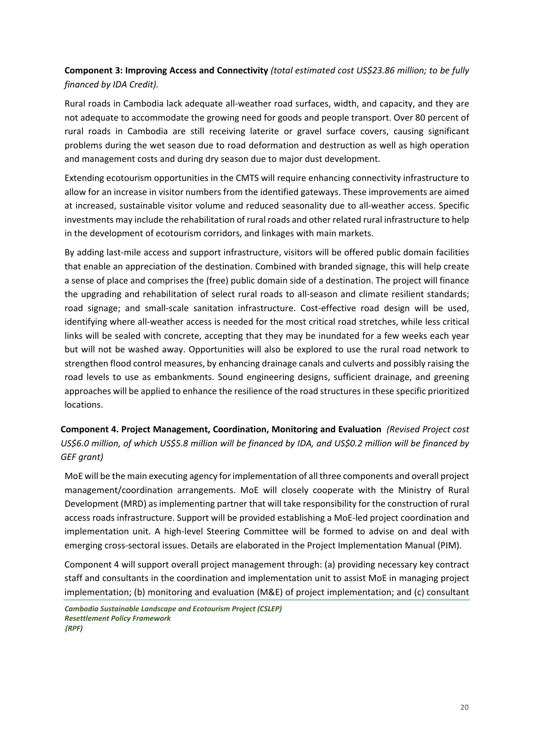**Component 3: Improving Access and Connectivity** *(total estimated cost US$23.86 million; to be fully financed by IDA Credit).*

Rural roads in Cambodia lack adequate all-weather road surfaces, width, and capacity, and they are not adequate to accommodate the growing need for goods and people transport. Over 80 percent of rural roads in Cambodia are still receiving laterite or gravel surface covers, causing significant problems during the wet season due to road deformation and destruction as well as high operation and management costs and during dry season due to major dust development.

Extending ecotourism opportunities in the CMTS will require enhancing connectivity infrastructure to allow for an increase in visitor numbers from the identified gateways. These improvements are aimed at increased, sustainable visitor volume and reduced seasonality due to all-weather access. Specific investments may include the rehabilitation of rural roads and other related rural infrastructure to help in the development of ecotourism corridors, and linkages with main markets.

By adding last-mile access and support infrastructure, visitors will be offered public domain facilities that enable an appreciation of the destination. Combined with branded signage, this will help create a sense of place and comprises the (free) public domain side of a destination. The project will finance the upgrading and rehabilitation of select rural roads to all-season and climate resilient standards; road signage; and small-scale sanitation infrastructure. Cost-effective road design will be used, identifying where all-weather access is needed for the most critical road stretches, while less critical links will be sealed with concrete, accepting that they may be inundated for a few weeks each year but will not be washed away. Opportunities will also be explored to use the rural road network to strengthen flood control measures, by enhancing drainage canals and culverts and possibly raising the road levels to use as embankments. Sound engineering designs, sufficient drainage, and greening approaches will be applied to enhance the resilience of the road structures in these specific prioritized locations.

**Component 4. Project Management, Coordination, Monitoring and Evaluation** *(Revised Project cost US$6.0 million, of which US$5.8 million will be financed by IDA, and US$0.2 million will be financed by GEF grant)*

MoE will be the main executing agency for implementation of all three components and overall project management/coordination arrangements. MoE will closely cooperate with the Ministry of Rural Development (MRD) as implementing partner that will take responsibility for the construction of rural access roads infrastructure. Support will be provided establishing a MoE-led project coordination and implementation unit. A high-level Steering Committee will be formed to advise on and deal with emerging cross-sectoral issues. Details are elaborated in the Project Implementation Manual (PIM).

Component 4 will support overall project management through: (a) providing necessary key contract staff and consultants in the coordination and implementation unit to assist MoE in managing project implementation; (b) monitoring and evaluation (M&E) of project implementation; and (c) consultant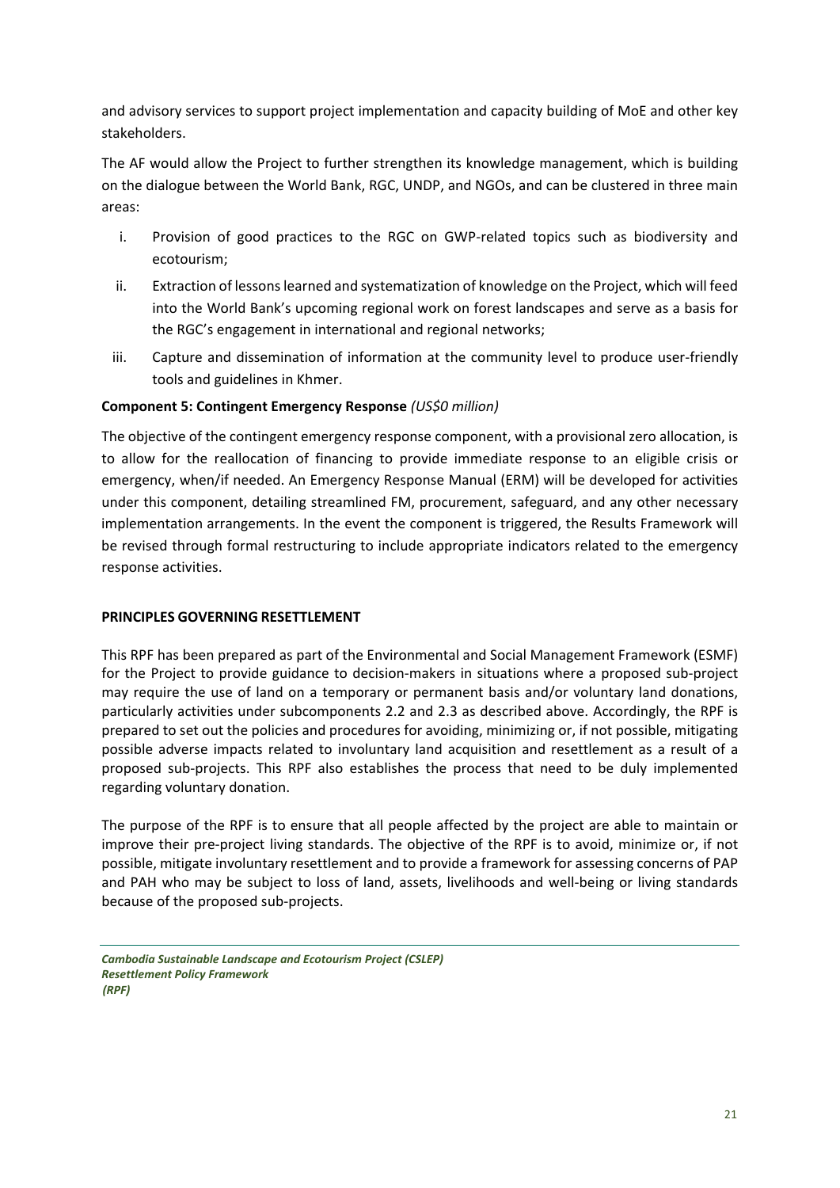and advisory services to support project implementation and capacity building of MoE and other key stakeholders.

The AF would allow the Project to further strengthen its knowledge management, which is building on the dialogue between the World Bank, RGC, UNDP, and NGOs, and can be clustered in three main areas:

i. Provision of good practices to the RGC on GWP-related topics such as biodiversity and ecotourism;
ii. Extraction of lessons learned and systematization of knowledge on the Project, which will feed into the World Bank's upcoming regional work on forest landscapes and serve as a basis for the RGC's engagement in international and regional networks;
iii. Capture and dissemination of information at the community level to produce user-friendly tools and guidelines in Khmer.

**Component 5: Contingent Emergency Response** *(US$0 million)*

The objective of the contingent emergency response component, with a provisional zero allocation, is to allow for the reallocation of financing to provide immediate response to an eligible crisis or emergency, when/if needed. An Emergency Response Manual (ERM) will be developed for activities under this component, detailing streamlined FM, procurement, safeguard, and any other necessary implementation arrangements. In the event the component is triggered, the Results Framework will be revised through formal restructuring to include appropriate indicators related to the emergency response activities.

## PRINCIPLES GOVERNING RESETTLEMENT

This RPF has been prepared as part of the Environmental and Social Management Framework (ESMF) for the Project to provide guidance to decision-makers in situations where a proposed sub-project may require the use of land on a temporary or permanent basis and/or voluntary land donations, particularly activities under subcomponents 2.2 and 2.3 as described above. Accordingly, the RPF is prepared to set out the policies and procedures for avoiding, minimizing or, if not possible, mitigating possible adverse impacts related to involuntary land acquisition and resettlement as a result of a proposed sub-projects. This RPF also establishes the process that need to be duly implemented regarding voluntary donation.

The purpose of the RPF is to ensure that all people affected by the project are able to maintain or improve their pre-project living standards. The objective of the RPF is to avoid, minimize or, if not possible, mitigate involuntary resettlement and to provide a framework for assessing concerns of PAP and PAH who may be subject to loss of land, assets, livelihoods and well-being or living standards because of the proposed sub-projects.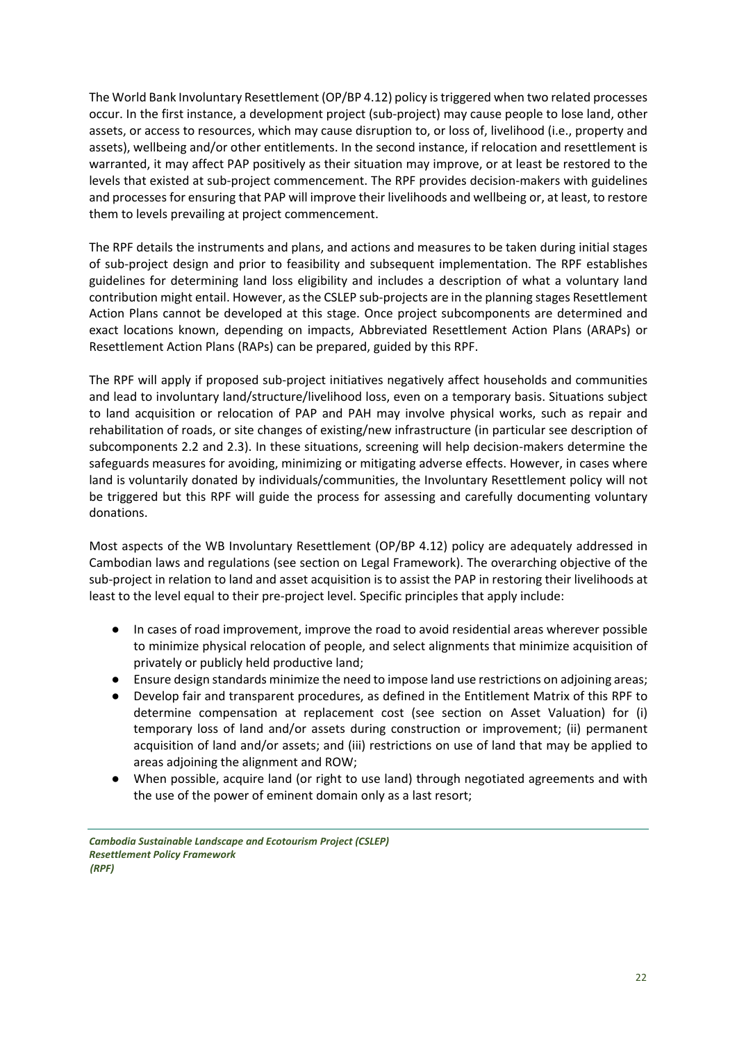The World Bank Involuntary Resettlement (OP/BP 4.12) policy is triggered when two related processes occur. In the first instance, a development project (sub-project) may cause people to lose land, other assets, or access to resources, which may cause disruption to, or loss of, livelihood (i.e., property and assets), wellbeing and/or other entitlements. In the second instance, if relocation and resettlement is warranted, it may affect PAP positively as their situation may improve, or at least be restored to the levels that existed at sub-project commencement. The RPF provides decision-makers with guidelines and processes for ensuring that PAP will improve their livelihoods and wellbeing or, at least, to restore them to levels prevailing at project commencement.

The RPF details the instruments and plans, and actions and measures to be taken during initial stages of sub-project design and prior to feasibility and subsequent implementation. The RPF establishes guidelines for determining land loss eligibility and includes a description of what a voluntary land contribution might entail. However, as the CSLEP sub-projects are in the planning stages Resettlement Action Plans cannot be developed at this stage. Once project subcomponents are determined and exact locations known, depending on impacts, Abbreviated Resettlement Action Plans (ARAPs) or Resettlement Action Plans (RAPs) can be prepared, guided by this RPF.

The RPF will apply if proposed sub-project initiatives negatively affect households and communities and lead to involuntary land/structure/livelihood loss, even on a temporary basis. Situations subject to land acquisition or relocation of PAP and PAH may involve physical works, such as repair and rehabilitation of roads, or site changes of existing/new infrastructure (in particular see description of subcomponents 2.2 and 2.3). In these situations, screening will help decision-makers determine the safeguards measures for avoiding, minimizing or mitigating adverse effects. However, in cases where land is voluntarily donated by individuals/communities, the Involuntary Resettlement policy will not be triggered but this RPF will guide the process for assessing and carefully documenting voluntary donations.

Most aspects of the WB Involuntary Resettlement (OP/BP 4.12) policy are adequately addressed in Cambodian laws and regulations (see section on Legal Framework). The overarching objective of the sub-project in relation to land and asset acquisition is to assist the PAP in restoring their livelihoods at least to the level equal to their pre-project level. Specific principles that apply include:

- In cases of road improvement, improve the road to avoid residential areas wherever possible to minimize physical relocation of people, and select alignments that minimize acquisition of privately or publicly held productive land;
- Ensure design standards minimize the need to impose land use restrictions on adjoining areas;
- Develop fair and transparent procedures, as defined in the Entitlement Matrix of this RPF to determine compensation at replacement cost (see section on Asset Valuation) for (i) temporary loss of land and/or assets during construction or improvement; (ii) permanent acquisition of land and/or assets; and (iii) restrictions on use of land that may be applied to areas adjoining the alignment and ROW;
- When possible, acquire land (or right to use land) through negotiated agreements and with the use of the power of eminent domain only as a last resort;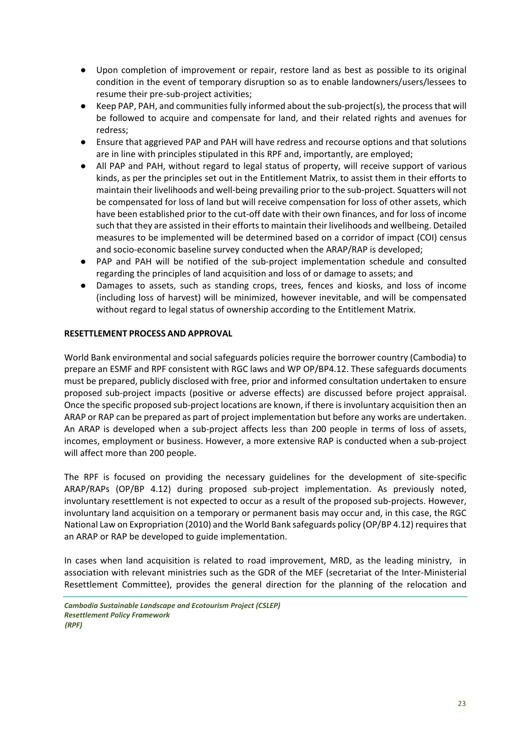- Upon completion of improvement or repair, restore land as best as possible to its original condition in the event of temporary disruption so as to enable landowners/users/lessees to resume their pre-sub-project activities;
- Keep PAP, PAH, and communities fully informed about the sub-project(s), the process that will be followed to acquire and compensate for land, and their related rights and avenues for redress;
- Ensure that aggrieved PAP and PAH will have redress and recourse options and that solutions are in line with principles stipulated in this RPF and, importantly, are employed;
- All PAP and PAH, without regard to legal status of property, will receive support of various kinds, as per the principles set out in the Entitlement Matrix, to assist them in their efforts to maintain their livelihoods and well-being prevailing prior to the sub-project. Squatters will not be compensated for loss of land but will receive compensation for loss of other assets, which have been established prior to the cut-off date with their own finances, and for loss of income such that they are assisted in their efforts to maintain their livelihoods and wellbeing. Detailed measures to be implemented will be determined based on a corridor of impact (COI) census and socio-economic baseline survey conducted when the ARAP/RAP is developed;
- PAP and PAH will be notified of the sub-project implementation schedule and consulted regarding the principles of land acquisition and loss of or damage to assets; and
- Damages to assets, such as standing crops, trees, fences and kiosks, and loss of income (including loss of harvest) will be minimized, however inevitable, and will be compensated without regard to legal status of ownership according to the Entitlement Matrix.

**RESETTLEMENT PROCESS AND APPROVAL**

World Bank environmental and social safeguards policies require the borrower country (Cambodia) to prepare an ESMF and RPF consistent with RGC laws and WP OP/BP4.12. These safeguards documents must be prepared, publicly disclosed with free, prior and informed consultation undertaken to ensure proposed sub-project impacts (positive or adverse effects) are discussed before project appraisal. Once the specific proposed sub-project locations are known, if there is involuntary acquisition then an ARAP or RAP can be prepared as part of project implementation but before any works are undertaken. An ARAP is developed when a sub-project affects less than 200 people in terms of loss of assets, incomes, employment or business. However, a more extensive RAP is conducted when a sub-project will affect more than 200 people.

The RPF is focused on providing the necessary guidelines for the development of site-specific ARAP/RAPs (OP/BP 4.12) during proposed sub-project implementation. As previously noted, involuntary resettlement is not expected to occur as a result of the proposed sub-projects. However, involuntary land acquisition on a temporary or permanent basis may occur and, in this case, the RGC National Law on Expropriation (2010) and the World Bank safeguards policy (OP/BP 4.12) requires that an ARAP or RAP be developed to guide implementation.

In cases when land acquisition is related to road improvement, MRD, as the leading ministry, in association with relevant ministries such as the GDR of the MEF (secretariat of the Inter-Ministerial Resettlement Committee), provides the general direction for the planning of the relocation and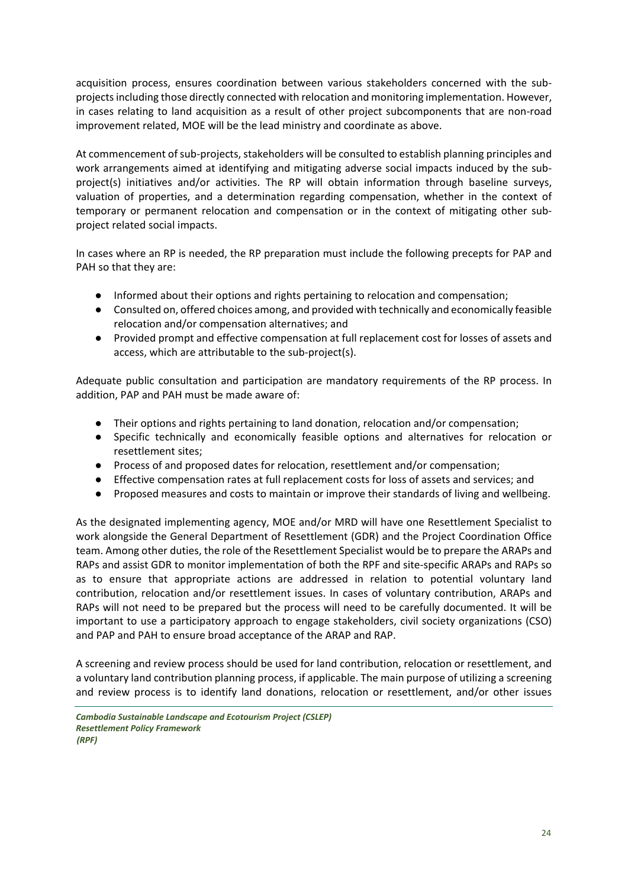acquisition process, ensures coordination between various stakeholders concerned with the sub-projects including those directly connected with relocation and monitoring implementation. However, in cases relating to land acquisition as a result of other project subcomponents that are non-road improvement related, MOE will be the lead ministry and coordinate as above.

At commencement of sub-projects, stakeholders will be consulted to establish planning principles and work arrangements aimed at identifying and mitigating adverse social impacts induced by the sub-project(s) initiatives and/or activities. The RP will obtain information through baseline surveys, valuation of properties, and a determination regarding compensation, whether in the context of temporary or permanent relocation and compensation or in the context of mitigating other sub-project related social impacts.

In cases where an RP is needed, the RP preparation must include the following precepts for PAP and PAH so that they are:

- Informed about their options and rights pertaining to relocation and compensation;
- Consulted on, offered choices among, and provided with technically and economically feasible relocation and/or compensation alternatives; and
- Provided prompt and effective compensation at full replacement cost for losses of assets and access, which are attributable to the sub-project(s).

Adequate public consultation and participation are mandatory requirements of the RP process. In addition, PAP and PAH must be made aware of:

- Their options and rights pertaining to land donation, relocation and/or compensation;
- Specific technically and economically feasible options and alternatives for relocation or resettlement sites;
- Process of and proposed dates for relocation, resettlement and/or compensation;
- Effective compensation rates at full replacement costs for loss of assets and services; and
- Proposed measures and costs to maintain or improve their standards of living and wellbeing.

As the designated implementing agency, MOE and/or MRD will have one Resettlement Specialist to work alongside the General Department of Resettlement (GDR) and the Project Coordination Office team. Among other duties, the role of the Resettlement Specialist would be to prepare the ARAPs and RAPs and assist GDR to monitor implementation of both the RPF and site-specific ARAPs and RAPs so as to ensure that appropriate actions are addressed in relation to potential voluntary land contribution, relocation and/or resettlement issues. In cases of voluntary contribution, ARAPs and RAPs will not need to be prepared but the process will need to be carefully documented. It will be important to use a participatory approach to engage stakeholders, civil society organizations (CSO) and PAP and PAH to ensure broad acceptance of the ARAP and RAP.

A screening and review process should be used for land contribution, relocation or resettlement, and a voluntary land contribution planning process, if applicable. The main purpose of utilizing a screening and review process is to identify land donations, relocation or resettlement, and/or other issues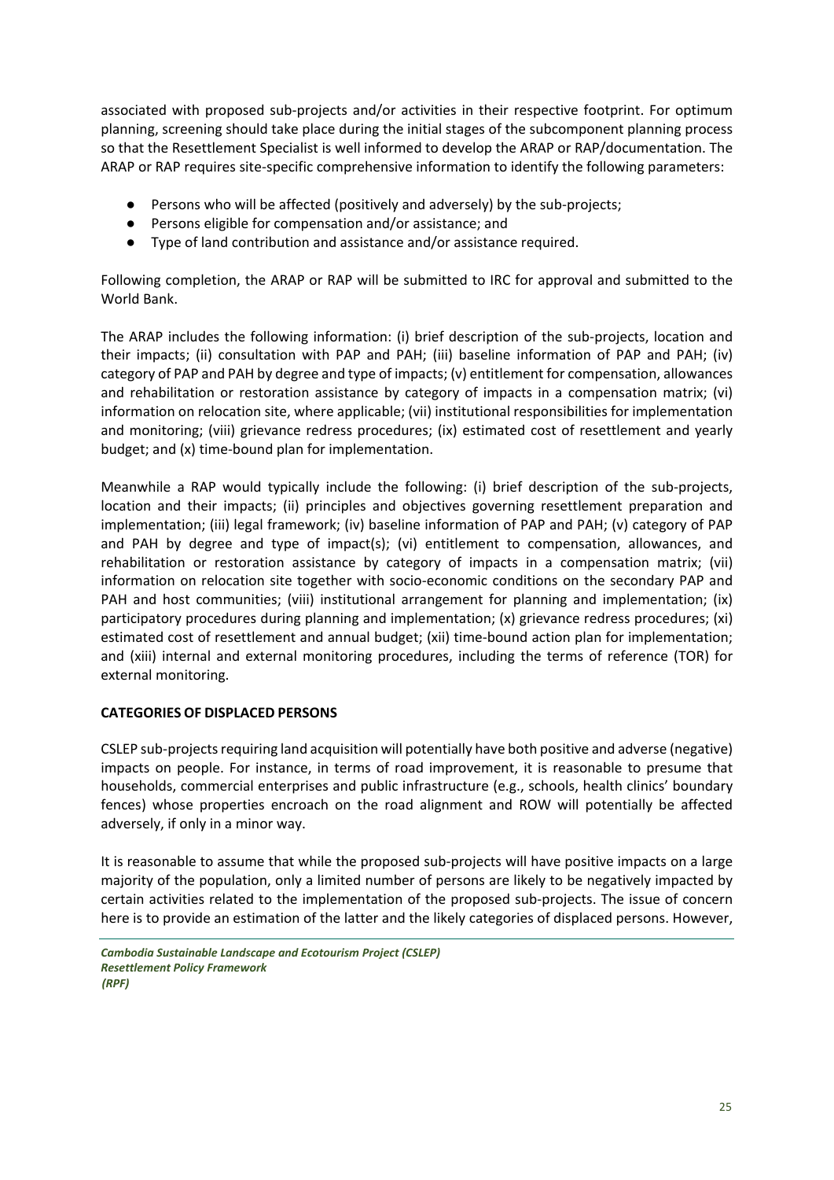associated with proposed sub-projects and/or activities in their respective footprint. For optimum planning, screening should take place during the initial stages of the subcomponent planning process so that the Resettlement Specialist is well informed to develop the ARAP or RAP/documentation. The ARAP or RAP requires site-specific comprehensive information to identify the following parameters:

- Persons who will be affected (positively and adversely) by the sub-projects;
- Persons eligible for compensation and/or assistance; and
- Type of land contribution and assistance and/or assistance required.

Following completion, the ARAP or RAP will be submitted to IRC for approval and submitted to the World Bank.

The ARAP includes the following information: (i) brief description of the sub-projects, location and their impacts; (ii) consultation with PAP and PAH; (iii) baseline information of PAP and PAH; (iv) category of PAP and PAH by degree and type of impacts; (v) entitlement for compensation, allowances and rehabilitation or restoration assistance by category of impacts in a compensation matrix; (vi) information on relocation site, where applicable; (vii) institutional responsibilities for implementation and monitoring; (viii) grievance redress procedures; (ix) estimated cost of resettlement and yearly budget; and (x) time-bound plan for implementation.

Meanwhile a RAP would typically include the following: (i) brief description of the sub-projects, location and their impacts; (ii) principles and objectives governing resettlement preparation and implementation; (iii) legal framework; (iv) baseline information of PAP and PAH; (v) category of PAP and PAH by degree and type of impact(s); (vi) entitlement to compensation, allowances, and rehabilitation or restoration assistance by category of impacts in a compensation matrix; (vii) information on relocation site together with socio-economic conditions on the secondary PAP and PAH and host communities; (viii) institutional arrangement for planning and implementation; (ix) participatory procedures during planning and implementation; (x) grievance redress procedures; (xi) estimated cost of resettlement and annual budget; (xii) time-bound action plan for implementation; and (xiii) internal and external monitoring procedures, including the terms of reference (TOR) for external monitoring.

**CATEGORIES OF DISPLACED PERSONS**

CSLEP sub-projects requiring land acquisition will potentially have both positive and adverse (negative) impacts on people. For instance, in terms of road improvement, it is reasonable to presume that households, commercial enterprises and public infrastructure (e.g., schools, health clinics' boundary fences) whose properties encroach on the road alignment and ROW will potentially be affected adversely, if only in a minor way.

It is reasonable to assume that while the proposed sub-projects will have positive impacts on a large majority of the population, only a limited number of persons are likely to be negatively impacted by certain activities related to the implementation of the proposed sub-projects. The issue of concern here is to provide an estimation of the latter and the likely categories of displaced persons. However,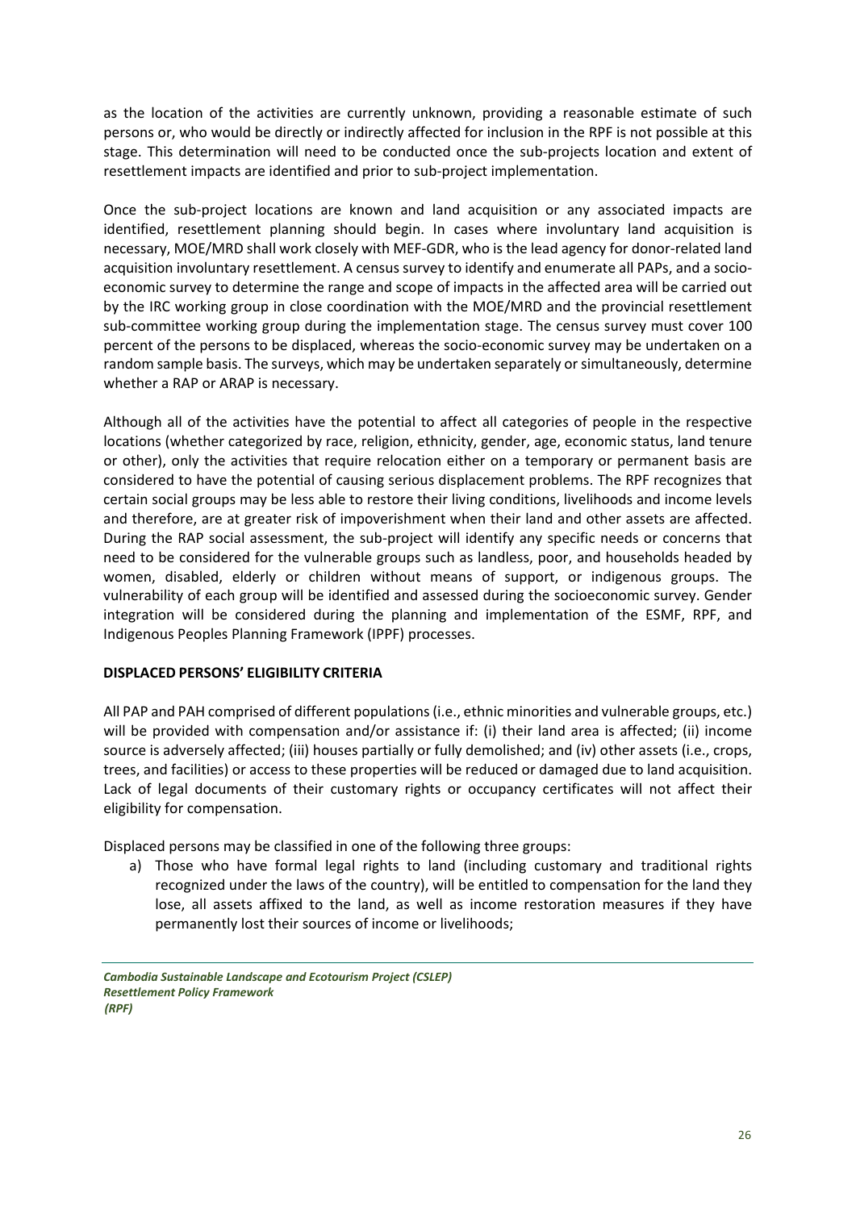as the location of the activities are currently unknown, providing a reasonable estimate of such persons or, who would be directly or indirectly affected for inclusion in the RPF is not possible at this stage. This determination will need to be conducted once the sub-projects location and extent of resettlement impacts are identified and prior to sub-project implementation.

Once the sub-project locations are known and land acquisition or any associated impacts are identified, resettlement planning should begin. In cases where involuntary land acquisition is necessary, MOE/MRD shall work closely with MEF-GDR, who is the lead agency for donor-related land acquisition involuntary resettlement. A census survey to identify and enumerate all PAPs, and a socio-economic survey to determine the range and scope of impacts in the affected area will be carried out by the IRC working group in close coordination with the MOE/MRD and the provincial resettlement sub-committee working group during the implementation stage. The census survey must cover 100 percent of the persons to be displaced, whereas the socio-economic survey may be undertaken on a random sample basis. The surveys, which may be undertaken separately or simultaneously, determine whether a RAP or ARAP is necessary.

Although all of the activities have the potential to affect all categories of people in the respective locations (whether categorized by race, religion, ethnicity, gender, age, economic status, land tenure or other), only the activities that require relocation either on a temporary or permanent basis are considered to have the potential of causing serious displacement problems. The RPF recognizes that certain social groups may be less able to restore their living conditions, livelihoods and income levels and therefore, are at greater risk of impoverishment when their land and other assets are affected. During the RAP social assessment, the sub-project will identify any specific needs or concerns that need to be considered for the vulnerable groups such as landless, poor, and households headed by women, disabled, elderly or children without means of support, or indigenous groups. The vulnerability of each group will be identified and assessed during the socioeconomic survey. Gender integration will be considered during the planning and implementation of the ESMF, RPF, and Indigenous Peoples Planning Framework (IPPF) processes.

**DISPLACED PERSONS' ELIGIBILITY CRITERIA**

All PAP and PAH comprised of different populations (i.e., ethnic minorities and vulnerable groups, etc.) will be provided with compensation and/or assistance if: (i) their land area is affected; (ii) income source is adversely affected; (iii) houses partially or fully demolished; and (iv) other assets (i.e., crops, trees, and facilities) or access to these properties will be reduced or damaged due to land acquisition. Lack of legal documents of their customary rights or occupancy certificates will not affect their eligibility for compensation.

Displaced persons may be classified in one of the following three groups:

a) Those who have formal legal rights to land (including customary and traditional rights recognized under the laws of the country), will be entitled to compensation for the land they lose, all assets affixed to the land, as well as income restoration measures if they have permanently lost their sources of income or livelihoods;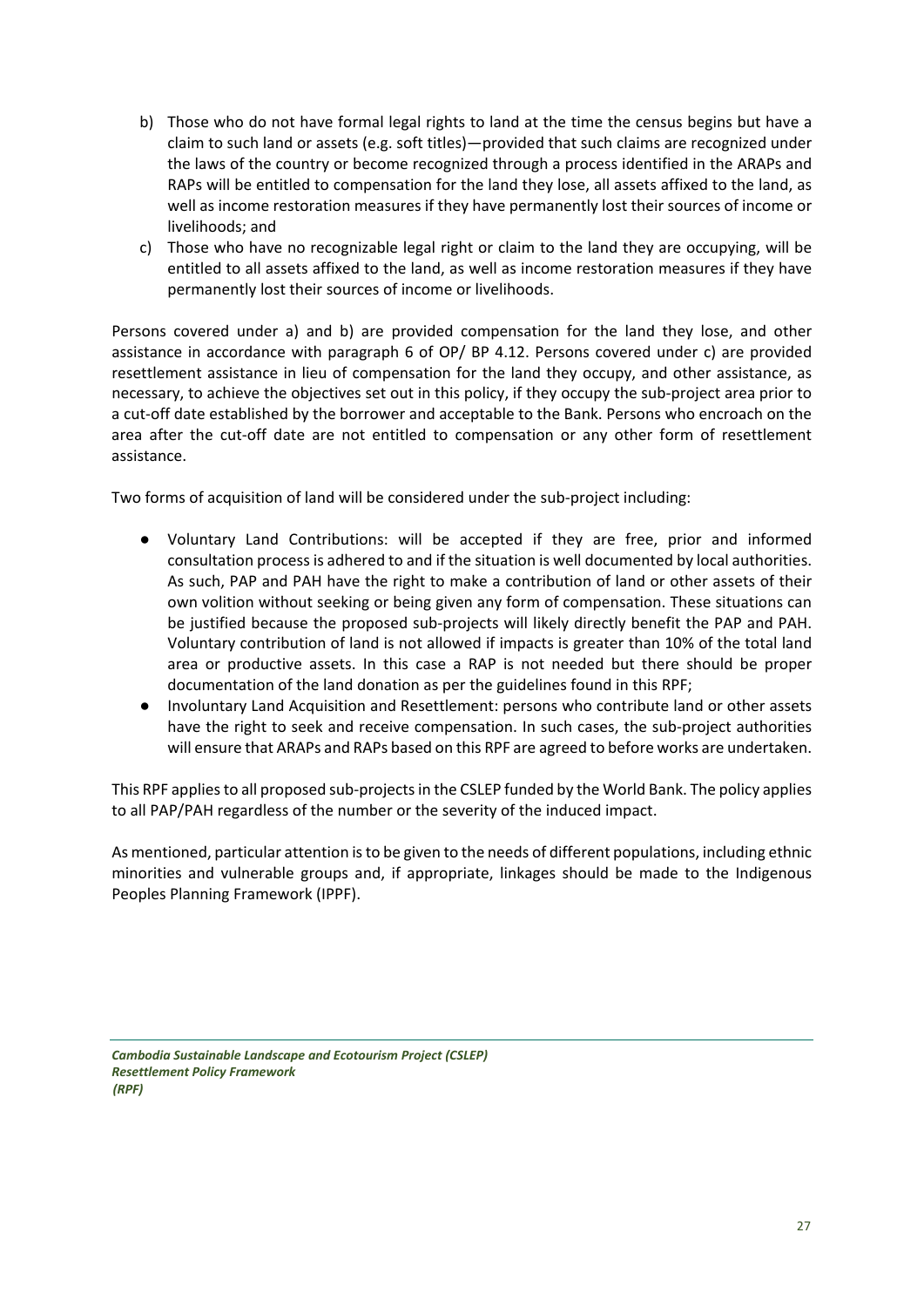b) Those who do not have formal legal rights to land at the time the census begins but have a claim to such land or assets (e.g. soft titles)—provided that such claims are recognized under the laws of the country or become recognized through a process identified in the ARAPs and RAPs will be entitled to compensation for the land they lose, all assets affixed to the land, as well as income restoration measures if they have permanently lost their sources of income or livelihoods; and
c) Those who have no recognizable legal right or claim to the land they are occupying, will be entitled to all assets affixed to the land, as well as income restoration measures if they have permanently lost their sources of income or livelihoods.

Persons covered under a) and b) are provided compensation for the land they lose, and other assistance in accordance with paragraph 6 of OP/ BP 4.12. Persons covered under c) are provided resettlement assistance in lieu of compensation for the land they occupy, and other assistance, as necessary, to achieve the objectives set out in this policy, if they occupy the sub-project area prior to a cut-off date established by the borrower and acceptable to the Bank. Persons who encroach on the area after the cut-off date are not entitled to compensation or any other form of resettlement assistance.

Two forms of acquisition of land will be considered under the sub-project including:

- Voluntary Land Contributions: will be accepted if they are free, prior and informed consultation process is adhered to and if the situation is well documented by local authorities. As such, PAP and PAH have the right to make a contribution of land or other assets of their own volition without seeking or being given any form of compensation. These situations can be justified because the proposed sub-projects will likely directly benefit the PAP and PAH. Voluntary contribution of land is not allowed if impacts is greater than 10% of the total land area or productive assets. In this case a RAP is not needed but there should be proper documentation of the land donation as per the guidelines found in this RPF;
- Involuntary Land Acquisition and Resettlement: persons who contribute land or other assets have the right to seek and receive compensation. In such cases, the sub-project authorities will ensure that ARAPs and RAPs based on this RPF are agreed to before works are undertaken.

This RPF applies to all proposed sub-projects in the CSLEP funded by the World Bank. The policy applies to all PAP/PAH regardless of the number or the severity of the induced impact.

As mentioned, particular attention is to be given to the needs of different populations, including ethnic minorities and vulnerable groups and, if appropriate, linkages should be made to the Indigenous Peoples Planning Framework (IPPF).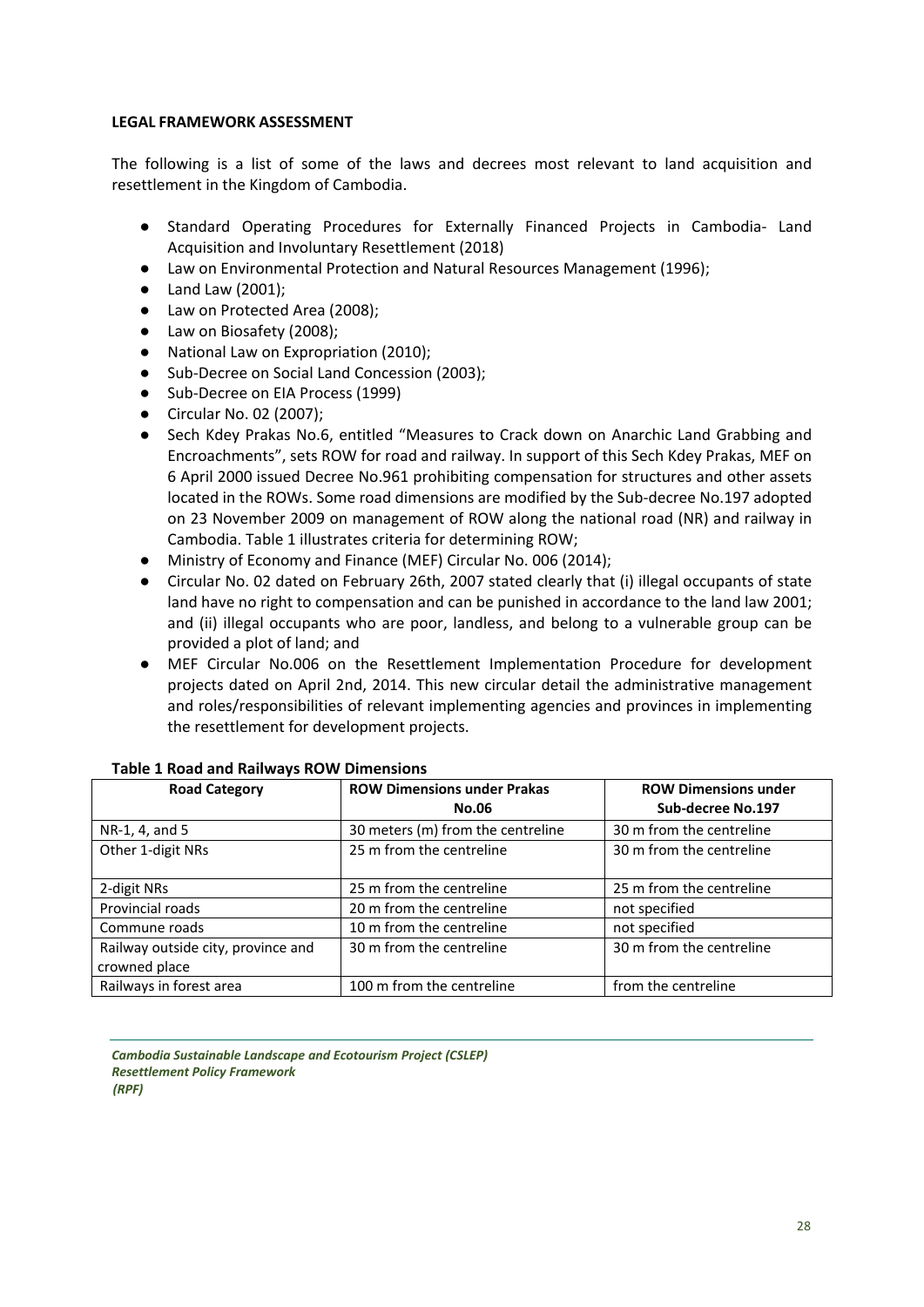**LEGAL FRAMEWORK ASSESSMENT**

The following is a list of some of the laws and decrees most relevant to land acquisition and resettlement in the Kingdom of Cambodia.

- Standard Operating Procedures for Externally Financed Projects in Cambodia- Land Acquisition and Involuntary Resettlement (2018)
- Law on Environmental Protection and Natural Resources Management (1996);
- Land Law (2001);
- Law on Protected Area (2008);
- Law on Biosafety (2008);
- National Law on Expropriation (2010);
- Sub-Decree on Social Land Concession (2003);
- Sub-Decree on EIA Process (1999)
- Circular No. 02 (2007);
- Sech Kdey Prakas No.6, entitled "Measures to Crack down on Anarchic Land Grabbing and Encroachments", sets ROW for road and railway. In support of this Sech Kdey Prakas, MEF on 6 April 2000 issued Decree No.961 prohibiting compensation for structures and other assets located in the ROWs. Some road dimensions are modified by the Sub-decree No.197 adopted on 23 November 2009 on management of ROW along the national road (NR) and railway in Cambodia. Table 1 illustrates criteria for determining ROW;
- Ministry of Economy and Finance (MEF) Circular No. 006 (2014);
- Circular No. 02 dated on February 26th, 2007 stated clearly that (i) illegal occupants of state land have no right to compensation and can be punished in accordance to the land law 2001; and (ii) illegal occupants who are poor, landless, and belong to a vulnerable group can be provided a plot of land; and
- MEF Circular No.006 on the Resettlement Implementation Procedure for development projects dated on April 2nd, 2014. This new circular detail the administrative management and roles/responsibilities of relevant implementing agencies and provinces in implementing the resettlement for development projects.

**Table 1 Road and Railways ROW Dimensions**

| Road Category | ROW Dimensions under Prakas No.06 | ROW Dimensions under Sub-decree No.197 |
|---|---|---|
| NR-1, 4, and 5 | 30 meters (m) from the centreline | 30 m from the centreline |
| Other 1-digit NRs | 25 m from the centreline | 30 m from the centreline |
| 2-digit NRs | 25 m from the centreline | 25 m from the centreline |
| Provincial roads | 20 m from the centreline | not specified |
| Commune roads | 10 m from the centreline | not specified |
| Railway outside city, province and crowned place | 30 m from the centreline | 30 m from the centreline |
| Railways in forest area | 100 m from the centreline | from the centreline |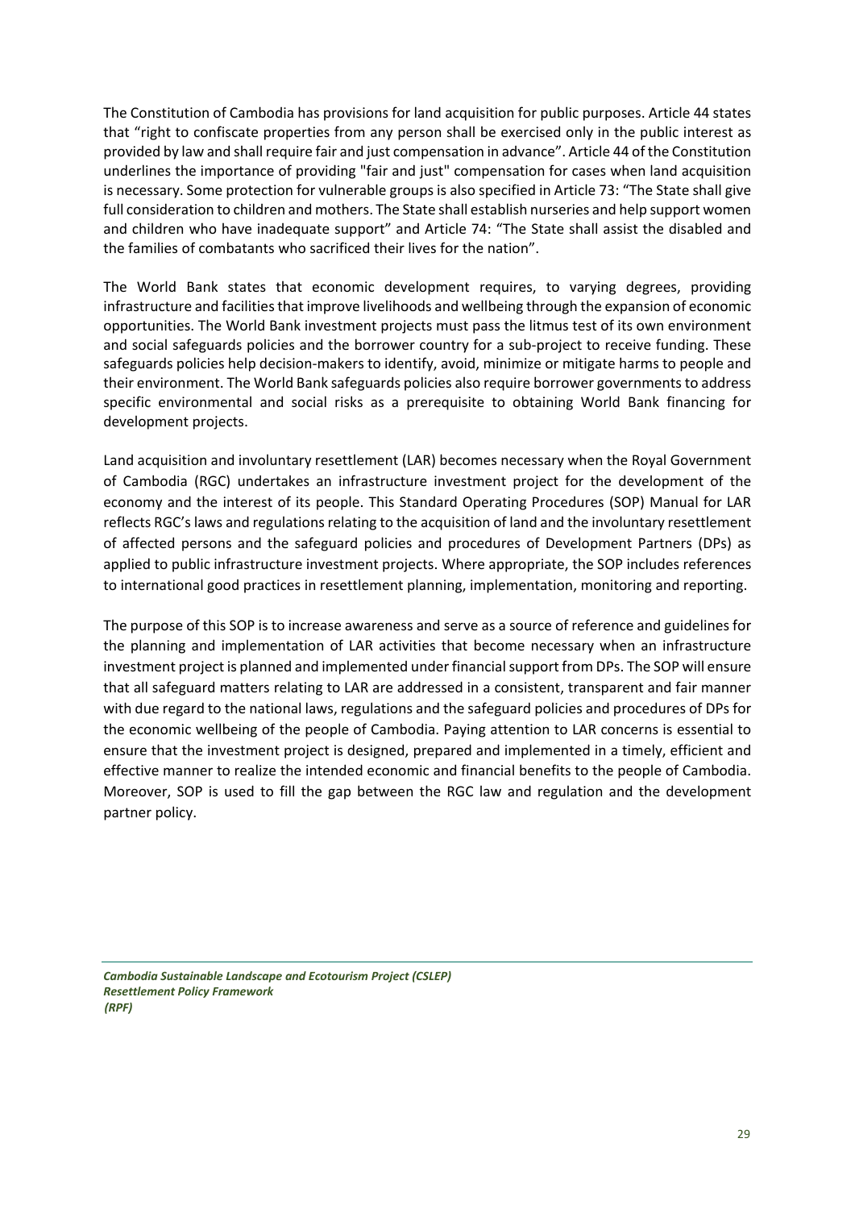The Constitution of Cambodia has provisions for land acquisition for public purposes. Article 44 states that "right to confiscate properties from any person shall be exercised only in the public interest as provided by law and shall require fair and just compensation in advance". Article 44 of the Constitution underlines the importance of providing "fair and just" compensation for cases when land acquisition is necessary. Some protection for vulnerable groups is also specified in Article 73: "The State shall give full consideration to children and mothers. The State shall establish nurseries and help support women and children who have inadequate support" and Article 74: "The State shall assist the disabled and the families of combatants who sacrificed their lives for the nation".

The World Bank states that economic development requires, to varying degrees, providing infrastructure and facilities that improve livelihoods and wellbeing through the expansion of economic opportunities. The World Bank investment projects must pass the litmus test of its own environment and social safeguards policies and the borrower country for a sub-project to receive funding. These safeguards policies help decision-makers to identify, avoid, minimize or mitigate harms to people and their environment. The World Bank safeguards policies also require borrower governments to address specific environmental and social risks as a prerequisite to obtaining World Bank financing for development projects.

Land acquisition and involuntary resettlement (LAR) becomes necessary when the Royal Government of Cambodia (RGC) undertakes an infrastructure investment project for the development of the economy and the interest of its people. This Standard Operating Procedures (SOP) Manual for LAR reflects RGC's laws and regulations relating to the acquisition of land and the involuntary resettlement of affected persons and the safeguard policies and procedures of Development Partners (DPs) as applied to public infrastructure investment projects. Where appropriate, the SOP includes references to international good practices in resettlement planning, implementation, monitoring and reporting.

The purpose of this SOP is to increase awareness and serve as a source of reference and guidelines for the planning and implementation of LAR activities that become necessary when an infrastructure investment project is planned and implemented under financial support from DPs. The SOP will ensure that all safeguard matters relating to LAR are addressed in a consistent, transparent and fair manner with due regard to the national laws, regulations and the safeguard policies and procedures of DPs for the economic wellbeing of the people of Cambodia. Paying attention to LAR concerns is essential to ensure that the investment project is designed, prepared and implemented in a timely, efficient and effective manner to realize the intended economic and financial benefits to the people of Cambodia. Moreover, SOP is used to fill the gap between the RGC law and regulation and the development partner policy.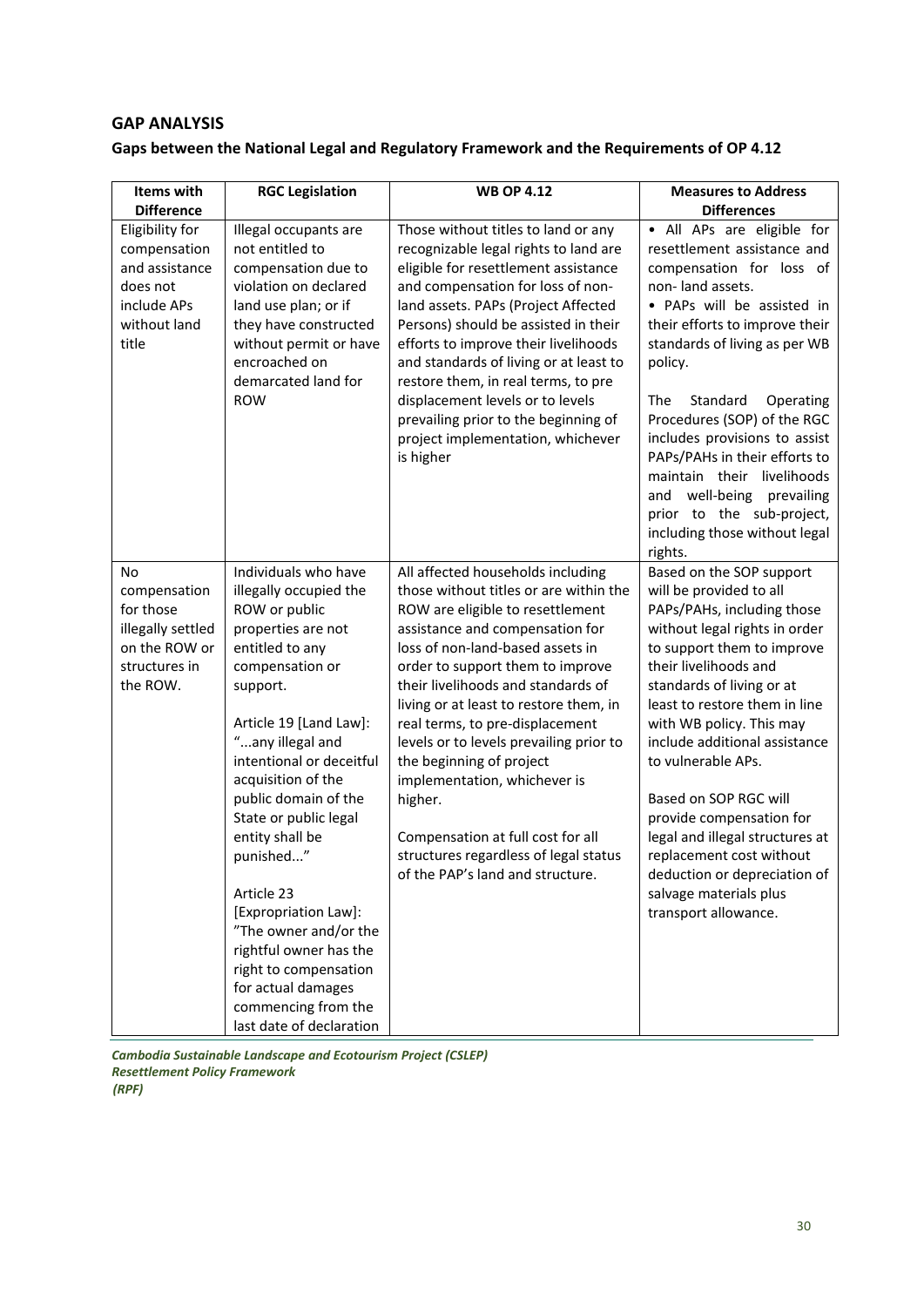## GAP ANALYSIS

### Gaps between the National Legal and Regulatory Framework and the Requirements of OP 4.12

| Items with Difference | RGC Legislation | WB OP 4.12 | Measures to Address Differences |
|---|---|---|---|
| Eligibility for compensation and assistance does not include APs without land title | Illegal occupants are not entitled to compensation due to violation on declared land use plan; or if they have constructed without permit or have encroached on demarcated land for ROW | Those without titles to land or any recognizable legal rights to land are eligible for resettlement assistance and compensation for loss of non-land assets. PAPs (Project Affected Persons) should be assisted in their efforts to improve their livelihoods and standards of living or at least to restore them, in real terms, to pre displacement levels or to levels prevailing prior to the beginning of project implementation, whichever is higher | • All APs are eligible for resettlement assistance and compensation for loss of non- land assets.<br>• PAPs will be assisted in their efforts to improve their standards of living as per WB policy.<br><br>The Standard Operating Procedures (SOP) of the RGC includes provisions to assist PAPs/PAHs in their efforts to maintain their livelihoods and well-being prevailing prior to the sub-project, including those without legal rights. |
| No compensation for those illegally settled on the ROW or structures in the ROW. | Individuals who have illegally occupied the ROW or public properties are not entitled to any compensation or support.<br><br>Article 19 [Land Law]: "...any illegal and intentional or deceitful acquisition of the public domain of the State or public legal entity shall be punished..."<br><br>Article 23 [Expropriation Law]: "The owner and/or the rightful owner has the right to compensation for actual damages commencing from the last date of declaration | All affected households including those without titles or are within the ROW are eligible to resettlement assistance and compensation for loss of non-land-based assets in order to support them to improve their livelihoods and standards of living or at least to restore them, in real terms, to pre-displacement levels or to levels prevailing prior to the beginning of project implementation, whichever is higher.<br><br>Compensation at full cost for all structures regardless of legal status of the PAP's land and structure. | Based on the SOP support will be provided to all PAPs/PAHs, including those without legal rights in order to support them to improve their livelihoods and standards of living or at least to restore them in line with WB policy. This may include additional assistance to vulnerable APs.<br><br>Based on SOP RGC will provide compensation for legal and illegal structures at replacement cost without deduction or depreciation of salvage materials plus transport allowance. |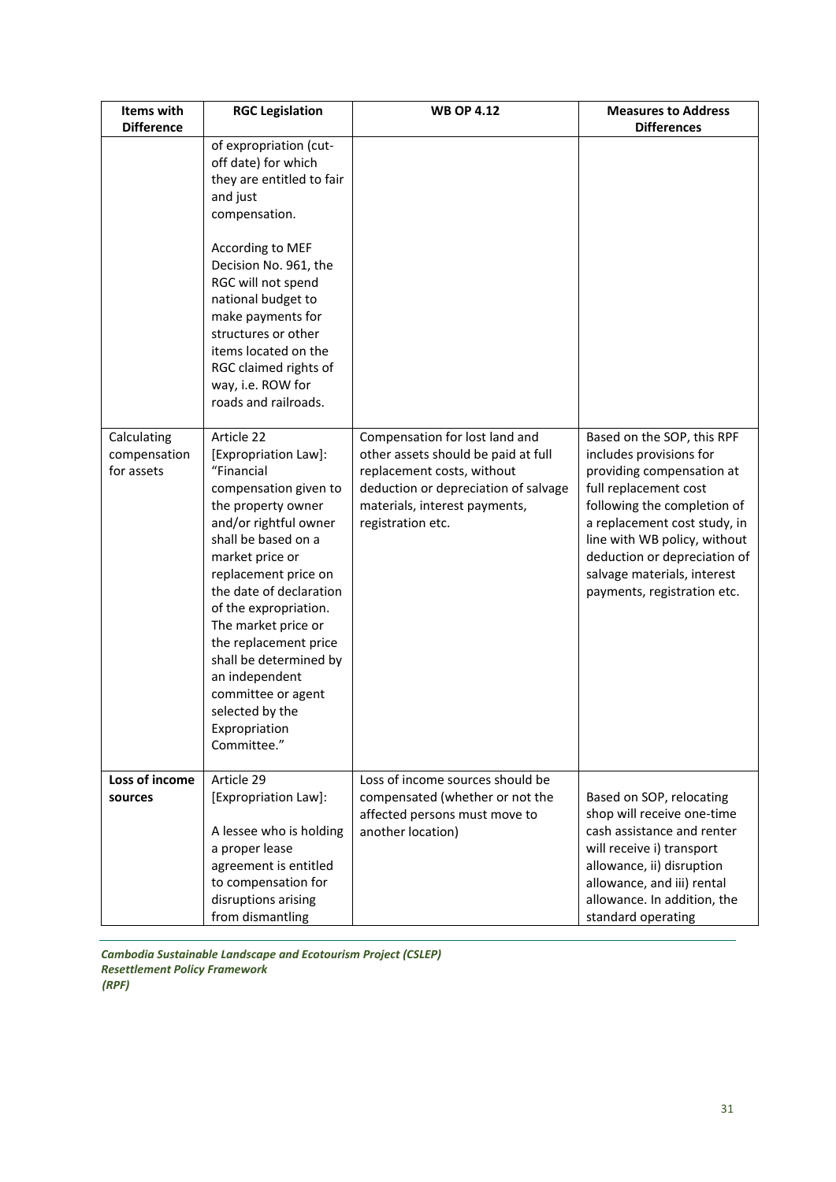| Items with Difference | RGC Legislation | WB OP 4.12 | Measures to Address Differences |
|---|---|---|---|
| | of expropriation (cut-off date) for which they are entitled to fair and just compensation.<br><br>According to MEF Decision No. 961, the RGC will not spend national budget to make payments for structures or other items located on the RGC claimed rights of way, i.e. ROW for roads and railroads. | | |
| Calculating compensation for assets | Article 22 [Expropriation Law]: "Financial compensation given to the property owner and/or rightful owner shall be based on a market price or replacement price on the date of declaration of the expropriation. The market price or the replacement price shall be determined by an independent committee or agent selected by the Expropriation Committee." | Compensation for lost land and other assets should be paid at full replacement costs, without deduction or depreciation of salvage materials, interest payments, registration etc. | Based on the SOP, this RPF includes provisions for providing compensation at full replacement cost following the completion of a replacement cost study, in line with WB policy, without deduction or depreciation of salvage materials, interest payments, registration etc. |
| **Loss of income sources** | Article 29 [Expropriation Law]:<br><br>A lessee who is holding a proper lease agreement is entitled to compensation for disruptions arising from dismantling | Loss of income sources should be compensated (whether or not the affected persons must move to another location) | Based on SOP, relocating shop will receive one-time cash assistance and renter will receive i) transport allowance, ii) disruption allowance, and iii) rental allowance. In addition, the standard operating |

*Cambodia Sustainable Landscape and Ecotourism Project (CSLEP)*
*Resettlement Policy Framework*
*(RPF)*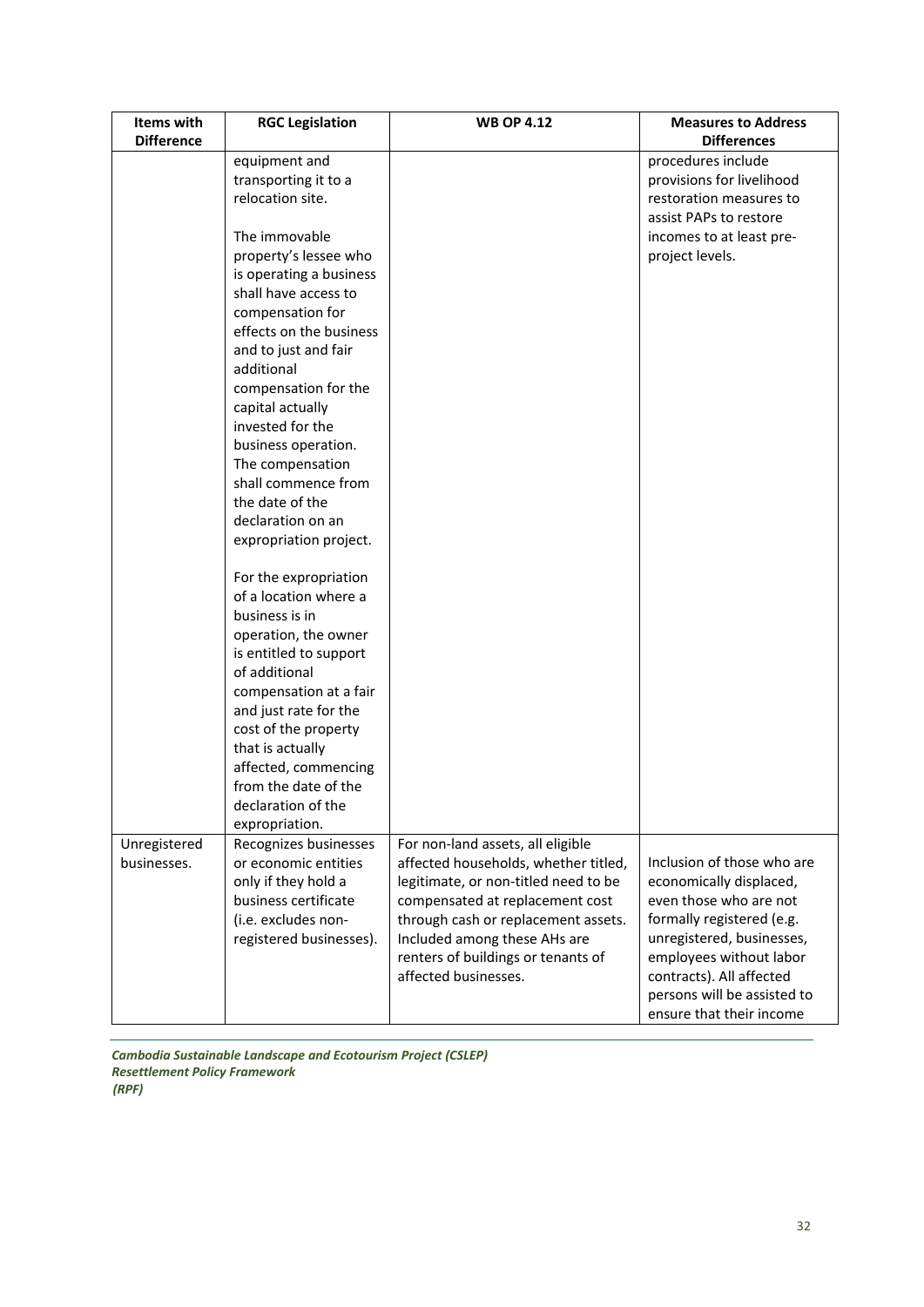| Items with Difference | RGC Legislation | WB OP 4.12 | Measures to Address Differences |
|---|---|---|---|
| | equipment and transporting it to a relocation site.<br><br>The immovable property's lessee who is operating a business shall have access to compensation for effects on the business and to just and fair additional compensation for the capital actually invested for the business operation. The compensation shall commence from the date of the declaration on an expropriation project.<br><br>For the expropriation of a location where a business is in operation, the owner is entitled to support of additional compensation at a fair and just rate for the cost of the property that is actually affected, commencing from the date of the declaration of the expropriation. | | procedures include provisions for livelihood restoration measures to assist PAPs to restore incomes to at least pre-project levels. |
| Unregistered businesses. | Recognizes businesses or economic entities only if they hold a business certificate (i.e. excludes non-registered businesses). | For non-land assets, all eligible affected households, whether titled, legitimate, or non-titled need to be compensated at replacement cost through cash or replacement assets. Included among these AHs are renters of buildings or tenants of affected businesses. | Inclusion of those who are economically displaced, even those who are not formally registered (e.g. unregistered, businesses, employees without labor contracts). All affected persons will be assisted to ensure that their income |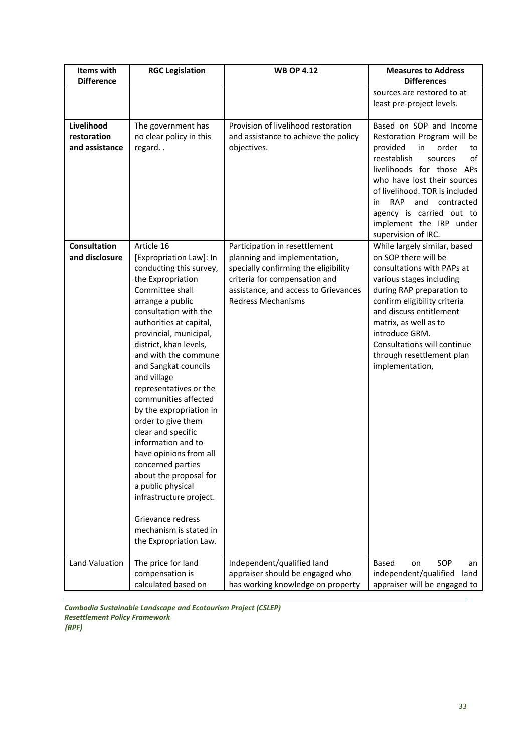| Items with Difference | RGC Legislation | WB OP 4.12 | Measures to Address Differences |
|---|---|---|---|
| | | | sources are restored to at least pre-project levels. |
| **Livelihood restoration and assistance** | The government has no clear policy in this regard. . | Provision of livelihood restoration and assistance to achieve the policy objectives. | Based on SOP and Income Restoration Program will be provided in order to reestablish sources of livelihoods for those APs who have lost their sources of livelihood. TOR is included in RAP and contracted agency is carried out to implement the IRP under supervision of IRC. |
| **Consultation and disclosure** | Article 16 [Expropriation Law]: In conducting this survey, the Expropriation Committee shall arrange a public consultation with the authorities at capital, provincial, municipal, district, khan levels, and with the commune and Sangkat councils and village representatives or the communities affected by the expropriation in order to give them clear and specific information and to have opinions from all concerned parties about the proposal for a public physical infrastructure project.<br><br>Grievance redress mechanism is stated in the Expropriation Law. | Participation in resettlement planning and implementation, specially confirming the eligibility criteria for compensation and assistance, and access to Grievances Redress Mechanisms | While largely similar, based on SOP there will be consultations with PAPs at various stages including during RAP preparation to confirm eligibility criteria and discuss entitlement matrix, as well as to introduce GRM. Consultations will continue through resettlement plan implementation, |
| Land Valuation | The price for land compensation is calculated based on | Independent/qualified land appraiser should be engaged who has working knowledge on property | Based on SOP an independent/qualified land appraiser will be engaged to |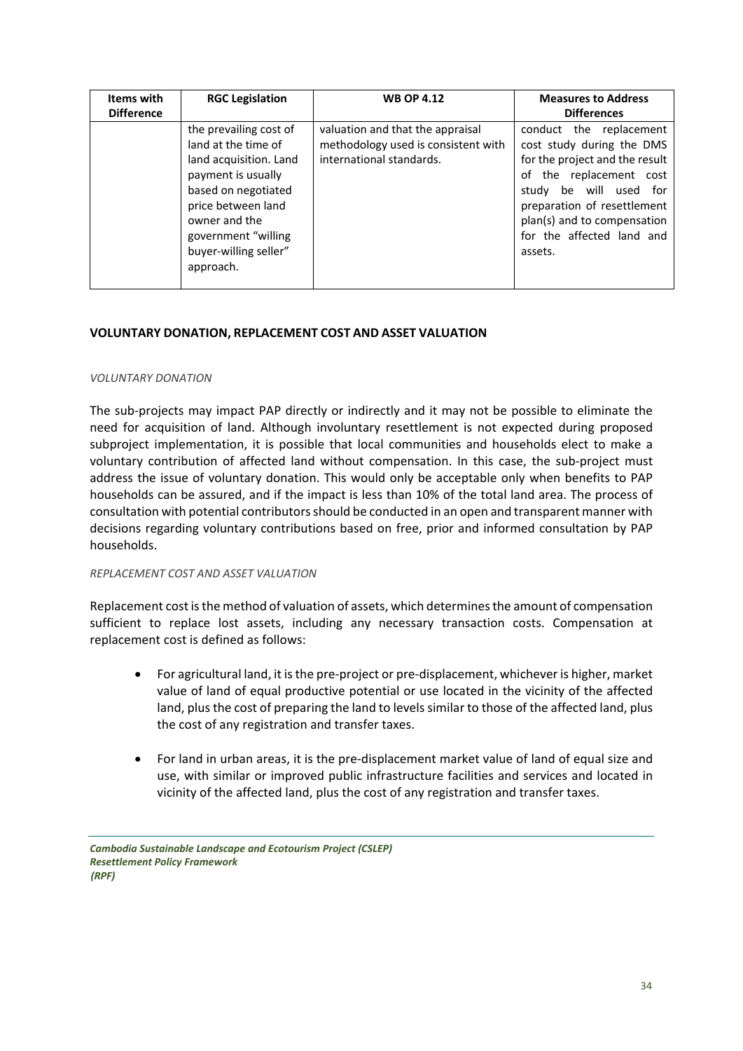| Items with Difference | RGC Legislation | WB OP 4.12 | Measures to Address Differences |
|---|---|---|---|
| | the prevailing cost of land at the time of land acquisition. Land payment is usually based on negotiated price between land owner and the government "willing buyer-willing seller" approach. | valuation and that the appraisal methodology used is consistent with international standards. | conduct the replacement cost study during the DMS for the project and the result of the replacement cost study be will used for preparation of resettlement plan(s) and to compensation for the affected land and assets. |

**VOLUNTARY DONATION, REPLACEMENT COST AND ASSET VALUATION**

*VOLUNTARY DONATION*

The sub-projects may impact PAP directly or indirectly and it may not be possible to eliminate the need for acquisition of land. Although involuntary resettlement is not expected during proposed subproject implementation, it is possible that local communities and households elect to make a voluntary contribution of affected land without compensation. In this case, the sub-project must address the issue of voluntary donation. This would only be acceptable only when benefits to PAP households can be assured, and if the impact is less than 10% of the total land area. The process of consultation with potential contributors should be conducted in an open and transparent manner with decisions regarding voluntary contributions based on free, prior and informed consultation by PAP households.

*REPLACEMENT COST AND ASSET VALUATION*

Replacement cost is the method of valuation of assets, which determines the amount of compensation sufficient to replace lost assets, including any necessary transaction costs. Compensation at replacement cost is defined as follows:

- For agricultural land, it is the pre-project or pre-displacement, whichever is higher, market value of land of equal productive potential or use located in the vicinity of the affected land, plus the cost of preparing the land to levels similar to those of the affected land, plus the cost of any registration and transfer taxes.

- For land in urban areas, it is the pre-displacement market value of land of equal size and use, with similar or improved public infrastructure facilities and services and located in vicinity of the affected land, plus the cost of any registration and transfer taxes.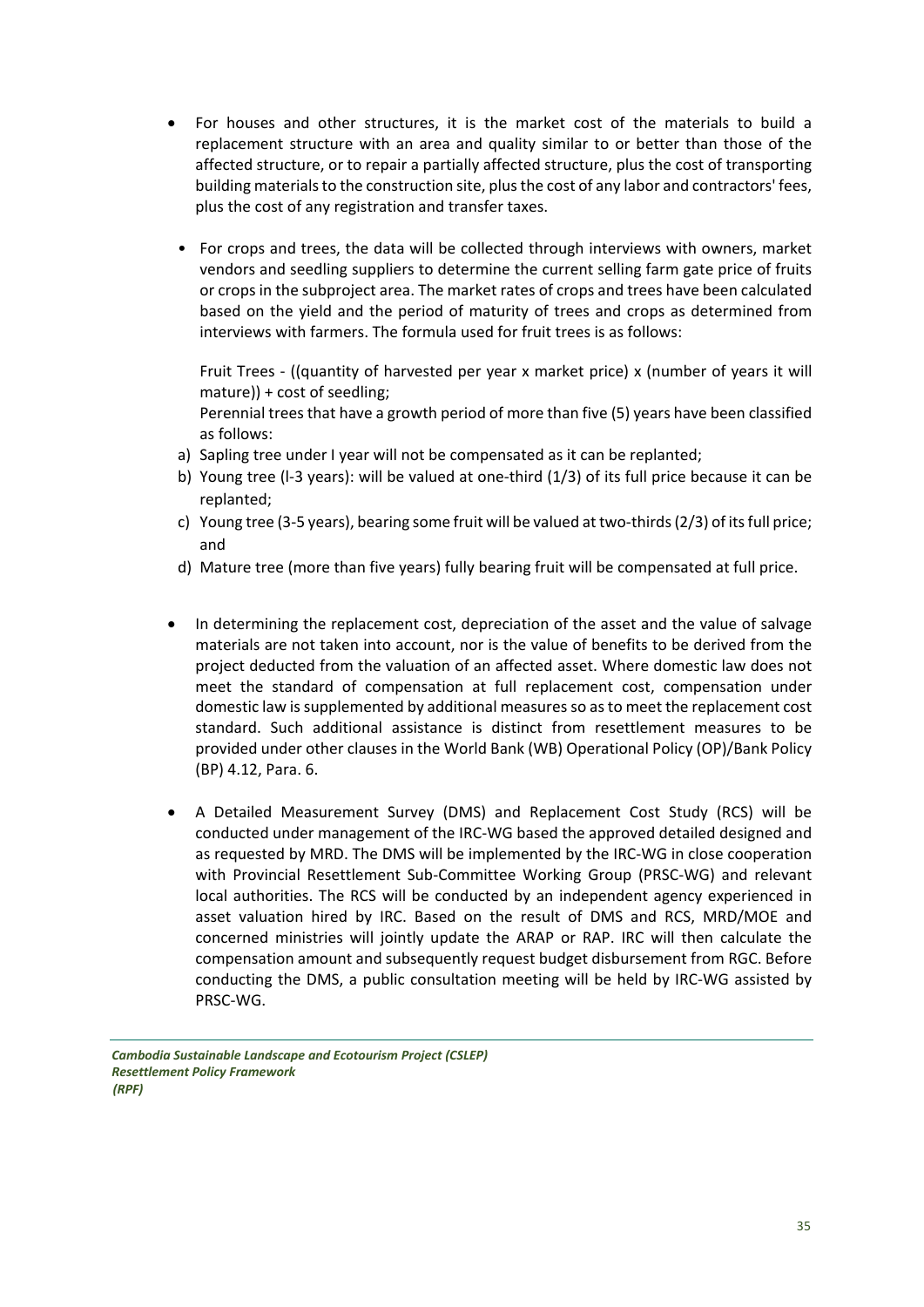- For houses and other structures, it is the market cost of the materials to build a replacement structure with an area and quality similar to or better than those of the affected structure, or to repair a partially affected structure, plus the cost of transporting building materials to the construction site, plus the cost of any labor and contractors' fees, plus the cost of any registration and transfer taxes.

- For crops and trees, the data will be collected through interviews with owners, market vendors and seedling suppliers to determine the current selling farm gate price of fruits or crops in the subproject area. The market rates of crops and trees have been calculated based on the yield and the period of maturity of trees and crops as determined from interviews with farmers. The formula used for fruit trees is as follows:

  Fruit Trees - ((quantity of harvested per year x market price) x (number of years it will mature)) + cost of seedling;

  Perennial trees that have a growth period of more than five (5) years have been classified as follows:

  a) Sapling tree under I year will not be compensated as it can be replanted;
  b) Young tree (l-3 years): will be valued at one-third (1/3) of its full price because it can be replanted;
  c) Young tree (3-5 years), bearing some fruit will be valued at two-thirds (2/3) of its full price; and
  d) Mature tree (more than five years) fully bearing fruit will be compensated at full price.

- In determining the replacement cost, depreciation of the asset and the value of salvage materials are not taken into account, nor is the value of benefits to be derived from the project deducted from the valuation of an affected asset. Where domestic law does not meet the standard of compensation at full replacement cost, compensation under domestic law is supplemented by additional measures so as to meet the replacement cost standard. Such additional assistance is distinct from resettlement measures to be provided under other clauses in the World Bank (WB) Operational Policy (OP)/Bank Policy (BP) 4.12, Para. 6.

- A Detailed Measurement Survey (DMS) and Replacement Cost Study (RCS) will be conducted under management of the IRC-WG based the approved detailed designed and as requested by MRD. The DMS will be implemented by the IRC-WG in close cooperation with Provincial Resettlement Sub-Committee Working Group (PRSC-WG) and relevant local authorities. The RCS will be conducted by an independent agency experienced in asset valuation hired by IRC. Based on the result of DMS and RCS, MRD/MOE and concerned ministries will jointly update the ARAP or RAP. IRC will then calculate the compensation amount and subsequently request budget disbursement from RGC. Before conducting the DMS, a public consultation meeting will be held by IRC-WG assisted by PRSC-WG.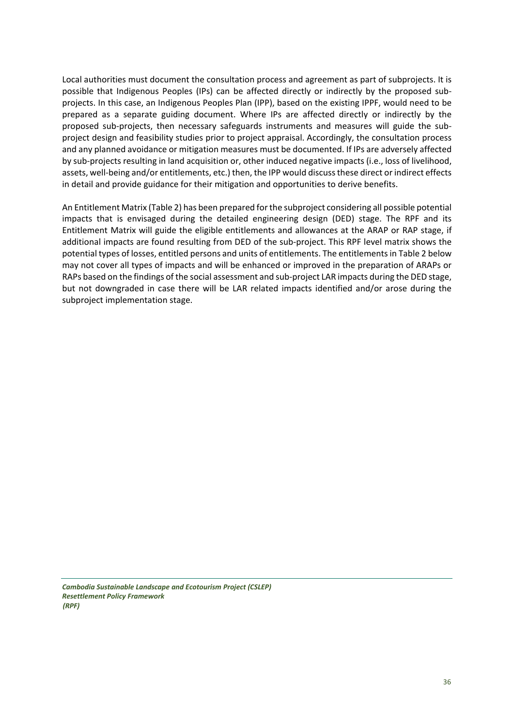Local authorities must document the consultation process and agreement as part of subprojects. It is possible that Indigenous Peoples (IPs) can be affected directly or indirectly by the proposed sub-projects. In this case, an Indigenous Peoples Plan (IPP), based on the existing IPPF, would need to be prepared as a separate guiding document. Where IPs are affected directly or indirectly by the proposed sub-projects, then necessary safeguards instruments and measures will guide the sub-project design and feasibility studies prior to project appraisal. Accordingly, the consultation process and any planned avoidance or mitigation measures must be documented. If IPs are adversely affected by sub-projects resulting in land acquisition or, other induced negative impacts (i.e., loss of livelihood, assets, well-being and/or entitlements, etc.) then, the IPP would discuss these direct or indirect effects in detail and provide guidance for their mitigation and opportunities to derive benefits.

An Entitlement Matrix (Table 2) has been prepared for the subproject considering all possible potential impacts that is envisaged during the detailed engineering design (DED) stage. The RPF and its Entitlement Matrix will guide the eligible entitlements and allowances at the ARAP or RAP stage, if additional impacts are found resulting from DED of the sub-project. This RPF level matrix shows the potential types of losses, entitled persons and units of entitlements. The entitlements in Table 2 below may not cover all types of impacts and will be enhanced or improved in the preparation of ARAPs or RAPs based on the findings of the social assessment and sub-project LAR impacts during the DED stage, but not downgraded in case there will be LAR related impacts identified and/or arose during the subproject implementation stage.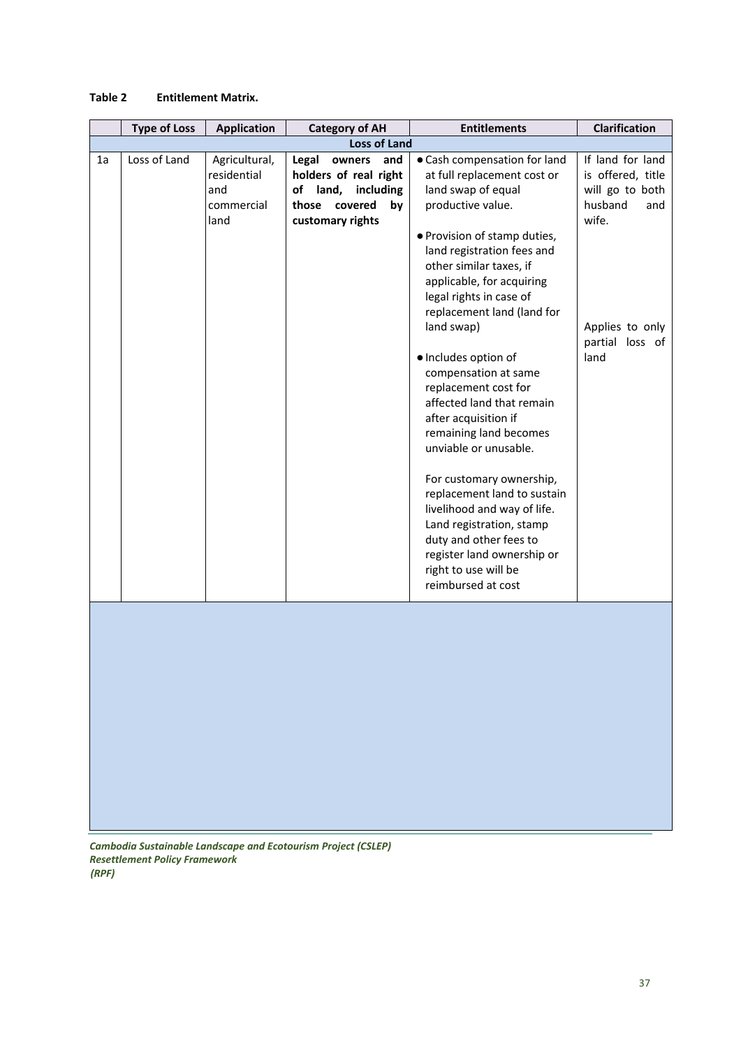**Table 2 Entitlement Matrix.**

| | Type of Loss | Application | Category of AH | Entitlements | Clarification |
|---|---|---|---|---|---|
| **Loss of Land** | | | | | |
| 1a | Loss of Land | Agricultural, residential and commercial land | **Legal owners and holders of real right of land, including those covered by customary rights** | • Cash compensation for land at full replacement cost or land swap of equal productive value.<br><br>• Provision of stamp duties, land registration fees and other similar taxes, if applicable, for acquiring legal rights in case of replacement land (land for land swap)<br><br>• Includes option of compensation at same replacement cost for affected land that remain after acquisition if remaining land becomes unviable or unusable.<br><br>For customary ownership, replacement land to sustain livelihood and way of life. Land registration, stamp duty and other fees to register land ownership or right to use will be reimbursed at cost | If land for land is offered, title will go to both husband and wife.<br><br>Applies to only partial loss of land |

*Cambodia Sustainable Landscape and Ecotourism Project (CSLEP)*
*Resettlement Policy Framework*
*(RPF)*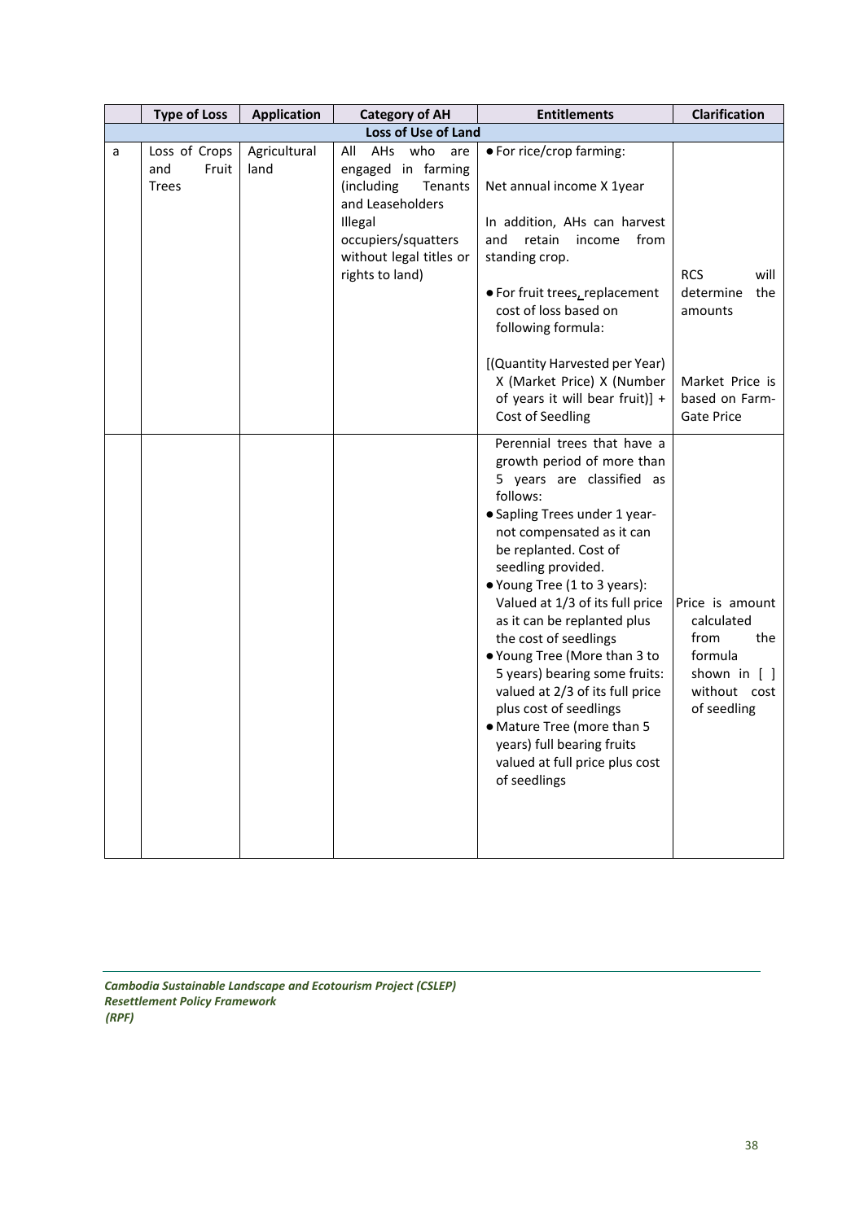| | Type of Loss | Application | Category of AH | Entitlements | Clarification |
|---|---|---|---|---|---|
| **Loss of Use of Land** | | | | | |
| a | Loss of Crops and Fruit Trees | Agricultural land | All AHs who are engaged in farming (including Tenants and Leaseholders Illegal occupiers/squatters without legal titles or rights to land) | • For rice/crop farming:<br><br>Net annual income X 1year<br><br>In addition, AHs can harvest and retain income from standing crop.<br><br>• For fruit trees, replacement cost of loss based on following formula:<br><br>[(Quantity Harvested per Year) X (Market Price) X (Number of years it will bear fruit)] + Cost of Seedling | RCS will determine the amounts<br><br>Market Price is based on Farm-Gate Price |
| | | | | Perennial trees that have a growth period of more than 5 years are classified as follows:<br>• Sapling Trees under 1 year- not compensated as it can be replanted. Cost of seedling provided.<br>• Young Tree (1 to 3 years): Valued at 1/3 of its full price as it can be replanted plus the cost of seedlings<br>• Young Tree (More than 3 to 5 years) bearing some fruits: valued at 2/3 of its full price plus cost of seedlings<br>• Mature Tree (more than 5 years) full bearing fruits valued at full price plus cost of seedlings | Price is amount calculated from the formula shown in [ ] without cost of seedling |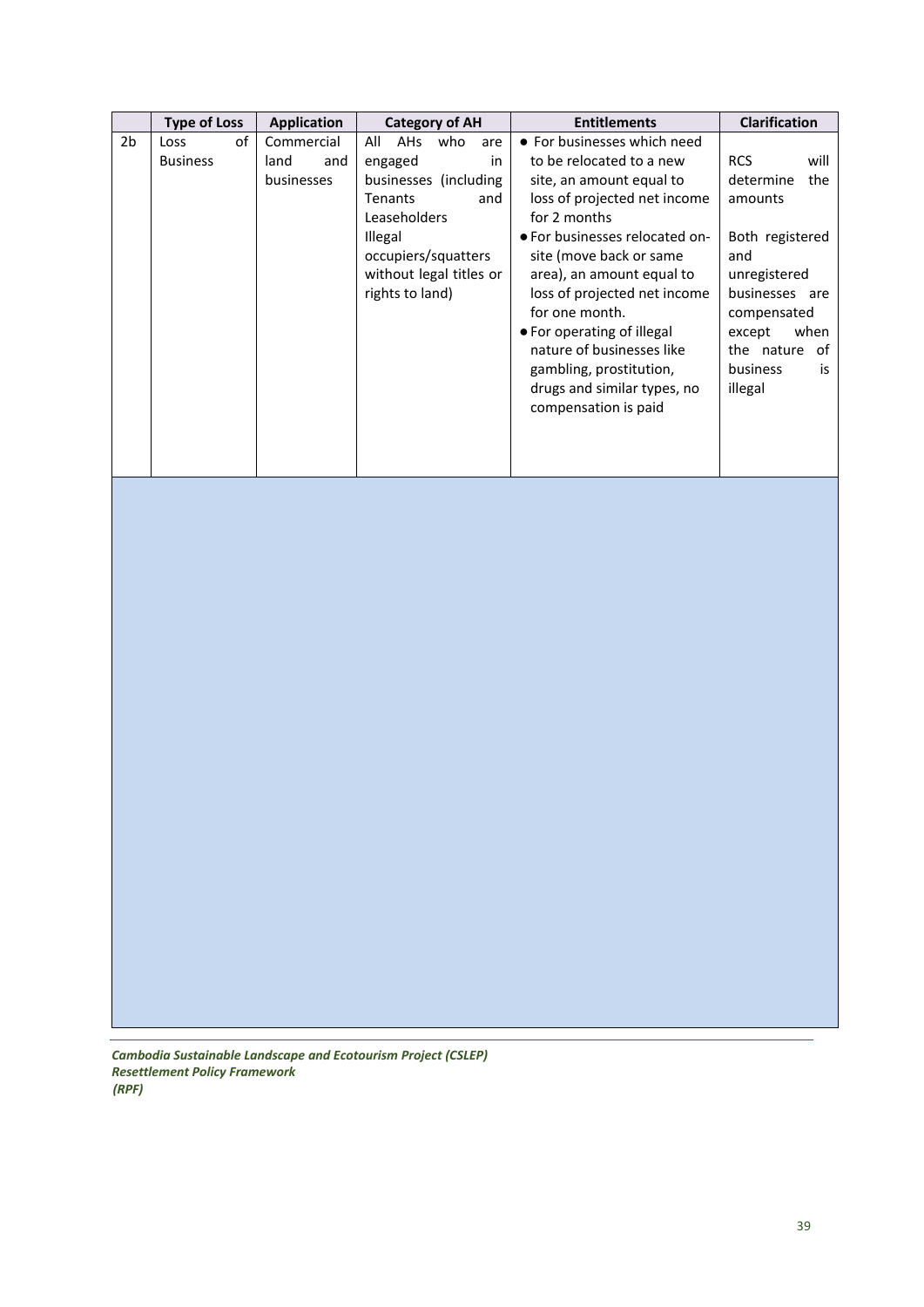|  | Type of Loss | Application | Category of AH | Entitlements | Clarification |
|---|---|---|---|---|---|
| 2b | Loss of Business | Commercial land and businesses | All AHs who are engaged in businesses (including Tenants and Leaseholders Illegal occupiers/squatters without legal titles or rights to land) | • For businesses which need to be relocated to a new site, an amount equal to loss of projected net income for 2 months<br>• For businesses relocated on-site (move back or same area), an amount equal to loss of projected net income for one month.<br>• For operating of illegal nature of businesses like gambling, prostitution, drugs and similar types, no compensation is paid | RCS will determine the amounts<br><br>Both registered and unregistered businesses are compensated except when the nature of business is illegal |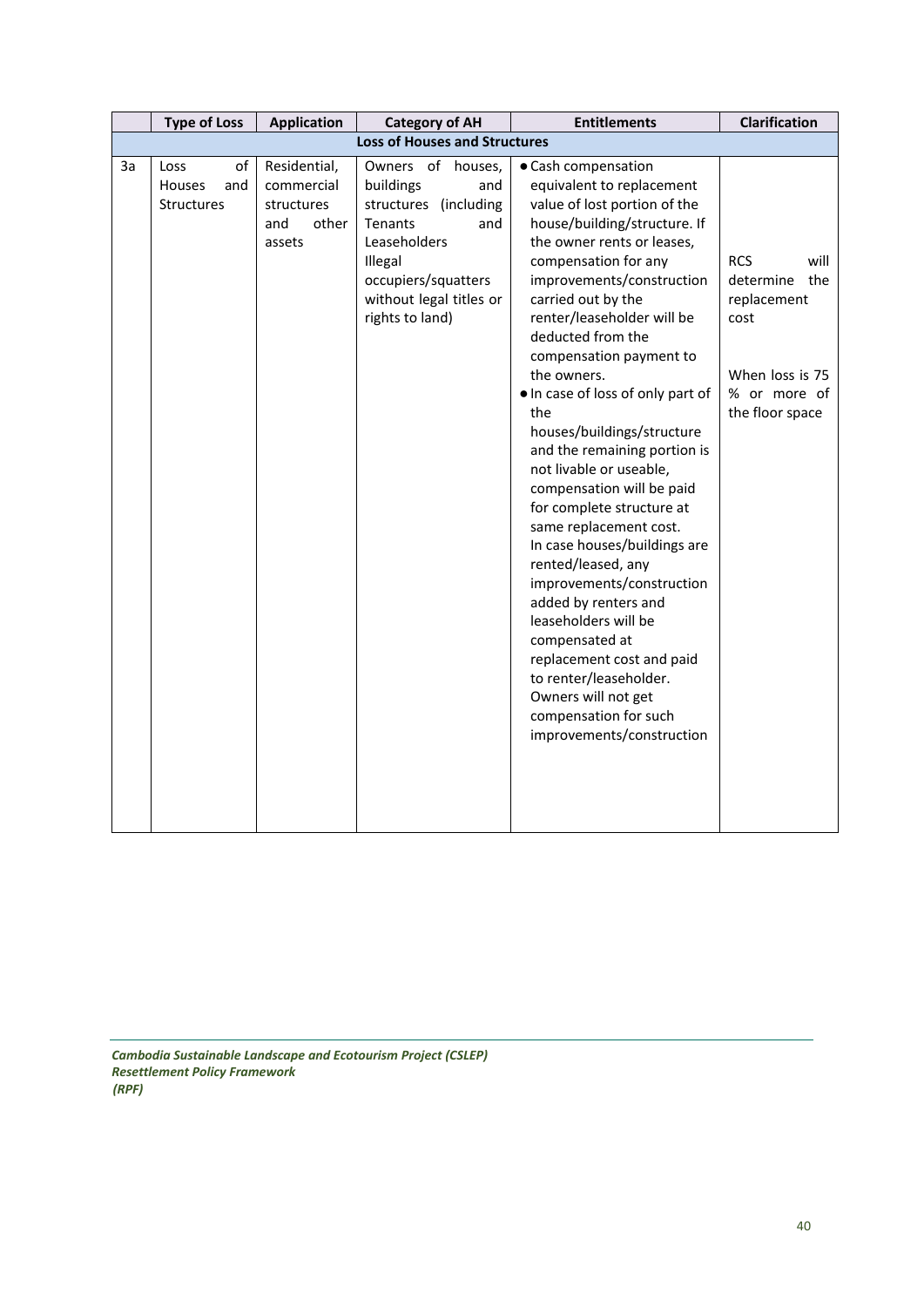|  | Type of Loss | Application | Category of AH | Entitlements | Clarification |
|---|---|---|---|---|---|
| **Loss of Houses and Structures** | | | | | |
| 3a | Loss of Houses and Structures | Residential, commercial structures and other assets | Owners of houses, buildings and structures (including Tenants and Leaseholders Illegal occupiers/squatters without legal titles or rights to land) | • Cash compensation equivalent to replacement value of lost portion of the house/building/structure. If the owner rents or leases, compensation for any improvements/construction carried out by the renter/leaseholder will be deducted from the compensation payment to the owners.<br>• In case of loss of only part of the houses/buildings/structure and the remaining portion is not livable or useable, compensation will be paid for complete structure at same replacement cost. In case houses/buildings are rented/leased, any improvements/construction added by renters and leaseholders will be compensated at replacement cost and paid to renter/leaseholder. Owners will not get compensation for such improvements/construction | RCS will determine the replacement cost<br><br>When loss is 75 % or more of the floor space |

*Cambodia Sustainable Landscape and Ecotourism Project (CSLEP)*
*Resettlement Policy Framework*
*(RPF)*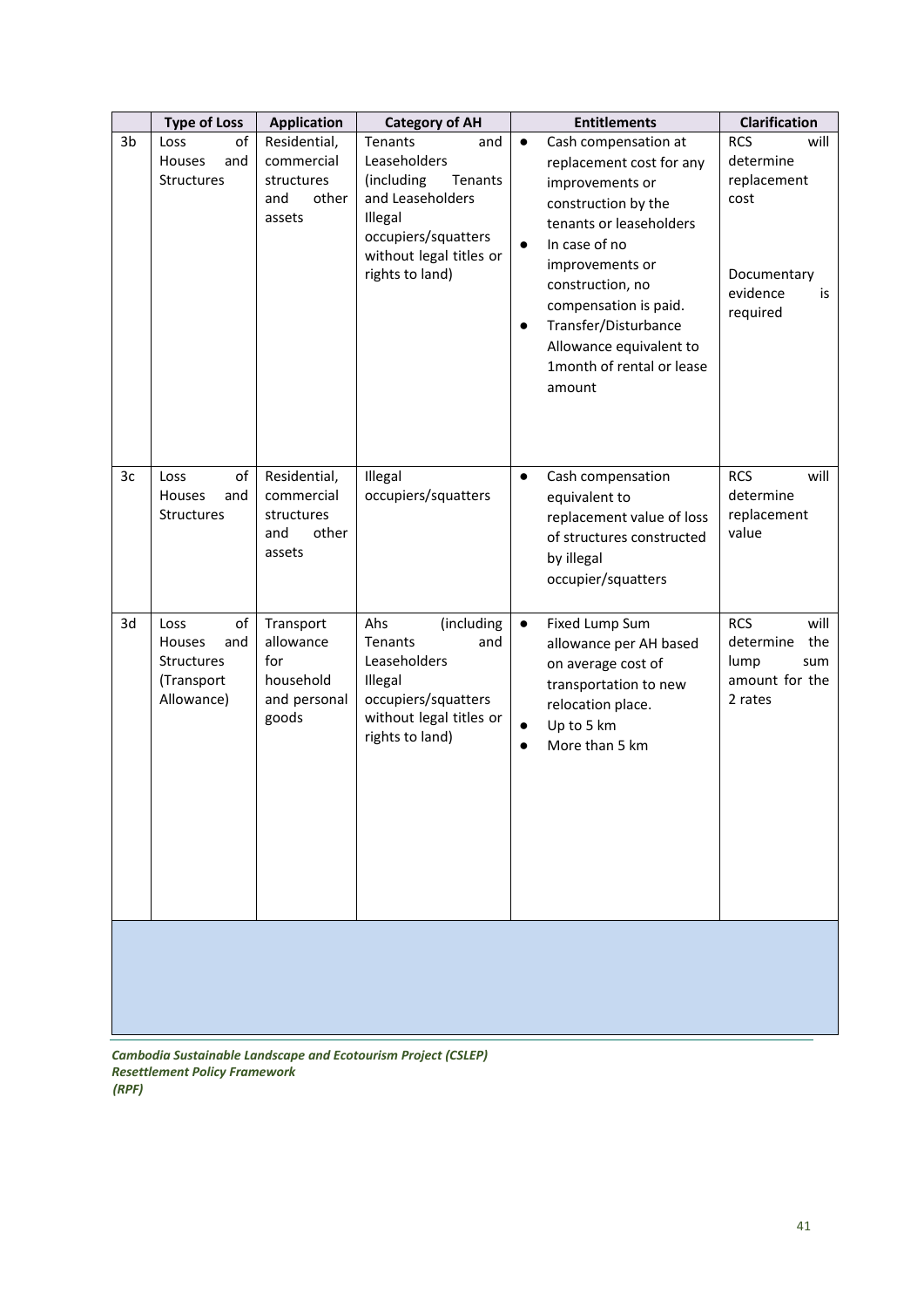| | Type of Loss | Application | Category of AH | Entitlements | Clarification |
|---|---|---|---|---|---|
| 3b | Loss of Houses and Structures | Residential, commercial structures and other assets | Tenants and Leaseholders (including Tenants and Leaseholders Illegal occupiers/squatters without legal titles or rights to land) | • Cash compensation at replacement cost for any improvements or construction by the tenants or leaseholders<br>• In case of no improvements or construction, no compensation is paid.<br>• Transfer/Disturbance Allowance equivalent to 1month of rental or lease amount | RCS will determine replacement cost<br><br>Documentary evidence is required |
| 3c | Loss of Houses and Structures | Residential, commercial structures and other assets | Illegal occupiers/squatters | • Cash compensation equivalent to replacement value of loss of structures constructed by illegal occupier/squatters | RCS will determine replacement value |
| 3d | Loss of Houses and Structures (Transport Allowance) | Transport allowance for household and personal goods | Ahs (including Tenants and Leaseholders Illegal occupiers/squatters without legal titles or rights to land) | • Fixed Lump Sum allowance per AH based on average cost of transportation to new relocation place.<br>• Up to 5 km<br>• More than 5 km | RCS will determine the lump sum amount for the 2 rates |

*Cambodia Sustainable Landscape and Ecotourism Project (CSLEP)*
*Resettlement Policy Framework*
*(RPF)*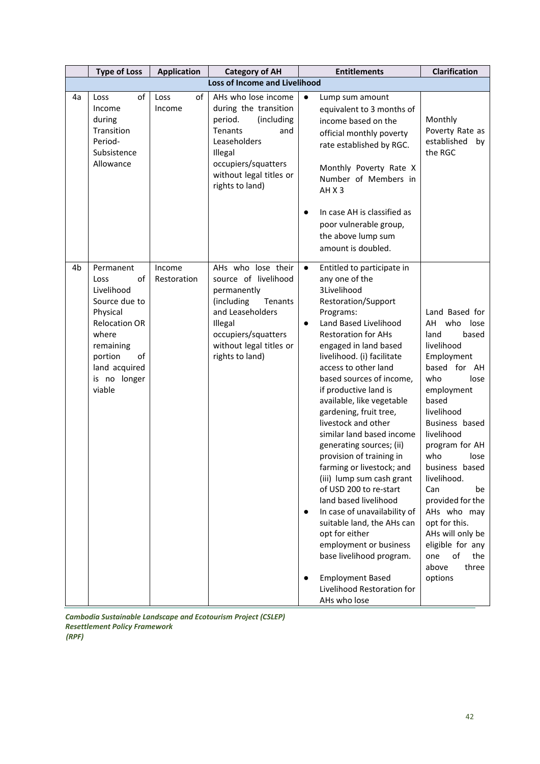| | Type of Loss | Application | Category of AH | Entitlements | Clarification |
|---|---|---|---|---|---|
| | | | **Loss of Income and Livelihood** | | |
| 4a | Loss of Income during Transition Period-Subsistence Allowance | Loss of Income | AHs who lose income during the transition period. (including Tenants and Leaseholders Illegal occupiers/squatters without legal titles or rights to land) | • Lump sum amount equivalent to 3 months of income based on the official monthly poverty rate established by RGC.<br><br>Monthly Poverty Rate X Number of Members in AH X 3<br><br>• In case AH is classified as poor vulnerable group, the above lump sum amount is doubled. | Monthly Poverty Rate as established by the RGC |
| 4b | Permanent Loss of Livelihood Source due to Physical Relocation OR where remaining portion of land acquired is no longer viable | Income Restoration | AHs who lose their source of livelihood permanently (including Tenants and Leaseholders Illegal occupiers/squatters without legal titles or rights to land) | • Entitled to participate in any one of the 3Livelihood Restoration/Support Programs:<br>• Land Based Livelihood Restoration for AHs engaged in land based livelihood. (i) facilitate access to other land based sources of income, if productive land is available, like vegetable gardening, fruit tree, livestock and other similar land based income generating sources; (ii) provision of training in farming or livestock; and (iii) lump sum cash grant of USD 200 to re-start land based livelihood<br>• In case of unavailability of suitable land, the AHs can opt for either employment or business base livelihood program.<br><br>• Employment Based Livelihood Restoration for AHs who lose | Land Based for AH who lose land based livelihood Employment based for AH who lose employment based livelihood Business based livelihood program for AH who lose business based livelihood. Can be provided for the AHs who may opt for this. AHs will only be eligible for any one of the above three options |

***Cambodia Sustainable Landscape and Ecotourism Project (CSLEP)***
***Resettlement Policy Framework***
***(RPF)***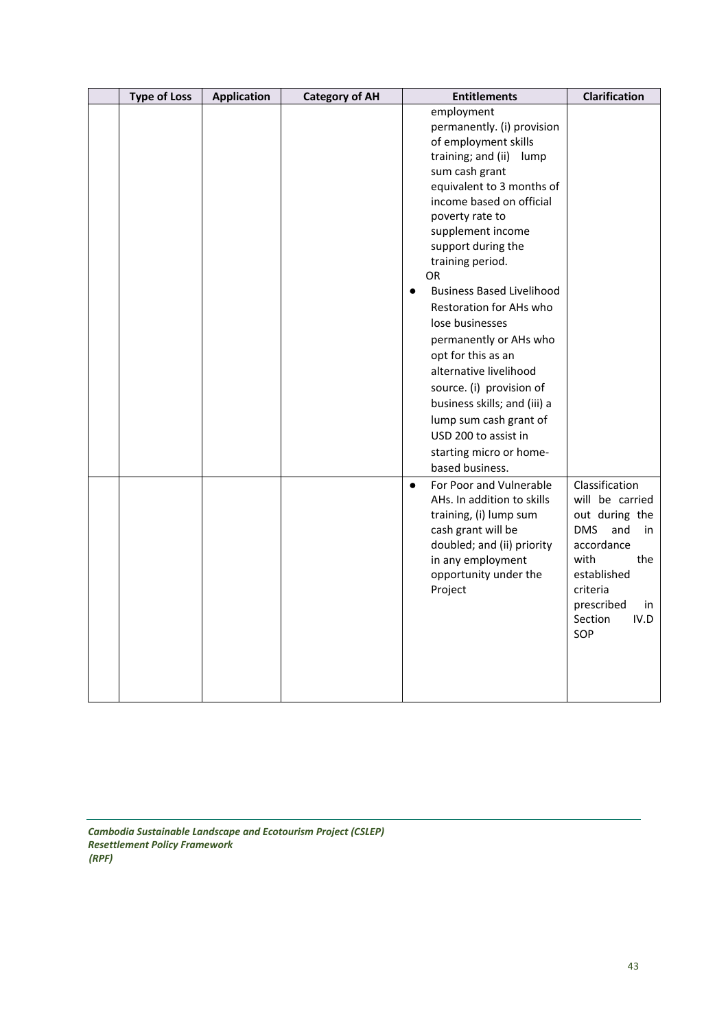|  | Type of Loss | Application | Category of AH | Entitlements | Clarification |
|---|---|---|---|---|---|
|  |  |  |  | employment permanently. (i) provision of employment skills training; and (ii) lump sum cash grant equivalent to 3 months of income based on official poverty rate to supplement income support during the training period.<br>OR<br>● Business Based Livelihood Restoration for AHs who lose businesses permanently or AHs who opt for this as an alternative livelihood source. (i) provision of business skills; and (iii) a lump sum cash grant of USD 200 to assist in starting micro or home-based business. |  |
|  |  |  |  | ● For Poor and Vulnerable AHs. In addition to skills training, (i) lump sum cash grant will be doubled; and (ii) priority in any employment opportunity under the Project | Classification will be carried out during the DMS and in accordance with the established criteria prescribed in Section IV.D SOP |

*Cambodia Sustainable Landscape and Ecotourism Project (CSLEP)*
*Resettlement Policy Framework*
*(RPF)*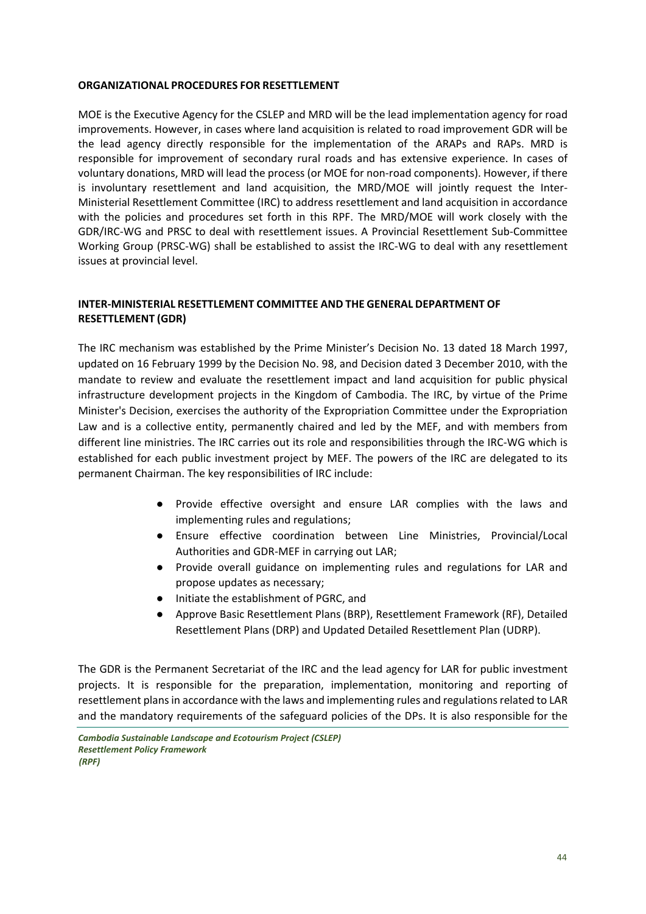## ORGANIZATIONAL PROCEDURES FOR RESETTLEMENT

MOE is the Executive Agency for the CSLEP and MRD will be the lead implementation agency for road improvements. However, in cases where land acquisition is related to road improvement GDR will be the lead agency directly responsible for the implementation of the ARAPs and RAPs. MRD is responsible for improvement of secondary rural roads and has extensive experience. In cases of voluntary donations, MRD will lead the process (or MOE for non-road components). However, if there is involuntary resettlement and land acquisition, the MRD/MOE will jointly request the Inter-Ministerial Resettlement Committee (IRC) to address resettlement and land acquisition in accordance with the policies and procedures set forth in this RPF. The MRD/MOE will work closely with the GDR/IRC-WG and PRSC to deal with resettlement issues. A Provincial Resettlement Sub-Committee Working Group (PRSC-WG) shall be established to assist the IRC-WG to deal with any resettlement issues at provincial level.

## INTER-MINISTERIAL RESETTLEMENT COMMITTEE AND THE GENERAL DEPARTMENT OF RESETTLEMENT (GDR)

The IRC mechanism was established by the Prime Minister's Decision No. 13 dated 18 March 1997, updated on 16 February 1999 by the Decision No. 98, and Decision dated 3 December 2010, with the mandate to review and evaluate the resettlement impact and land acquisition for public physical infrastructure development projects in the Kingdom of Cambodia. The IRC, by virtue of the Prime Minister's Decision, exercises the authority of the Expropriation Committee under the Expropriation Law and is a collective entity, permanently chaired and led by the MEF, and with members from different line ministries. The IRC carries out its role and responsibilities through the IRC-WG which is established for each public investment project by MEF. The powers of the IRC are delegated to its permanent Chairman. The key responsibilities of IRC include:

- Provide effective oversight and ensure LAR complies with the laws and implementing rules and regulations;
- Ensure effective coordination between Line Ministries, Provincial/Local Authorities and GDR-MEF in carrying out LAR;
- Provide overall guidance on implementing rules and regulations for LAR and propose updates as necessary;
- Initiate the establishment of PGRC, and
- Approve Basic Resettlement Plans (BRP), Resettlement Framework (RF), Detailed Resettlement Plans (DRP) and Updated Detailed Resettlement Plan (UDRP).

The GDR is the Permanent Secretariat of the IRC and the lead agency for LAR for public investment projects. It is responsible for the preparation, implementation, monitoring and reporting of resettlement plans in accordance with the laws and implementing rules and regulations related to LAR and the mandatory requirements of the safeguard policies of the DPs. It is also responsible for the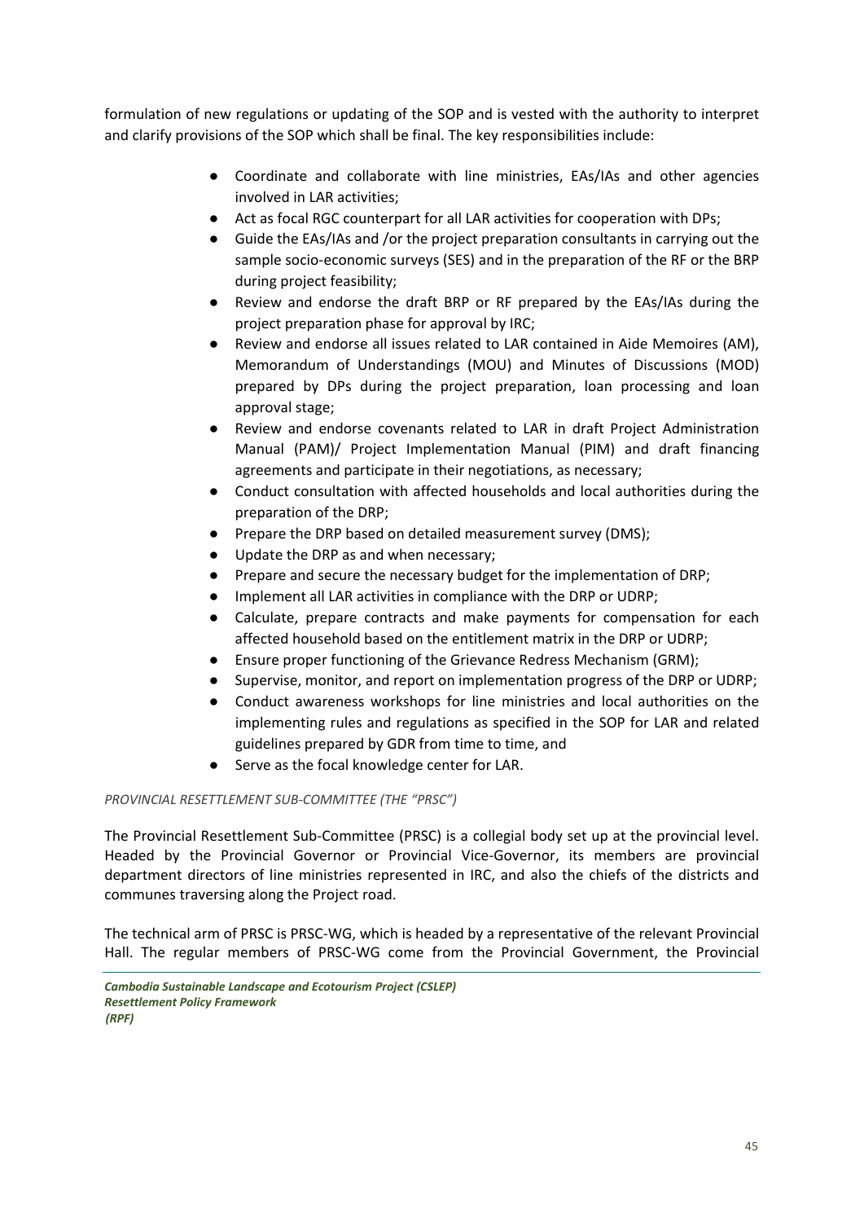formulation of new regulations or updating of the SOP and is vested with the authority to interpret and clarify provisions of the SOP which shall be final. The key responsibilities include:

- Coordinate and collaborate with line ministries, EAs/IAs and other agencies involved in LAR activities;
- Act as focal RGC counterpart for all LAR activities for cooperation with DPs;
- Guide the EAs/IAs and /or the project preparation consultants in carrying out the sample socio-economic surveys (SES) and in the preparation of the RF or the BRP during project feasibility;
- Review and endorse the draft BRP or RF prepared by the EAs/IAs during the project preparation phase for approval by IRC;
- Review and endorse all issues related to LAR contained in Aide Memoires (AM), Memorandum of Understandings (MOU) and Minutes of Discussions (MOD) prepared by DPs during the project preparation, loan processing and loan approval stage;
- Review and endorse covenants related to LAR in draft Project Administration Manual (PAM)/ Project Implementation Manual (PIM) and draft financing agreements and participate in their negotiations, as necessary;
- Conduct consultation with affected households and local authorities during the preparation of the DRP;
- Prepare the DRP based on detailed measurement survey (DMS);
- Update the DRP as and when necessary;
- Prepare and secure the necessary budget for the implementation of DRP;
- Implement all LAR activities in compliance with the DRP or UDRP;
- Calculate, prepare contracts and make payments for compensation for each affected household based on the entitlement matrix in the DRP or UDRP;
- Ensure proper functioning of the Grievance Redress Mechanism (GRM);
- Supervise, monitor, and report on implementation progress of the DRP or UDRP;
- Conduct awareness workshops for line ministries and local authorities on the implementing rules and regulations as specified in the SOP for LAR and related guidelines prepared by GDR from time to time, and
- Serve as the focal knowledge center for LAR.

*PROVINCIAL RESETTLEMENT SUB-COMMITTEE (THE "PRSC")*

The Provincial Resettlement Sub-Committee (PRSC) is a collegial body set up at the provincial level. Headed by the Provincial Governor or Provincial Vice-Governor, its members are provincial department directors of line ministries represented in IRC, and also the chiefs of the districts and communes traversing along the Project road.

The technical arm of PRSC is PRSC-WG, which is headed by a representative of the relevant Provincial Hall. The regular members of PRSC-WG come from the Provincial Government, the Provincial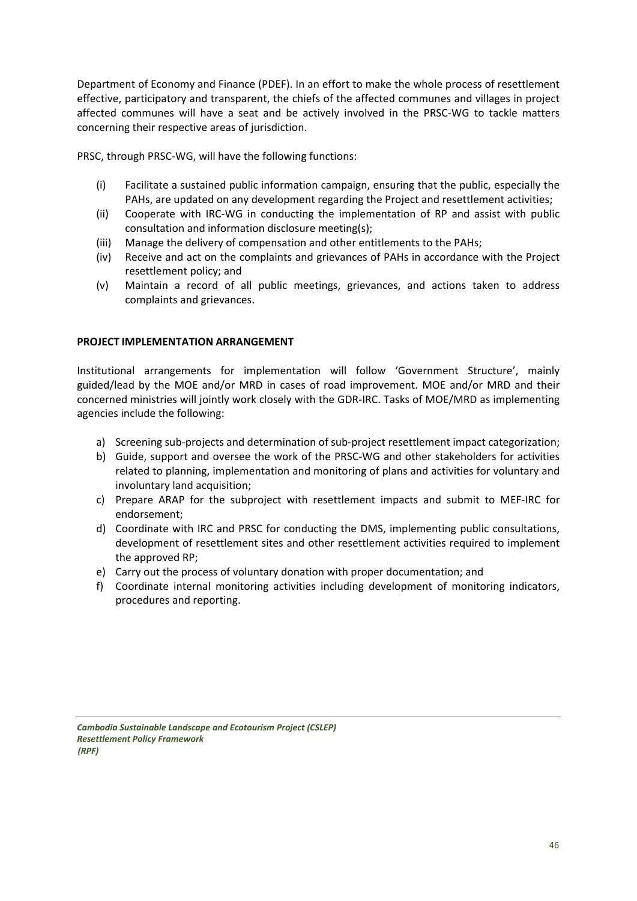Department of Economy and Finance (PDEF). In an effort to make the whole process of resettlement effective, participatory and transparent, the chiefs of the affected communes and villages in project affected communes will have a seat and be actively involved in the PRSC-WG to tackle matters concerning their respective areas of jurisdiction.

PRSC, through PRSC-WG, will have the following functions:

- (i) Facilitate a sustained public information campaign, ensuring that the public, especially the PAHs, are updated on any development regarding the Project and resettlement activities;
- (ii) Cooperate with IRC-WG in conducting the implementation of RP and assist with public consultation and information disclosure meeting(s);
- (iii) Manage the delivery of compensation and other entitlements to the PAHs;
- (iv) Receive and act on the complaints and grievances of PAHs in accordance with the Project resettlement policy; and
- (v) Maintain a record of all public meetings, grievances, and actions taken to address complaints and grievances.

**PROJECT IMPLEMENTATION ARRANGEMENT**

Institutional arrangements for implementation will follow 'Government Structure', mainly guided/lead by the MOE and/or MRD in cases of road improvement. MOE and/or MRD and their concerned ministries will jointly work closely with the GDR-IRC. Tasks of MOE/MRD as implementing agencies include the following:

- a) Screening sub-projects and determination of sub-project resettlement impact categorization;
- b) Guide, support and oversee the work of the PRSC-WG and other stakeholders for activities related to planning, implementation and monitoring of plans and activities for voluntary and involuntary land acquisition;
- c) Prepare ARAP for the subproject with resettlement impacts and submit to MEF-IRC for endorsement;
- d) Coordinate with IRC and PRSC for conducting the DMS, implementing public consultations, development of resettlement sites and other resettlement activities required to implement the approved RP;
- e) Carry out the process of voluntary donation with proper documentation; and
- f) Coordinate internal monitoring activities including development of monitoring indicators, procedures and reporting.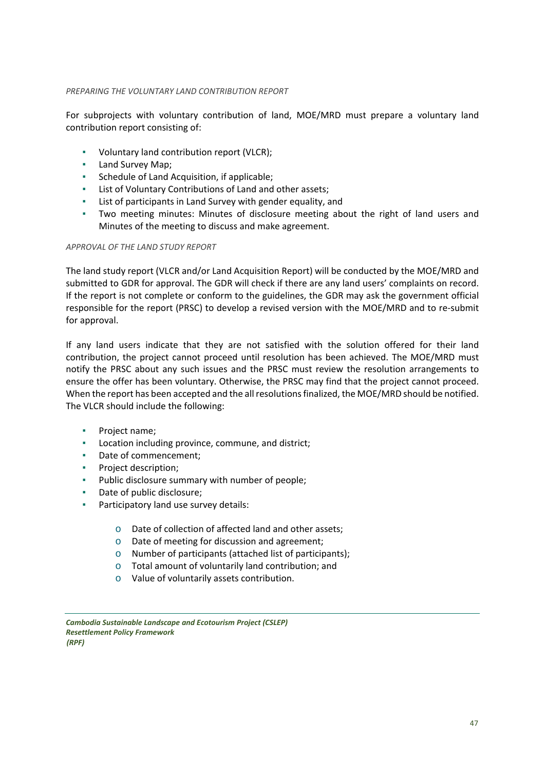*PREPARING THE VOLUNTARY LAND CONTRIBUTION REPORT*

For subprojects with voluntary contribution of land, MOE/MRD must prepare a voluntary land contribution report consisting of:

- Voluntary land contribution report (VLCR);
- Land Survey Map;
- Schedule of Land Acquisition, if applicable;
- List of Voluntary Contributions of Land and other assets;
- List of participants in Land Survey with gender equality, and
- Two meeting minutes: Minutes of disclosure meeting about the right of land users and Minutes of the meeting to discuss and make agreement.

*APPROVAL OF THE LAND STUDY REPORT*

The land study report (VLCR and/or Land Acquisition Report) will be conducted by the MOE/MRD and submitted to GDR for approval. The GDR will check if there are any land users' complaints on record. If the report is not complete or conform to the guidelines, the GDR may ask the government official responsible for the report (PRSC) to develop a revised version with the MOE/MRD and to re-submit for approval.

If any land users indicate that they are not satisfied with the solution offered for their land contribution, the project cannot proceed until resolution has been achieved. The MOE/MRD must notify the PRSC about any such issues and the PRSC must review the resolution arrangements to ensure the offer has been voluntary. Otherwise, the PRSC may find that the project cannot proceed. When the report has been accepted and the all resolutions finalized, the MOE/MRD should be notified. The VLCR should include the following:

- Project name;
- Location including province, commune, and district;
- Date of commencement;
- Project description;
- Public disclosure summary with number of people;
- Date of public disclosure;
- Participatory land use survey details:
    - Date of collection of affected land and other assets;
    - Date of meeting for discussion and agreement;
    - Number of participants (attached list of participants);
    - Total amount of voluntarily land contribution; and
    - Value of voluntarily assets contribution.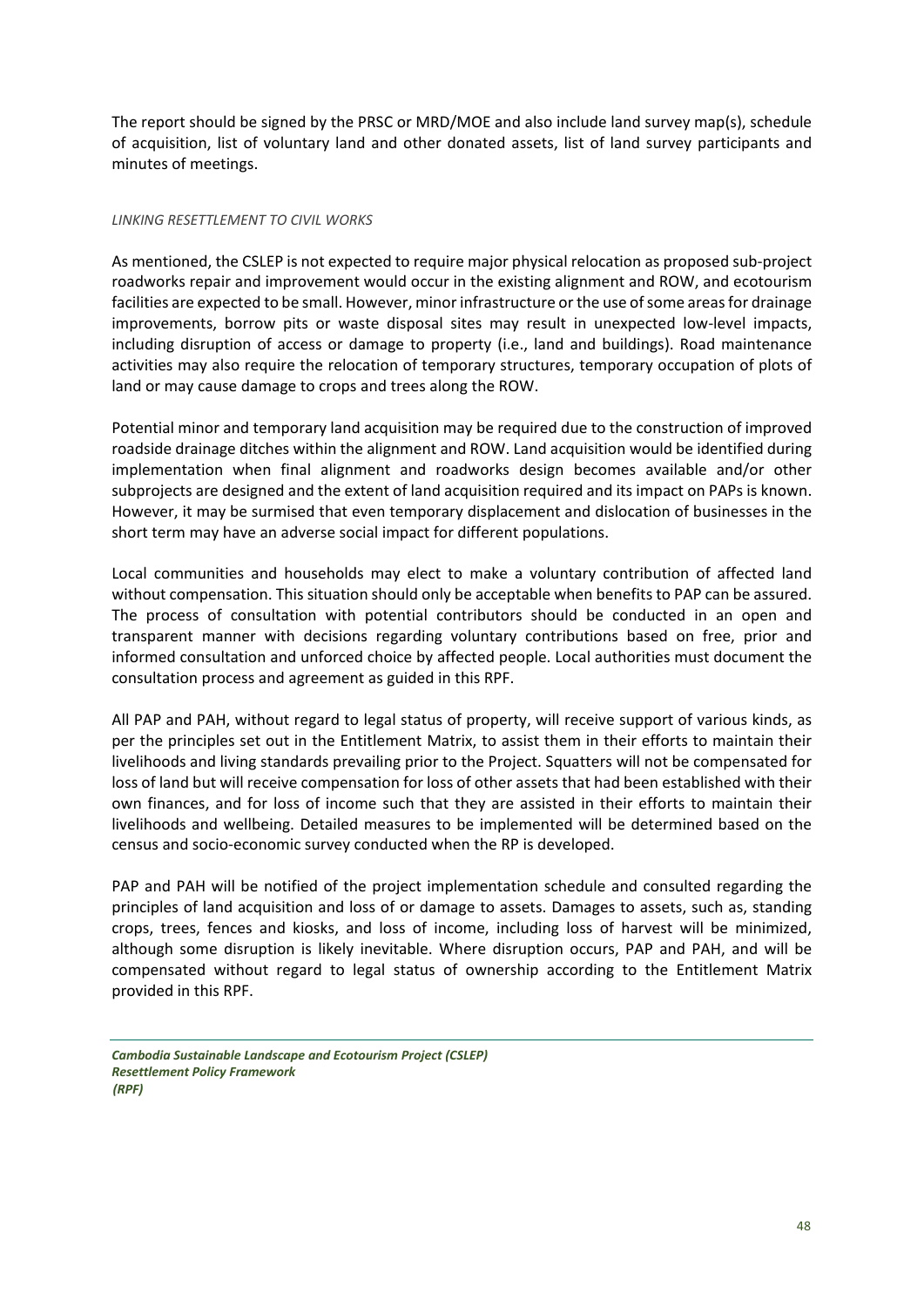The report should be signed by the PRSC or MRD/MOE and also include land survey map(s), schedule of acquisition, list of voluntary land and other donated assets, list of land survey participants and minutes of meetings.

*LINKING RESETTLEMENT TO CIVIL WORKS*

As mentioned, the CSLEP is not expected to require major physical relocation as proposed sub-project roadworks repair and improvement would occur in the existing alignment and ROW, and ecotourism facilities are expected to be small. However, minor infrastructure or the use of some areas for drainage improvements, borrow pits or waste disposal sites may result in unexpected low-level impacts, including disruption of access or damage to property (i.e., land and buildings). Road maintenance activities may also require the relocation of temporary structures, temporary occupation of plots of land or may cause damage to crops and trees along the ROW.

Potential minor and temporary land acquisition may be required due to the construction of improved roadside drainage ditches within the alignment and ROW. Land acquisition would be identified during implementation when final alignment and roadworks design becomes available and/or other subprojects are designed and the extent of land acquisition required and its impact on PAPs is known. However, it may be surmised that even temporary displacement and dislocation of businesses in the short term may have an adverse social impact for different populations.

Local communities and households may elect to make a voluntary contribution of affected land without compensation. This situation should only be acceptable when benefits to PAP can be assured. The process of consultation with potential contributors should be conducted in an open and transparent manner with decisions regarding voluntary contributions based on free, prior and informed consultation and unforced choice by affected people. Local authorities must document the consultation process and agreement as guided in this RPF.

All PAP and PAH, without regard to legal status of property, will receive support of various kinds, as per the principles set out in the Entitlement Matrix, to assist them in their efforts to maintain their livelihoods and living standards prevailing prior to the Project. Squatters will not be compensated for loss of land but will receive compensation for loss of other assets that had been established with their own finances, and for loss of income such that they are assisted in their efforts to maintain their livelihoods and wellbeing. Detailed measures to be implemented will be determined based on the census and socio-economic survey conducted when the RP is developed.

PAP and PAH will be notified of the project implementation schedule and consulted regarding the principles of land acquisition and loss of or damage to assets. Damages to assets, such as, standing crops, trees, fences and kiosks, and loss of income, including loss of harvest will be minimized, although some disruption is likely inevitable. Where disruption occurs, PAP and PAH, and will be compensated without regard to legal status of ownership according to the Entitlement Matrix provided in this RPF.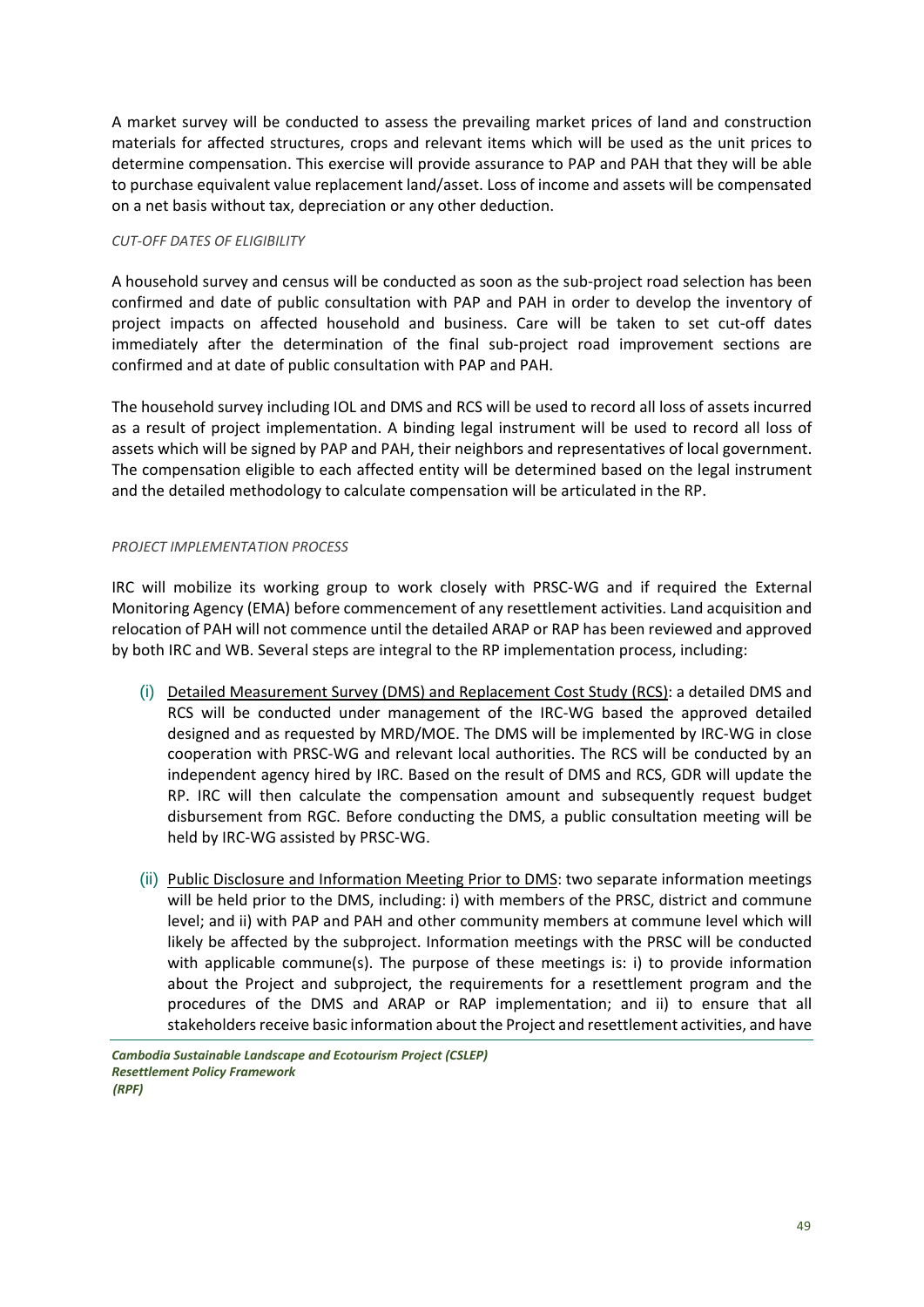A market survey will be conducted to assess the prevailing market prices of land and construction materials for affected structures, crops and relevant items which will be used as the unit prices to determine compensation. This exercise will provide assurance to PAP and PAH that they will be able to purchase equivalent value replacement land/asset. Loss of income and assets will be compensated on a net basis without tax, depreciation or any other deduction.

*CUT-OFF DATES OF ELIGIBILITY*

A household survey and census will be conducted as soon as the sub-project road selection has been confirmed and date of public consultation with PAP and PAH in order to develop the inventory of project impacts on affected household and business. Care will be taken to set cut-off dates immediately after the determination of the final sub-project road improvement sections are confirmed and at date of public consultation with PAP and PAH.

The household survey including IOL and DMS and RCS will be used to record all loss of assets incurred as a result of project implementation. A binding legal instrument will be used to record all loss of assets which will be signed by PAP and PAH, their neighbors and representatives of local government. The compensation eligible to each affected entity will be determined based on the legal instrument and the detailed methodology to calculate compensation will be articulated in the RP.

*PROJECT IMPLEMENTATION PROCESS*

IRC will mobilize its working group to work closely with PRSC-WG and if required the External Monitoring Agency (EMA) before commencement of any resettlement activities. Land acquisition and relocation of PAH will not commence until the detailed ARAP or RAP has been reviewed and approved by both IRC and WB. Several steps are integral to the RP implementation process, including:

(i) Detailed Measurement Survey (DMS) and Replacement Cost Study (RCS): a detailed DMS and RCS will be conducted under management of the IRC-WG based the approved detailed designed and as requested by MRD/MOE. The DMS will be implemented by IRC-WG in close cooperation with PRSC-WG and relevant local authorities. The RCS will be conducted by an independent agency hired by IRC. Based on the result of DMS and RCS, GDR will update the RP. IRC will then calculate the compensation amount and subsequently request budget disbursement from RGC. Before conducting the DMS, a public consultation meeting will be held by IRC-WG assisted by PRSC-WG.

(ii) Public Disclosure and Information Meeting Prior to DMS: two separate information meetings will be held prior to the DMS, including: i) with members of the PRSC, district and commune level; and ii) with PAP and PAH and other community members at commune level which will likely be affected by the subproject. Information meetings with the PRSC will be conducted with applicable commune(s). The purpose of these meetings is: i) to provide information about the Project and subproject, the requirements for a resettlement program and the procedures of the DMS and ARAP or RAP implementation; and ii) to ensure that all stakeholders receive basic information about the Project and resettlement activities, and have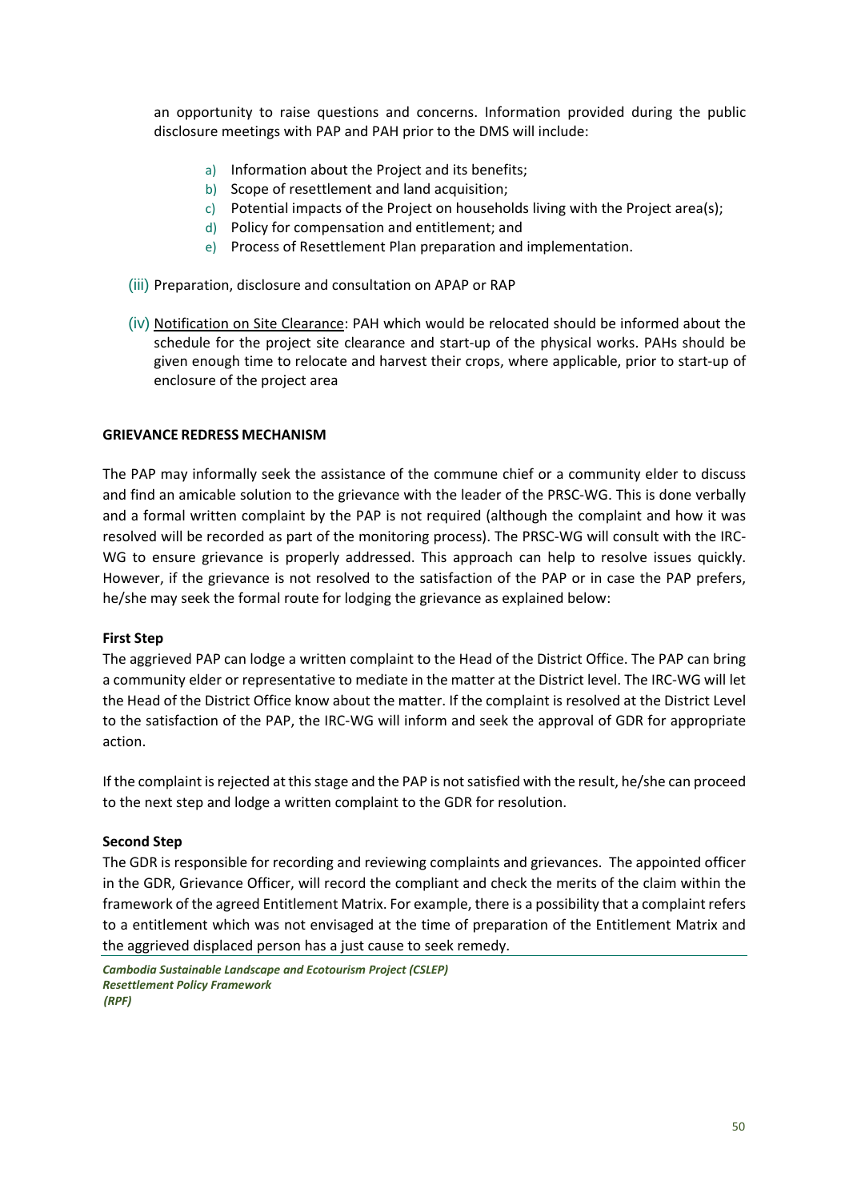an opportunity to raise questions and concerns. Information provided during the public disclosure meetings with PAP and PAH prior to the DMS will include:

a) Information about the Project and its benefits;
b) Scope of resettlement and land acquisition;
c) Potential impacts of the Project on households living with the Project area(s);
d) Policy for compensation and entitlement; and
e) Process of Resettlement Plan preparation and implementation.

(iii) Preparation, disclosure and consultation on APAP or RAP

(iv) Notification on Site Clearance: PAH which would be relocated should be informed about the schedule for the project site clearance and start-up of the physical works. PAHs should be given enough time to relocate and harvest their crops, where applicable, prior to start-up of enclosure of the project area

**GRIEVANCE REDRESS MECHANISM**

The PAP may informally seek the assistance of the commune chief or a community elder to discuss and find an amicable solution to the grievance with the leader of the PRSC-WG. This is done verbally and a formal written complaint by the PAP is not required (although the complaint and how it was resolved will be recorded as part of the monitoring process). The PRSC-WG will consult with the IRC-WG to ensure grievance is properly addressed. This approach can help to resolve issues quickly. However, if the grievance is not resolved to the satisfaction of the PAP or in case the PAP prefers, he/she may seek the formal route for lodging the grievance as explained below:

**First Step**

The aggrieved PAP can lodge a written complaint to the Head of the District Office. The PAP can bring a community elder or representative to mediate in the matter at the District level. The IRC-WG will let the Head of the District Office know about the matter. If the complaint is resolved at the District Level to the satisfaction of the PAP, the IRC-WG will inform and seek the approval of GDR for appropriate action.

If the complaint is rejected at this stage and the PAP is not satisfied with the result, he/she can proceed to the next step and lodge a written complaint to the GDR for resolution.

**Second Step**

The GDR is responsible for recording and reviewing complaints and grievances. The appointed officer in the GDR, Grievance Officer, will record the compliant and check the merits of the claim within the framework of the agreed Entitlement Matrix. For example, there is a possibility that a complaint refers to a entitlement which was not envisaged at the time of preparation of the Entitlement Matrix and the aggrieved displaced person has a just cause to seek remedy.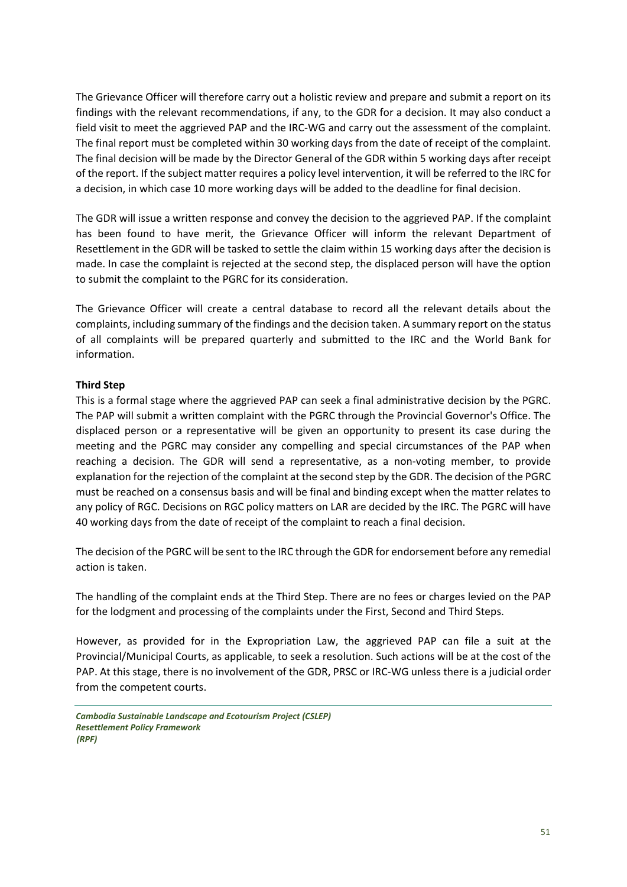The Grievance Officer will therefore carry out a holistic review and prepare and submit a report on its findings with the relevant recommendations, if any, to the GDR for a decision. It may also conduct a field visit to meet the aggrieved PAP and the IRC-WG and carry out the assessment of the complaint. The final report must be completed within 30 working days from the date of receipt of the complaint. The final decision will be made by the Director General of the GDR within 5 working days after receipt of the report. If the subject matter requires a policy level intervention, it will be referred to the IRC for a decision, in which case 10 more working days will be added to the deadline for final decision.

The GDR will issue a written response and convey the decision to the aggrieved PAP. If the complaint has been found to have merit, the Grievance Officer will inform the relevant Department of Resettlement in the GDR will be tasked to settle the claim within 15 working days after the decision is made. In case the complaint is rejected at the second step, the displaced person will have the option to submit the complaint to the PGRC for its consideration.

The Grievance Officer will create a central database to record all the relevant details about the complaints, including summary of the findings and the decision taken. A summary report on the status of all complaints will be prepared quarterly and submitted to the IRC and the World Bank for information.

**Third Step**

This is a formal stage where the aggrieved PAP can seek a final administrative decision by the PGRC. The PAP will submit a written complaint with the PGRC through the Provincial Governor's Office. The displaced person or a representative will be given an opportunity to present its case during the meeting and the PGRC may consider any compelling and special circumstances of the PAP when reaching a decision. The GDR will send a representative, as a non-voting member, to provide explanation for the rejection of the complaint at the second step by the GDR. The decision of the PGRC must be reached on a consensus basis and will be final and binding except when the matter relates to any policy of RGC. Decisions on RGC policy matters on LAR are decided by the IRC. The PGRC will have 40 working days from the date of receipt of the complaint to reach a final decision.

The decision of the PGRC will be sent to the IRC through the GDR for endorsement before any remedial action is taken.

The handling of the complaint ends at the Third Step. There are no fees or charges levied on the PAP for the lodgment and processing of the complaints under the First, Second and Third Steps.

However, as provided for in the Expropriation Law, the aggrieved PAP can file a suit at the Provincial/Municipal Courts, as applicable, to seek a resolution. Such actions will be at the cost of the PAP. At this stage, there is no involvement of the GDR, PRSC or IRC-WG unless there is a judicial order from the competent courts.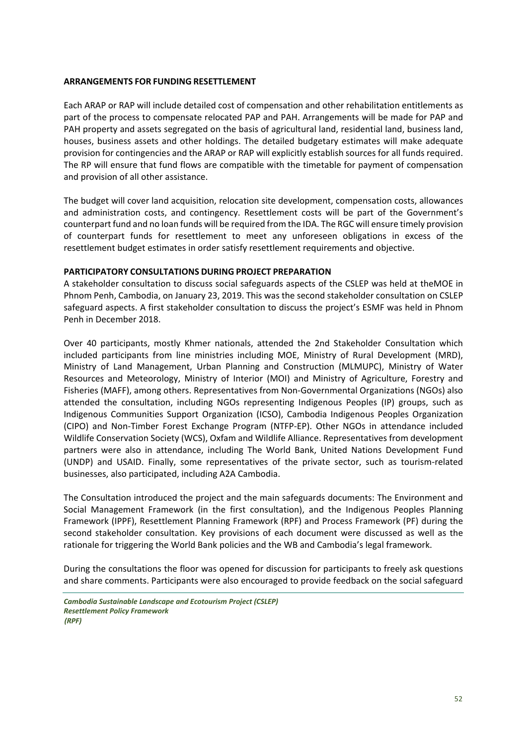**ARRANGEMENTS FOR FUNDING RESETTLEMENT**

Each ARAP or RAP will include detailed cost of compensation and other rehabilitation entitlements as part of the process to compensate relocated PAP and PAH. Arrangements will be made for PAP and PAH property and assets segregated on the basis of agricultural land, residential land, business land, houses, business assets and other holdings. The detailed budgetary estimates will make adequate provision for contingencies and the ARAP or RAP will explicitly establish sources for all funds required. The RP will ensure that fund flows are compatible with the timetable for payment of compensation and provision of all other assistance.

The budget will cover land acquisition, relocation site development, compensation costs, allowances and administration costs, and contingency. Resettlement costs will be part of the Government's counterpart fund and no loan funds will be required from the IDA. The RGC will ensure timely provision of counterpart funds for resettlement to meet any unforeseen obligations in excess of the resettlement budget estimates in order satisfy resettlement requirements and objective.

**PARTICIPATORY CONSULTATIONS DURING PROJECT PREPARATION**

A stakeholder consultation to discuss social safeguards aspects of the CSLEP was held at theMOE in Phnom Penh, Cambodia, on January 23, 2019. This was the second stakeholder consultation on CSLEP safeguard aspects. A first stakeholder consultation to discuss the project's ESMF was held in Phnom Penh in December 2018.

Over 40 participants, mostly Khmer nationals, attended the 2nd Stakeholder Consultation which included participants from line ministries including MOE, Ministry of Rural Development (MRD), Ministry of Land Management, Urban Planning and Construction (MLMUPC), Ministry of Water Resources and Meteorology, Ministry of Interior (MOI) and Ministry of Agriculture, Forestry and Fisheries (MAFF), among others. Representatives from Non-Governmental Organizations (NGOs) also attended the consultation, including NGOs representing Indigenous Peoples (IP) groups, such as Indigenous Communities Support Organization (ICSO), Cambodia Indigenous Peoples Organization (CIPO) and Non-Timber Forest Exchange Program (NTFP-EP). Other NGOs in attendance included Wildlife Conservation Society (WCS), Oxfam and Wildlife Alliance. Representatives from development partners were also in attendance, including The World Bank, United Nations Development Fund (UNDP) and USAID. Finally, some representatives of the private sector, such as tourism-related businesses, also participated, including A2A Cambodia.

The Consultation introduced the project and the main safeguards documents: The Environment and Social Management Framework (in the first consultation), and the Indigenous Peoples Planning Framework (IPPF), Resettlement Planning Framework (RPF) and Process Framework (PF) during the second stakeholder consultation. Key provisions of each document were discussed as well as the rationale for triggering the World Bank policies and the WB and Cambodia's legal framework.

During the consultations the floor was opened for discussion for participants to freely ask questions and share comments. Participants were also encouraged to provide feedback on the social safeguard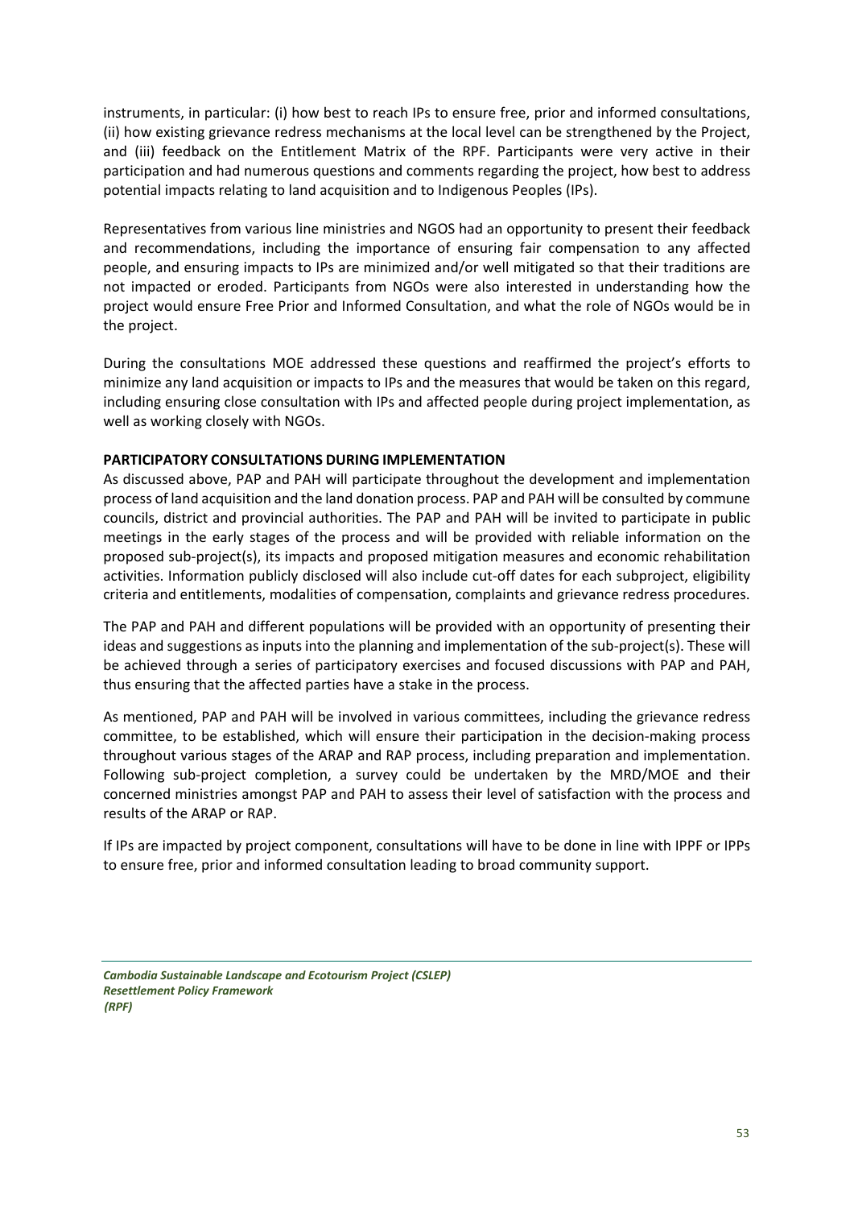instruments, in particular: (i) how best to reach IPs to ensure free, prior and informed consultations, (ii) how existing grievance redress mechanisms at the local level can be strengthened by the Project, and (iii) feedback on the Entitlement Matrix of the RPF. Participants were very active in their participation and had numerous questions and comments regarding the project, how best to address potential impacts relating to land acquisition and to Indigenous Peoples (IPs).

Representatives from various line ministries and NGOS had an opportunity to present their feedback and recommendations, including the importance of ensuring fair compensation to any affected people, and ensuring impacts to IPs are minimized and/or well mitigated so that their traditions are not impacted or eroded. Participants from NGOs were also interested in understanding how the project would ensure Free Prior and Informed Consultation, and what the role of NGOs would be in the project.

During the consultations MOE addressed these questions and reaffirmed the project's efforts to minimize any land acquisition or impacts to IPs and the measures that would be taken on this regard, including ensuring close consultation with IPs and affected people during project implementation, as well as working closely with NGOs.

**PARTICIPATORY CONSULTATIONS DURING IMPLEMENTATION**

As discussed above, PAP and PAH will participate throughout the development and implementation process of land acquisition and the land donation process. PAP and PAH will be consulted by commune councils, district and provincial authorities. The PAP and PAH will be invited to participate in public meetings in the early stages of the process and will be provided with reliable information on the proposed sub-project(s), its impacts and proposed mitigation measures and economic rehabilitation activities. Information publicly disclosed will also include cut-off dates for each subproject, eligibility criteria and entitlements, modalities of compensation, complaints and grievance redress procedures.

The PAP and PAH and different populations will be provided with an opportunity of presenting their ideas and suggestions as inputs into the planning and implementation of the sub-project(s). These will be achieved through a series of participatory exercises and focused discussions with PAP and PAH, thus ensuring that the affected parties have a stake in the process.

As mentioned, PAP and PAH will be involved in various committees, including the grievance redress committee, to be established, which will ensure their participation in the decision-making process throughout various stages of the ARAP and RAP process, including preparation and implementation. Following sub-project completion, a survey could be undertaken by the MRD/MOE and their concerned ministries amongst PAP and PAH to assess their level of satisfaction with the process and results of the ARAP or RAP.

If IPs are impacted by project component, consultations will have to be done in line with IPPF or IPPs to ensure free, prior and informed consultation leading to broad community support.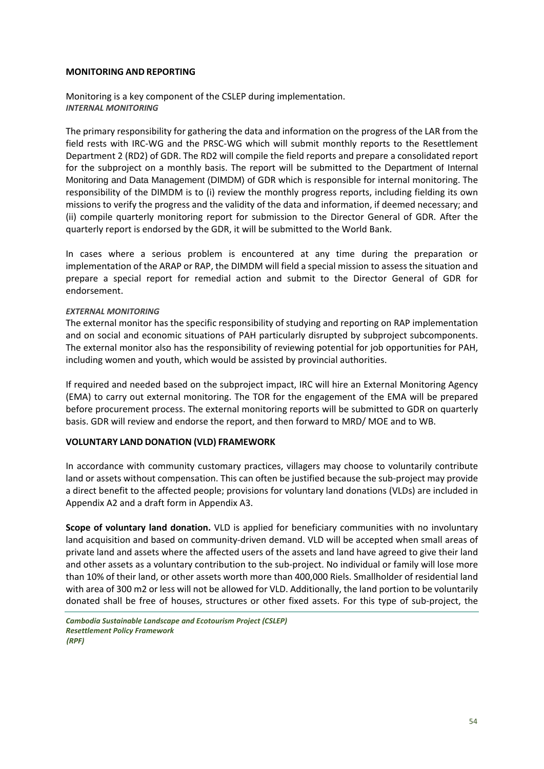**MONITORING AND REPORTING**

Monitoring is a key component of the CSLEP during implementation.

***INTERNAL MONITORING***

The primary responsibility for gathering the data and information on the progress of the LAR from the field rests with IRC-WG and the PRSC-WG which will submit monthly reports to the Resettlement Department 2 (RD2) of GDR. The RD2 will compile the field reports and prepare a consolidated report for the subproject on a monthly basis. The report will be submitted to the Department of Internal Monitoring and Data Management (DIMDM) of GDR which is responsible for internal monitoring. The responsibility of the DIMDM is to (i) review the monthly progress reports, including fielding its own missions to verify the progress and the validity of the data and information, if deemed necessary; and (ii) compile quarterly monitoring report for submission to the Director General of GDR. After the quarterly report is endorsed by the GDR, it will be submitted to the World Bank.

In cases where a serious problem is encountered at any time during the preparation or implementation of the ARAP or RAP, the DIMDM will field a special mission to assess the situation and prepare a special report for remedial action and submit to the Director General of GDR for endorsement.

***EXTERNAL MONITORING***

The external monitor has the specific responsibility of studying and reporting on RAP implementation and on social and economic situations of PAH particularly disrupted by subproject subcomponents. The external monitor also has the responsibility of reviewing potential for job opportunities for PAH, including women and youth, which would be assisted by provincial authorities.

If required and needed based on the subproject impact, IRC will hire an External Monitoring Agency (EMA) to carry out external monitoring. The TOR for the engagement of the EMA will be prepared before procurement process. The external monitoring reports will be submitted to GDR on quarterly basis. GDR will review and endorse the report, and then forward to MRD/ MOE and to WB.

**VOLUNTARY LAND DONATION (VLD) FRAMEWORK**

In accordance with community customary practices, villagers may choose to voluntarily contribute land or assets without compensation. This can often be justified because the sub-project may provide a direct benefit to the affected people; provisions for voluntary land donations (VLDs) are included in Appendix A2 and a draft form in Appendix A3.

**Scope of voluntary land donation.** VLD is applied for beneficiary communities with no involuntary land acquisition and based on community-driven demand. VLD will be accepted when small areas of private land and assets where the affected users of the assets and land have agreed to give their land and other assets as a voluntary contribution to the sub-project. No individual or family will lose more than 10% of their land, or other assets worth more than 400,000 Riels. Smallholder of residential land with area of 300 m2 or less will not be allowed for VLD. Additionally, the land portion to be voluntarily donated shall be free of houses, structures or other fixed assets. For this type of sub-project, the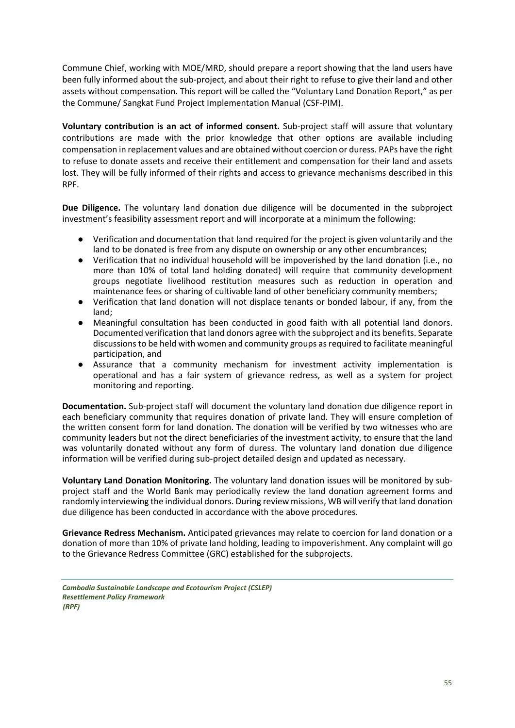Commune Chief, working with MOE/MRD, should prepare a report showing that the land users have been fully informed about the sub-project, and about their right to refuse to give their land and other assets without compensation. This report will be called the "Voluntary Land Donation Report," as per the Commune/ Sangkat Fund Project Implementation Manual (CSF-PIM).

**Voluntary contribution is an act of informed consent.** Sub-project staff will assure that voluntary contributions are made with the prior knowledge that other options are available including compensation in replacement values and are obtained without coercion or duress. PAPs have the right to refuse to donate assets and receive their entitlement and compensation for their land and assets lost. They will be fully informed of their rights and access to grievance mechanisms described in this RPF.

**Due Diligence.** The voluntary land donation due diligence will be documented in the subproject investment's feasibility assessment report and will incorporate at a minimum the following:

- Verification and documentation that land required for the project is given voluntarily and the land to be donated is free from any dispute on ownership or any other encumbrances;
- Verification that no individual household will be impoverished by the land donation (i.e., no more than 10% of total land holding donated) will require that community development groups negotiate livelihood restitution measures such as reduction in operation and maintenance fees or sharing of cultivable land of other beneficiary community members;
- Verification that land donation will not displace tenants or bonded labour, if any, from the land;
- Meaningful consultation has been conducted in good faith with all potential land donors. Documented verification that land donors agree with the subproject and its benefits. Separate discussions to be held with women and community groups as required to facilitate meaningful participation, and
- Assurance that a community mechanism for investment activity implementation is operational and has a fair system of grievance redress, as well as a system for project monitoring and reporting.

**Documentation.** Sub-project staff will document the voluntary land donation due diligence report in each beneficiary community that requires donation of private land. They will ensure completion of the written consent form for land donation. The donation will be verified by two witnesses who are community leaders but not the direct beneficiaries of the investment activity, to ensure that the land was voluntarily donated without any form of duress. The voluntary land donation due diligence information will be verified during sub-project detailed design and updated as necessary.

**Voluntary Land Donation Monitoring.** The voluntary land donation issues will be monitored by sub-project staff and the World Bank may periodically review the land donation agreement forms and randomly interviewing the individual donors. During review missions, WB will verify that land donation due diligence has been conducted in accordance with the above procedures.

**Grievance Redress Mechanism.** Anticipated grievances may relate to coercion for land donation or a donation of more than 10% of private land holding, leading to impoverishment. Any complaint will go to the Grievance Redress Committee (GRC) established for the subprojects.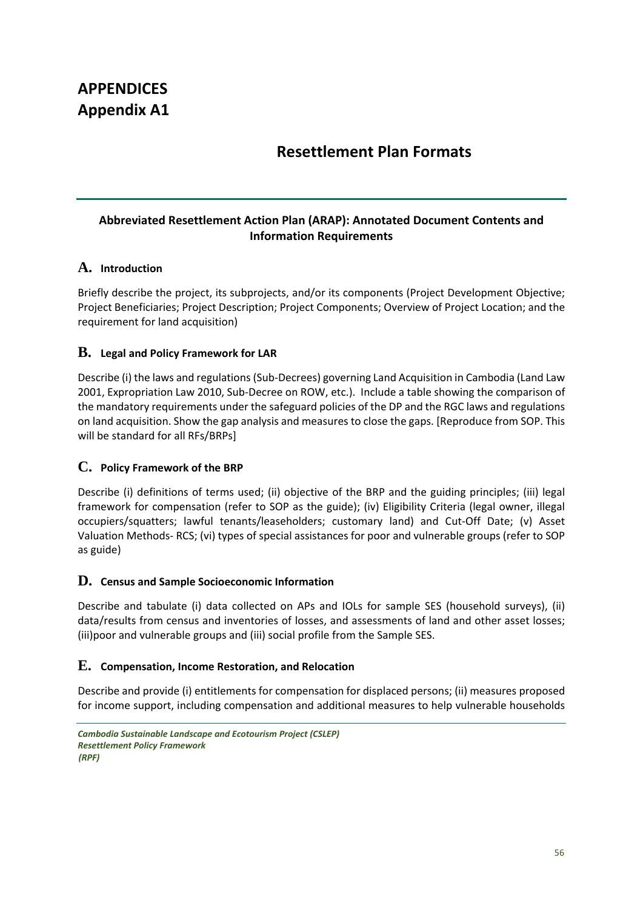# APPENDICES
# Appendix A1

## Resettlement Plan Formats

### Abbreviated Resettlement Action Plan (ARAP): Annotated Document Contents and Information Requirements

#### A. Introduction

Briefly describe the project, its subprojects, and/or its components (Project Development Objective; Project Beneficiaries; Project Description; Project Components; Overview of Project Location; and the requirement for land acquisition)

#### B. Legal and Policy Framework for LAR

Describe (i) the laws and regulations (Sub-Decrees) governing Land Acquisition in Cambodia (Land Law 2001, Expropriation Law 2010, Sub-Decree on ROW, etc.). Include a table showing the comparison of the mandatory requirements under the safeguard policies of the DP and the RGC laws and regulations on land acquisition. Show the gap analysis and measures to close the gaps. [Reproduce from SOP. This will be standard for all RFs/BRPs]

#### C. Policy Framework of the BRP

Describe (i) definitions of terms used; (ii) objective of the BRP and the guiding principles; (iii) legal framework for compensation (refer to SOP as the guide); (iv) Eligibility Criteria (legal owner, illegal occupiers/squatters; lawful tenants/leaseholders; customary land) and Cut-Off Date; (v) Asset Valuation Methods- RCS; (vi) types of special assistances for poor and vulnerable groups (refer to SOP as guide)

#### D. Census and Sample Socioeconomic Information

Describe and tabulate (i) data collected on APs and IOLs for sample SES (household surveys), (ii) data/results from census and inventories of losses, and assessments of land and other asset losses; (iii)poor and vulnerable groups and (iii) social profile from the Sample SES.

#### E. Compensation, Income Restoration, and Relocation

Describe and provide (i) entitlements for compensation for displaced persons; (ii) measures proposed for income support, including compensation and additional measures to help vulnerable households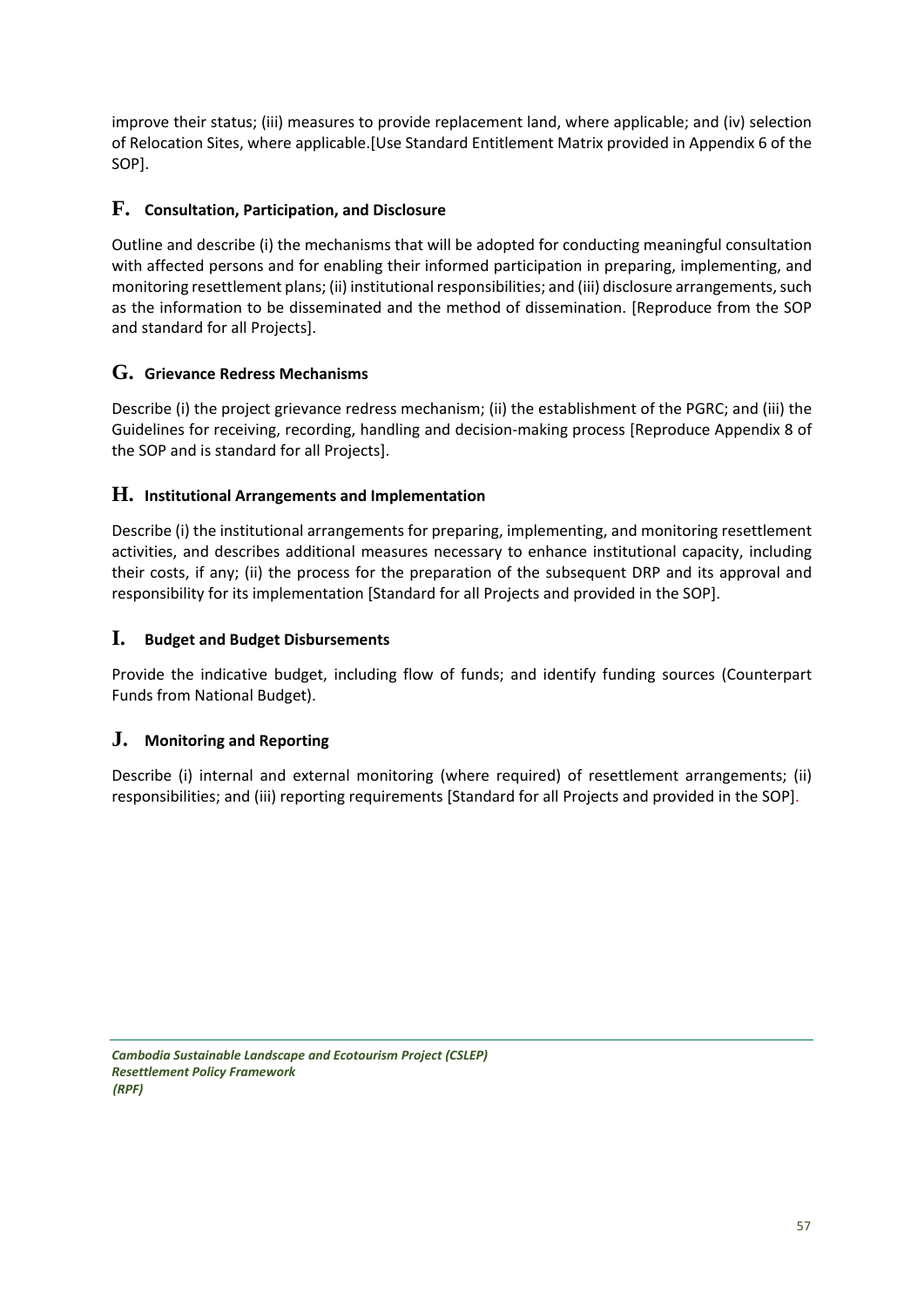improve their status; (iii) measures to provide replacement land, where applicable; and (iv) selection of Relocation Sites, where applicable.[Use Standard Entitlement Matrix provided in Appendix 6 of the SOP].

## F. Consultation, Participation, and Disclosure

Outline and describe (i) the mechanisms that will be adopted for conducting meaningful consultation with affected persons and for enabling their informed participation in preparing, implementing, and monitoring resettlement plans; (ii) institutional responsibilities; and (iii) disclosure arrangements, such as the information to be disseminated and the method of dissemination. [Reproduce from the SOP and standard for all Projects].

## G. Grievance Redress Mechanisms

Describe (i) the project grievance redress mechanism; (ii) the establishment of the PGRC; and (iii) the Guidelines for receiving, recording, handling and decision-making process [Reproduce Appendix 8 of the SOP and is standard for all Projects].

## H. Institutional Arrangements and Implementation

Describe (i) the institutional arrangements for preparing, implementing, and monitoring resettlement activities, and describes additional measures necessary to enhance institutional capacity, including their costs, if any; (ii) the process for the preparation of the subsequent DRP and its approval and responsibility for its implementation [Standard for all Projects and provided in the SOP].

## I. Budget and Budget Disbursements

Provide the indicative budget, including flow of funds; and identify funding sources (Counterpart Funds from National Budget).

## J. Monitoring and Reporting

Describe (i) internal and external monitoring (where required) of resettlement arrangements; (ii) responsibilities; and (iii) reporting requirements [Standard for all Projects and provided in the SOP].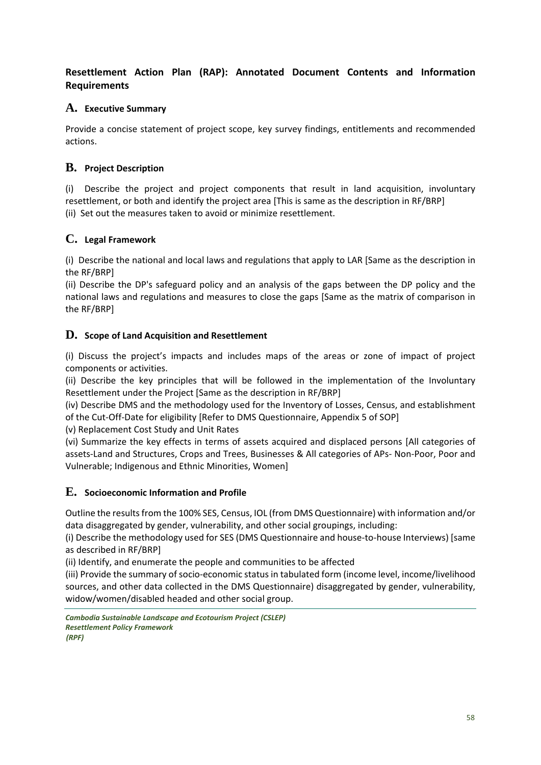## Resettlement Action Plan (RAP): Annotated Document Contents and Information Requirements

### A. Executive Summary

Provide a concise statement of project scope, key survey findings, entitlements and recommended actions.

### B. Project Description

(i) Describe the project and project components that result in land acquisition, involuntary resettlement, or both and identify the project area [This is same as the description in RF/BRP]
(ii) Set out the measures taken to avoid or minimize resettlement.

### C. Legal Framework

(i) Describe the national and local laws and regulations that apply to LAR [Same as the description in the RF/BRP]
(ii) Describe the DP's safeguard policy and an analysis of the gaps between the DP policy and the national laws and regulations and measures to close the gaps [Same as the matrix of comparison in the RF/BRP]

### D. Scope of Land Acquisition and Resettlement

(i) Discuss the project's impacts and includes maps of the areas or zone of impact of project components or activities.
(ii) Describe the key principles that will be followed in the implementation of the Involuntary Resettlement under the Project [Same as the description in RF/BRP]
(iv) Describe DMS and the methodology used for the Inventory of Losses, Census, and establishment of the Cut-Off-Date for eligibility [Refer to DMS Questionnaire, Appendix 5 of SOP]
(v) Replacement Cost Study and Unit Rates
(vi) Summarize the key effects in terms of assets acquired and displaced persons [All categories of assets-Land and Structures, Crops and Trees, Businesses & All categories of APs- Non-Poor, Poor and Vulnerable; Indigenous and Ethnic Minorities, Women]

### E. Socioeconomic Information and Profile

Outline the results from the 100% SES, Census, IOL (from DMS Questionnaire) with information and/or data disaggregated by gender, vulnerability, and other social groupings, including:
(i) Describe the methodology used for SES (DMS Questionnaire and house-to-house Interviews) [same as described in RF/BRP]
(ii) Identify, and enumerate the people and communities to be affected
(iii) Provide the summary of socio-economic status in tabulated form (income level, income/livelihood sources, and other data collected in the DMS Questionnaire) disaggregated by gender, vulnerability, widow/women/disabled headed and other social group.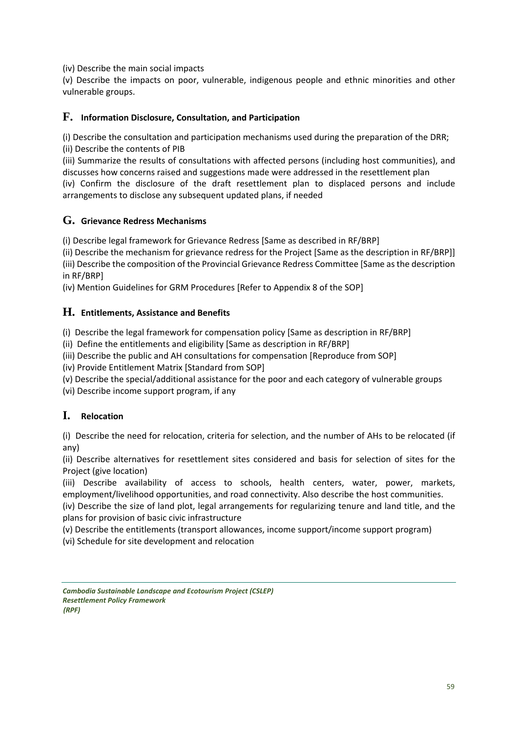(iv) Describe the main social impacts

(v) Describe the impacts on poor, vulnerable, indigenous people and ethnic minorities and other vulnerable groups.

## F. Information Disclosure, Consultation, and Participation

(i) Describe the consultation and participation mechanisms used during the preparation of the DRR;

(ii) Describe the contents of PIB

(iii) Summarize the results of consultations with affected persons (including host communities), and discusses how concerns raised and suggestions made were addressed in the resettlement plan

(iv) Confirm the disclosure of the draft resettlement plan to displaced persons and include arrangements to disclose any subsequent updated plans, if needed

## G. Grievance Redress Mechanisms

(i) Describe legal framework for Grievance Redress [Same as described in RF/BRP]

(ii) Describe the mechanism for grievance redress for the Project [Same as the description in RF/BRP]]

(iii) Describe the composition of the Provincial Grievance Redress Committee [Same as the description in RF/BRP]

(iv) Mention Guidelines for GRM Procedures [Refer to Appendix 8 of the SOP]

## H. Entitlements, Assistance and Benefits

(i) Describe the legal framework for compensation policy [Same as description in RF/BRP]

(ii) Define the entitlements and eligibility [Same as description in RF/BRP]

(iii) Describe the public and AH consultations for compensation [Reproduce from SOP]

(iv) Provide Entitlement Matrix [Standard from SOP]

(v) Describe the special/additional assistance for the poor and each category of vulnerable groups

(vi) Describe income support program, if any

## I. Relocation

(i) Describe the need for relocation, criteria for selection, and the number of AHs to be relocated (if any)

(ii) Describe alternatives for resettlement sites considered and basis for selection of sites for the Project (give location)

(iii) Describe availability of access to schools, health centers, water, power, markets, employment/livelihood opportunities, and road connectivity. Also describe the host communities.

(iv) Describe the size of land plot, legal arrangements for regularizing tenure and land title, and the plans for provision of basic civic infrastructure

(v) Describe the entitlements (transport allowances, income support/income support program)

(vi) Schedule for site development and relocation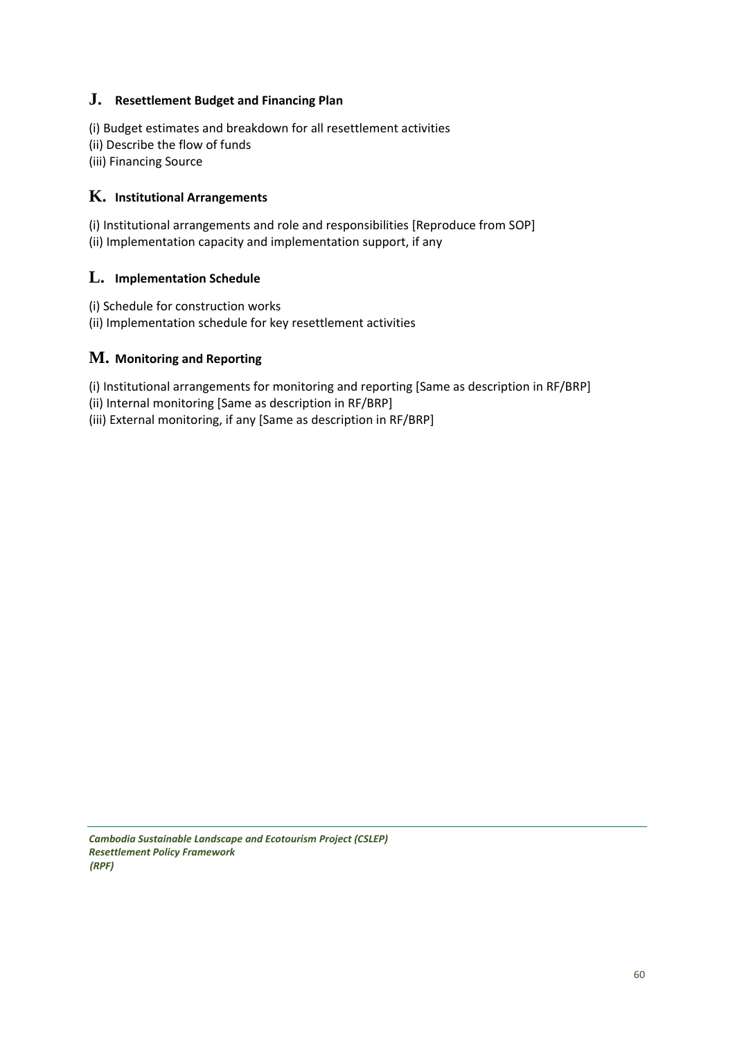## J. Resettlement Budget and Financing Plan

(i) Budget estimates and breakdown for all resettlement activities
(ii) Describe the flow of funds
(iii) Financing Source

## K. Institutional Arrangements

(i) Institutional arrangements and role and responsibilities [Reproduce from SOP]
(ii) Implementation capacity and implementation support, if any

## L. Implementation Schedule

(i) Schedule for construction works
(ii) Implementation schedule for key resettlement activities

## M. Monitoring and Reporting

(i) Institutional arrangements for monitoring and reporting [Same as description in RF/BRP]
(ii) Internal monitoring [Same as description in RF/BRP]
(iii) External monitoring, if any [Same as description in RF/BRP]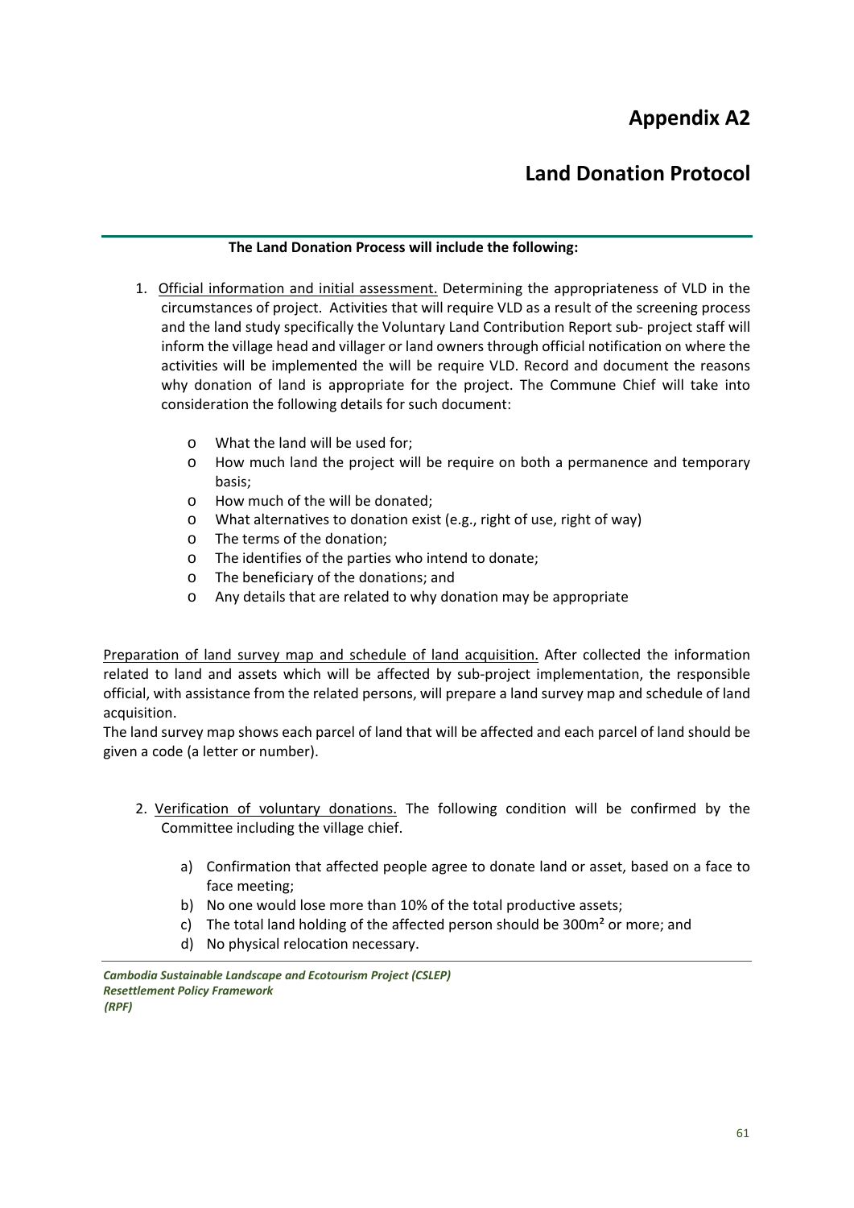# Appendix A2

# Land Donation Protocol

**The Land Donation Process will include the following:**

1. <u>Official information and initial assessment.</u> Determining the appropriateness of VLD in the circumstances of project. Activities that will require VLD as a result of the screening process and the land study specifically the Voluntary Land Contribution Report sub- project staff will inform the village head and villager or land owners through official notification on where the activities will be implemented the will be require VLD. Record and document the reasons why donation of land is appropriate for the project. The Commune Chief will take into consideration the following details for such document:

    - What the land will be used for;
    - How much land the project will be require on both a permanence and temporary basis;
    - How much of the will be donated;
    - What alternatives to donation exist (e.g., right of use, right of way)
    - The terms of the donation;
    - The identifies of the parties who intend to donate;
    - The beneficiary of the donations; and
    - Any details that are related to why donation may be appropriate

<u>Preparation of land survey map and schedule of land acquisition.</u> After collected the information related to land and assets which will be affected by sub-project implementation, the responsible official, with assistance from the related persons, will prepare a land survey map and schedule of land acquisition.

The land survey map shows each parcel of land that will be affected and each parcel of land should be given a code (a letter or number).

2. <u>Verification of voluntary donations.</u> The following condition will be confirmed by the Committee including the village chief.

    a) Confirmation that affected people agree to donate land or asset, based on a face to face meeting;
    b) No one would lose more than 10% of the total productive assets;
    c) The total land holding of the affected person should be 300m² or more; and
    d) No physical relocation necessary.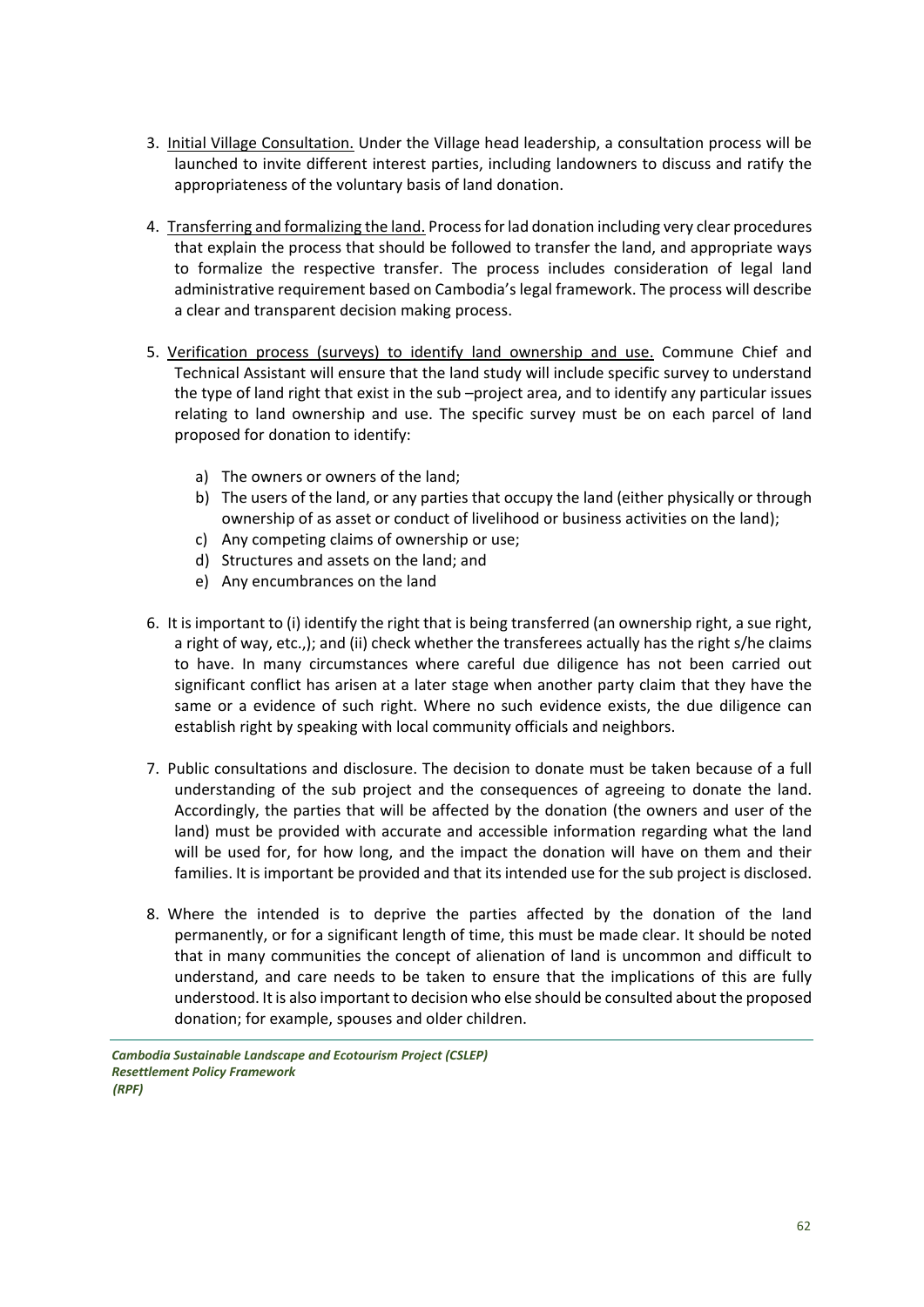3. <u>Initial Village Consultation.</u> Under the Village head leadership, a consultation process will be launched to invite different interest parties, including landowners to discuss and ratify the appropriateness of the voluntary basis of land donation.

4. <u>Transferring and formalizing the land.</u> Process for lad donation including very clear procedures that explain the process that should be followed to transfer the land, and appropriate ways to formalize the respective transfer. The process includes consideration of legal land administrative requirement based on Cambodia's legal framework. The process will describe a clear and transparent decision making process.

5. <u>Verification process (surveys) to identify land ownership and use.</u> Commune Chief and Technical Assistant will ensure that the land study will include specific survey to understand the type of land right that exist in the sub –project area, and to identify any particular issues relating to land ownership and use. The specific survey must be on each parcel of land proposed for donation to identify:

   a) The owners or owners of the land;
   b) The users of the land, or any parties that occupy the land (either physically or through ownership of as asset or conduct of livelihood or business activities on the land);
   c) Any competing claims of ownership or use;
   d) Structures and assets on the land; and
   e) Any encumbrances on the land

6. It is important to (i) identify the right that is being transferred (an ownership right, a sue right, a right of way, etc.,); and (ii) check whether the transferees actually has the right s/he claims to have. In many circumstances where careful due diligence has not been carried out significant conflict has arisen at a later stage when another party claim that they have the same or a evidence of such right. Where no such evidence exists, the due diligence can establish right by speaking with local community officials and neighbors.

7. Public consultations and disclosure. The decision to donate must be taken because of a full understanding of the sub project and the consequences of agreeing to donate the land. Accordingly, the parties that will be affected by the donation (the owners and user of the land) must be provided with accurate and accessible information regarding what the land will be used for, for how long, and the impact the donation will have on them and their families. It is important be provided and that its intended use for the sub project is disclosed.

8. Where the intended is to deprive the parties affected by the donation of the land permanently, or for a significant length of time, this must be made clear. It should be noted that in many communities the concept of alienation of land is uncommon and difficult to understand, and care needs to be taken to ensure that the implications of this are fully understood. It is also important to decision who else should be consulted about the proposed donation; for example, spouses and older children.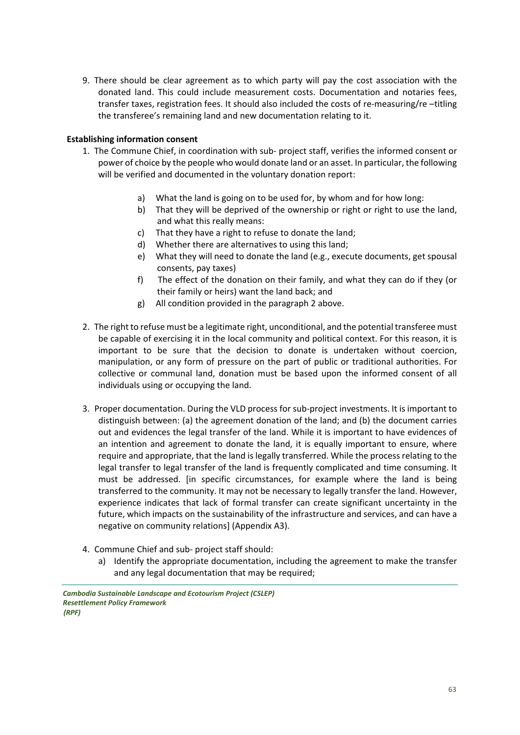9. There should be clear agreement as to which party will pay the cost association with the donated land. This could include measurement costs. Documentation and notaries fees, transfer taxes, registration fees. It should also included the costs of re-measuring/re –titling the transferee's remaining land and new documentation relating to it.

**Establishing information consent**

1. The Commune Chief, in coordination with sub- project staff, verifies the informed consent or power of choice by the people who would donate land or an asset. In particular, the following will be verified and documented in the voluntary donation report:

   a) What the land is going on to be used for, by whom and for how long:
   b) That they will be deprived of the ownership or right or right to use the land, and what this really means:
   c) That they have a right to refuse to donate the land;
   d) Whether there are alternatives to using this land;
   e) What they will need to donate the land (e.g., execute documents, get spousal consents, pay taxes)
   f) The effect of the donation on their family, and what they can do if they (or their family or heirs) want the land back; and
   g) All condition provided in the paragraph 2 above.

2. The right to refuse must be a legitimate right, unconditional, and the potential transferee must be capable of exercising it in the local community and political context. For this reason, it is important to be sure that the decision to donate is undertaken without coercion, manipulation, or any form of pressure on the part of public or traditional authorities. For collective or communal land, donation must be based upon the informed consent of all individuals using or occupying the land.

3. Proper documentation. During the VLD process for sub-project investments. It is important to distinguish between: (a) the agreement donation of the land; and (b) the document carries out and evidences the legal transfer of the land. While it is important to have evidences of an intention and agreement to donate the land, it is equally important to ensure, where require and appropriate, that the land is legally transferred. While the process relating to the legal transfer to legal transfer of the land is frequently complicated and time consuming. It must be addressed. [in specific circumstances, for example where the land is being transferred to the community. It may not be necessary to legally transfer the land. However, experience indicates that lack of formal transfer can create significant uncertainty in the future, which impacts on the sustainability of the infrastructure and services, and can have a negative on community relations] (Appendix A3).

4. Commune Chief and sub- project staff should:
   a) Identify the appropriate documentation, including the agreement to make the transfer and any legal documentation that may be required;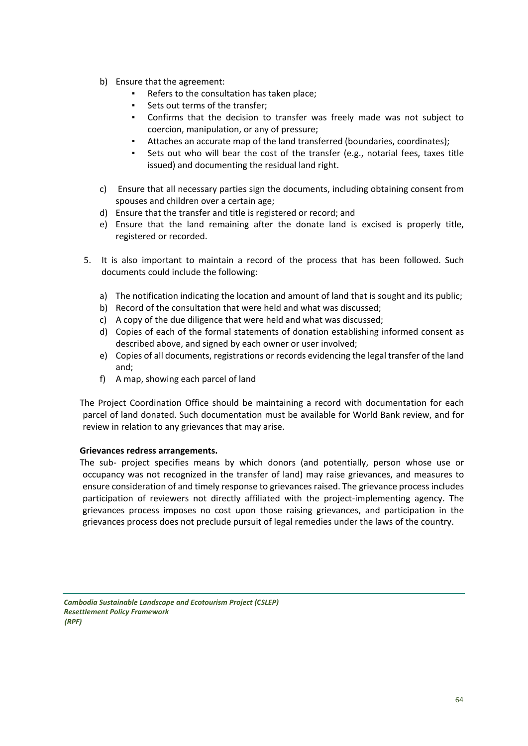b) Ensure that the agreement:
   - Refers to the consultation has taken place;
   - Sets out terms of the transfer;
   - Confirms that the decision to transfer was freely made was not subject to coercion, manipulation, or any of pressure;
   - Attaches an accurate map of the land transferred (boundaries, coordinates);
   - Sets out who will bear the cost of the transfer (e.g., notarial fees, taxes title issued) and documenting the residual land right.

c) Ensure that all necessary parties sign the documents, including obtaining consent from spouses and children over a certain age;

d) Ensure that the transfer and title is registered or record; and

e) Ensure that the land remaining after the donate land is excised is properly title, registered or recorded.

5. It is also important to maintain a record of the process that has been followed. Such documents could include the following:

   a) The notification indicating the location and amount of land that is sought and its public;
   b) Record of the consultation that were held and what was discussed;
   c) A copy of the due diligence that were held and what was discussed;
   d) Copies of each of the formal statements of donation establishing informed consent as described above, and signed by each owner or user involved;
   e) Copies of all documents, registrations or records evidencing the legal transfer of the land and;
   f) A map, showing each parcel of land

The Project Coordination Office should be maintaining a record with documentation for each parcel of land donated. Such documentation must be available for World Bank review, and for review in relation to any grievances that may arise.

**Grievances redress arrangements.**

The sub- project specifies means by which donors (and potentially, person whose use or occupancy was not recognized in the transfer of land) may raise grievances, and measures to ensure consideration of and timely response to grievances raised. The grievance process includes participation of reviewers not directly affiliated with the project-implementing agency. The grievances process imposes no cost upon those raising grievances, and participation in the grievances process does not preclude pursuit of legal remedies under the laws of the country.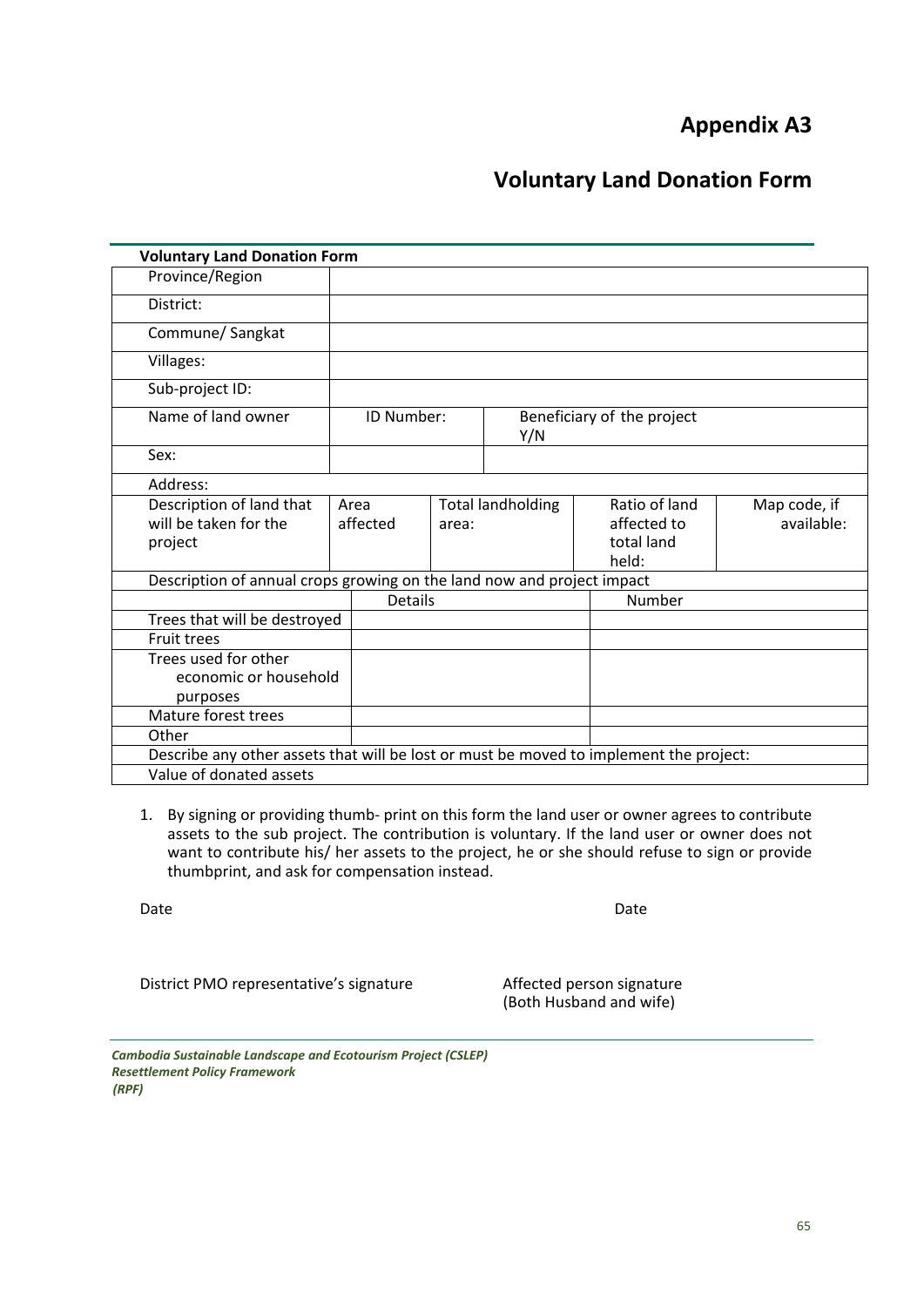# Appendix A3

## Voluntary Land Donation Form

**Voluntary Land Donation Form**

| | | | | |
|---|---|---|---|---|
| Province/Region | | | | |
| District: | | | | |
| Commune/ Sangkat | | | | |
| Villages: | | | | |
| Sub-project ID: | | | | |
| Name of land owner | ID Number: | Beneficiary of the project Y/N | | |
| Sex: | | | | |
| Address: | | | | |
| Description of land that will be taken for the project | Area affected | Total landholding area: | Ratio of land affected to total land held: | Map code, if available: |
| Description of annual crops growing on the land now and project impact | | | | |
| | Details | | Number | |
| Trees that will be destroyed | | | | |
| Fruit trees | | | | |
| Trees used for other economic or household purposes | | | | |
| Mature forest trees | | | | |
| Other | | | | |
| Describe any other assets that will be lost or must be moved to implement the project: | | | | |
| Value of donated assets | | | | |

1. By signing or providing thumb- print on this form the land user or owner agrees to contribute assets to the sub project. The contribution is voluntary. If the land user or owner does not want to contribute his/ her assets to the project, he or she should refuse to sign or provide thumbprint, and ask for compensation instead.

Date

Date

District PMO representative's signature

Affected person signature
(Both Husband and wife)